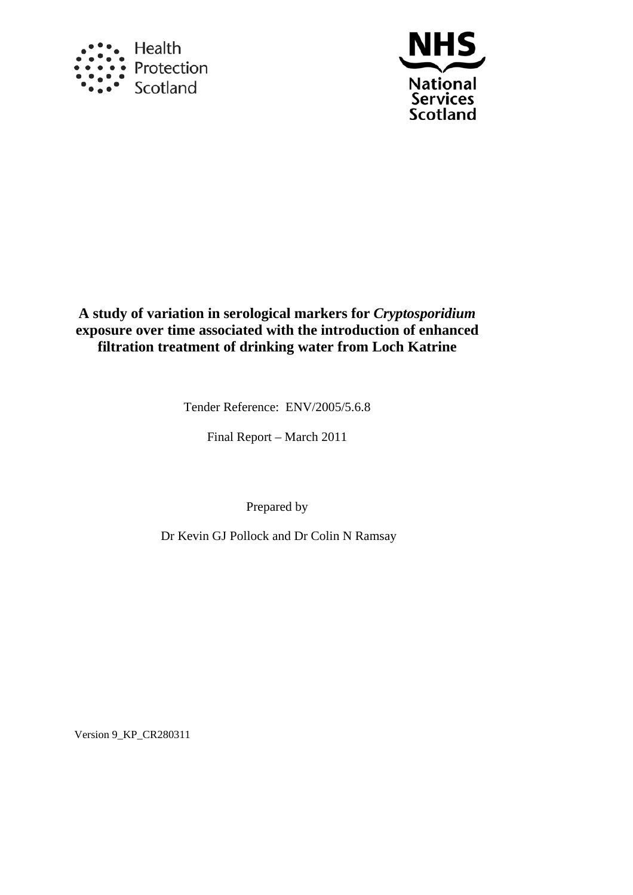Health Protection Scotland

NHS National Services Scotland

# A study of variation in serological markers for *Cryptosporidium* exposure over time associated with the introduction of enhanced filtration treatment of drinking water from Loch Katrine

Tender Reference: ENV/2005/5.6.8

Final Report – March 2011

Prepared by

Dr Kevin GJ Pollock and Dr Colin N Ramsay

Version 9_KP_CR280311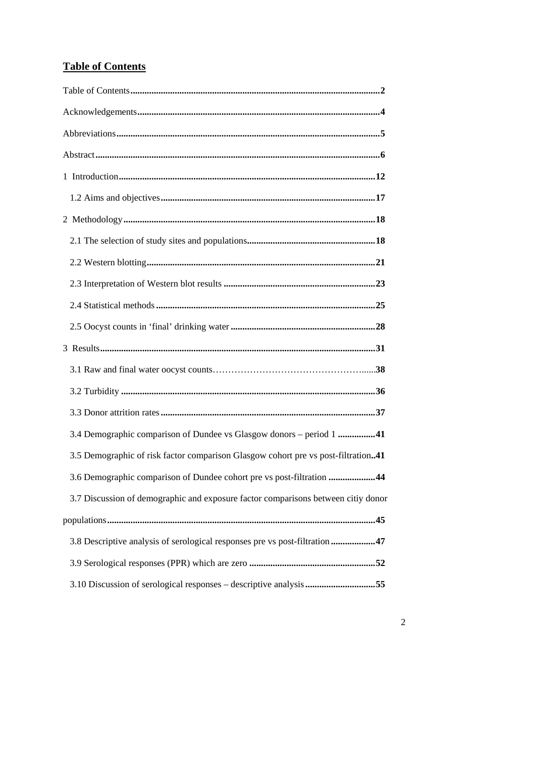## Table of Contents

Table of Contents ........................................................................ 2

Acknowledgements ........................................................................ 4

Abbreviations ........................................................................ 5

Abstract ........................................................................ 6

1 Introduction ........................................................................ 12

1.2 Aims and objectives ........................................................................ 17

2 Methodology ........................................................................ 18

2.1 The selection of study sites and populations ........................................................................ 18

2.2 Western blotting ........................................................................ 21

2.3 Interpretation of Western blot results ........................................................................ 23

2.4 Statistical methods ........................................................................ 25

2.5 Oocyst counts in 'final' drinking water ........................................................................ 28

3 Results ........................................................................ 31

3.1 Raw and final water oocyst counts ........................................................................ 38

3.2 Turbidity ........................................................................ 36

3.3 Donor attrition rates ........................................................................ 37

3.4 Demographic comparison of Dundee vs Glasgow donors – period 1 ........................................................................ 41

3.5 Demographic of risk factor comparison Glasgow cohort pre vs post-filtration .. 41

3.6 Demographic comparison of Dundee cohort pre vs post-filtration ........................................................................ 44

3.7 Discussion of demographic and exposure factor comparisons between citiy donor populations ........................................................................ 45

3.8 Descriptive analysis of serological responses pre vs post-filtration ........................................................................ 47

3.9 Serological responses (PPR) which are zero ........................................................................ 52

3.10 Discussion of serological responses – descriptive analysis ........................................................................ 55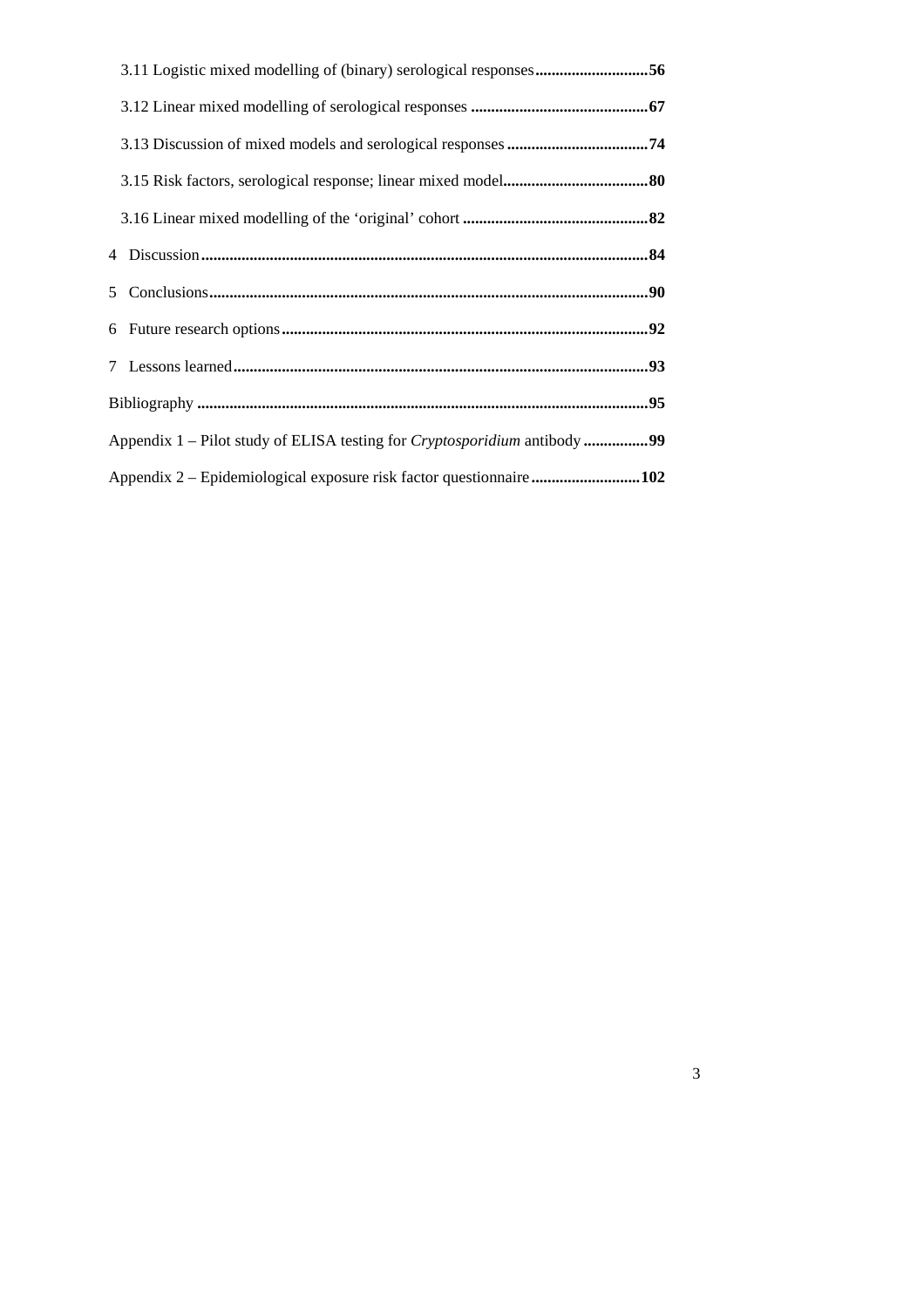3.11 Logistic mixed modelling of (binary) serological responses ........................... **56**

3.12 Linear mixed modelling of serological responses ........................................... **67**

3.13 Discussion of mixed models and serological responses .................................. **74**

3.15 Risk factors, serological response; linear mixed model.................................. **80**

3.16 Linear mixed modelling of the 'original' cohort ............................................ **82**

4 Discussion ........................................................................................................ **84**

5 Conclusions ...................................................................................................... **90**

6 Future research options .................................................................................... **92**

7 Lessons learned ................................................................................................ **93**

Bibliography .......................................................................................................... **95**

Appendix 1 – Pilot study of ELISA testing for *Cryptosporidium* antibody ................ **99**

Appendix 2 – Epidemiological exposure risk factor questionnaire ........................... **102**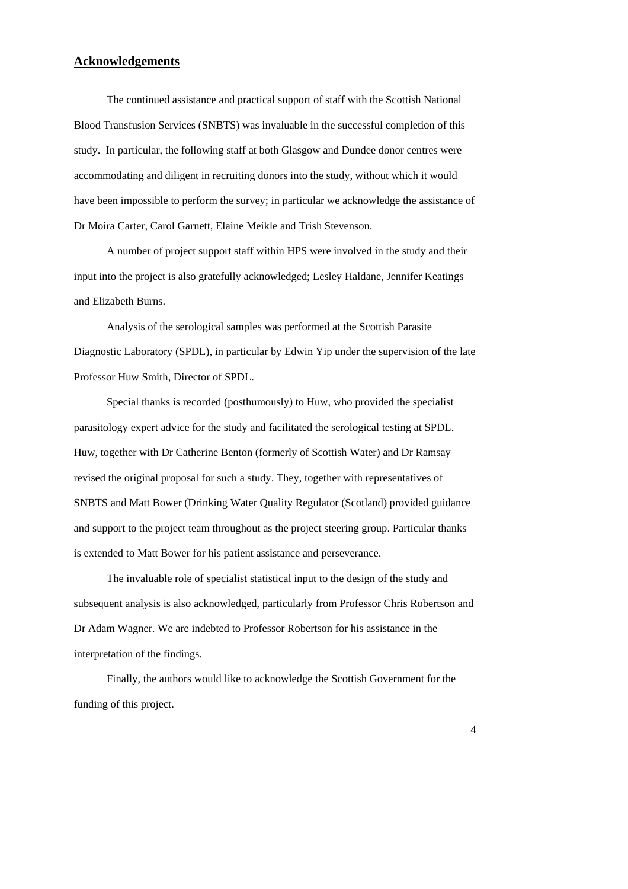## Acknowledgements

The continued assistance and practical support of staff with the Scottish National Blood Transfusion Services (SNBTS) was invaluable in the successful completion of this study. In particular, the following staff at both Glasgow and Dundee donor centres were accommodating and diligent in recruiting donors into the study, without which it would have been impossible to perform the survey; in particular we acknowledge the assistance of Dr Moira Carter, Carol Garnett, Elaine Meikle and Trish Stevenson.

A number of project support staff within HPS were involved in the study and their input into the project is also gratefully acknowledged; Lesley Haldane, Jennifer Keatings and Elizabeth Burns.

Analysis of the serological samples was performed at the Scottish Parasite Diagnostic Laboratory (SPDL), in particular by Edwin Yip under the supervision of the late Professor Huw Smith, Director of SPDL.

Special thanks is recorded (posthumously) to Huw, who provided the specialist parasitology expert advice for the study and facilitated the serological testing at SPDL. Huw, together with Dr Catherine Benton (formerly of Scottish Water) and Dr Ramsay revised the original proposal for such a study. They, together with representatives of SNBTS and Matt Bower (Drinking Water Quality Regulator (Scotland) provided guidance and support to the project team throughout as the project steering group. Particular thanks is extended to Matt Bower for his patient assistance and perseverance.

The invaluable role of specialist statistical input to the design of the study and subsequent analysis is also acknowledged, particularly from Professor Chris Robertson and Dr Adam Wagner. We are indebted to Professor Robertson for his assistance in the interpretation of the findings.

Finally, the authors would like to acknowledge the Scottish Government for the funding of this project.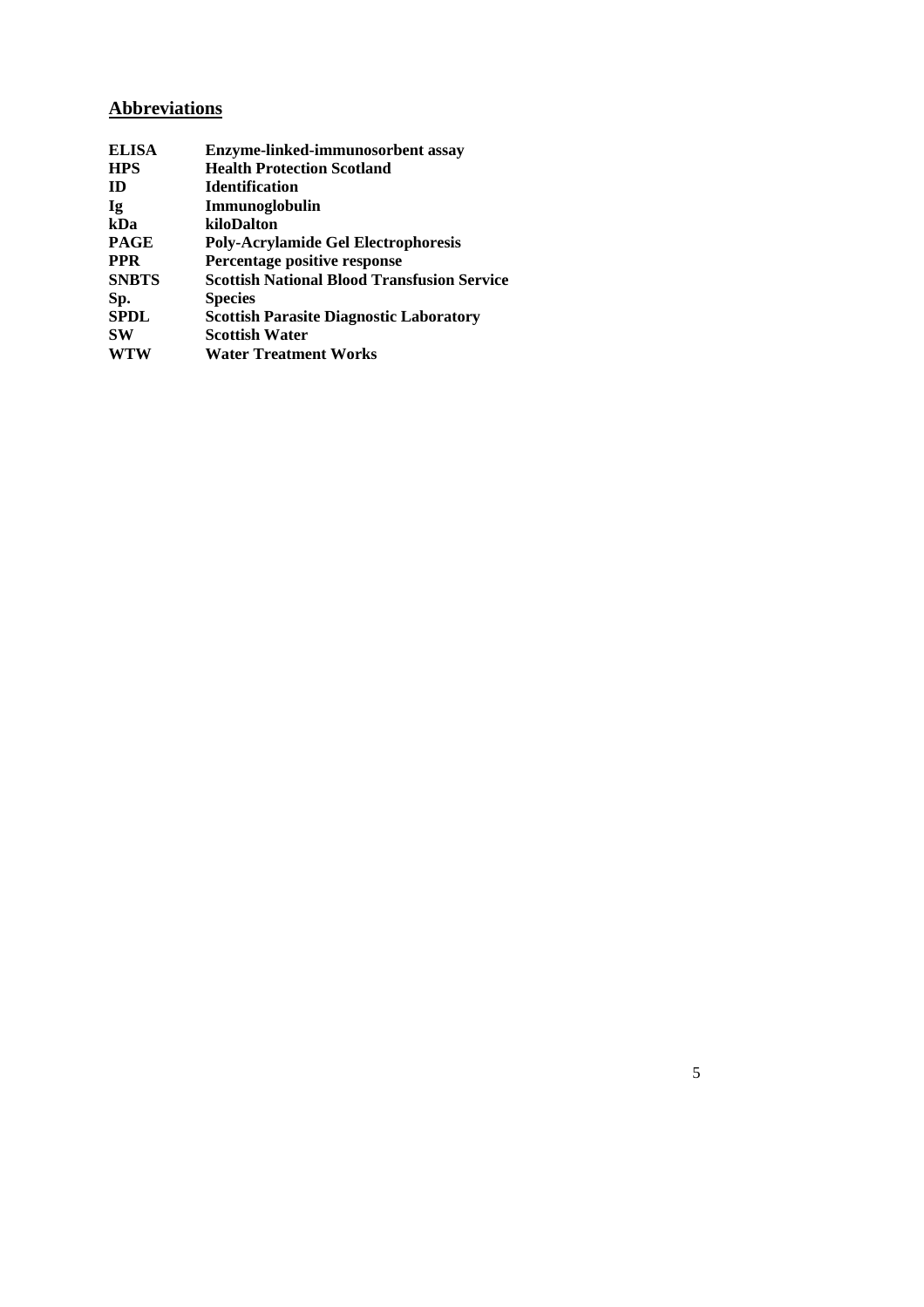## Abbreviations

| | |
|---|---|
| **ELISA** | **Enzyme-linked-immunosorbent assay** |
| **HPS** | **Health Protection Scotland** |
| **ID** | **Identification** |
| **Ig** | **Immunoglobulin** |
| **kDa** | **kiloDalton** |
| **PAGE** | **Poly-Acrylamide Gel Electrophoresis** |
| **PPR** | **Percentage positive response** |
| **SNBTS** | **Scottish National Blood Transfusion Service** |
| **Sp.** | **Species** |
| **SPDL** | **Scottish Parasite Diagnostic Laboratory** |
| **SW** | **Scottish Water** |
| **WTW** | **Water Treatment Works** |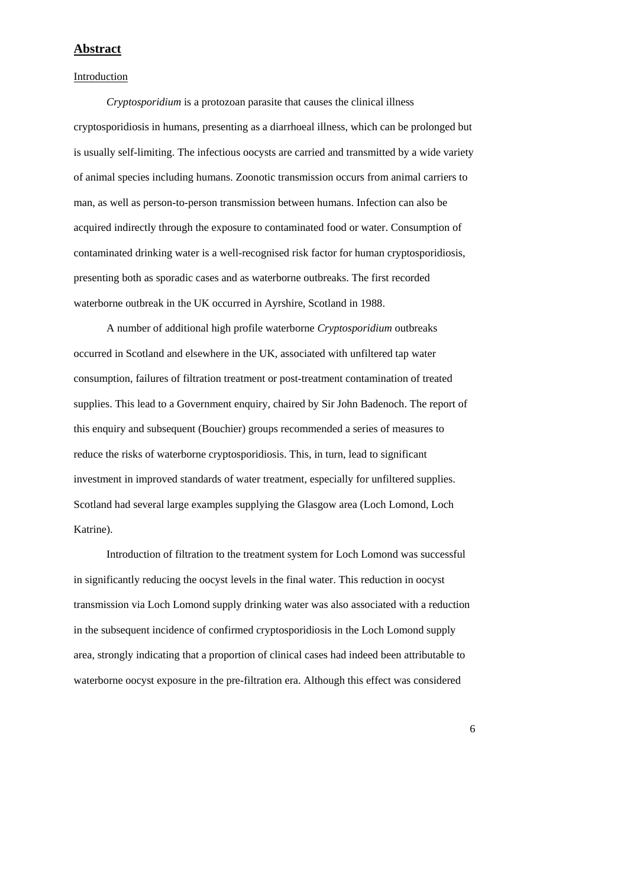## Abstract

Introduction

*Cryptosporidium* is a protozoan parasite that causes the clinical illness cryptosporidiosis in humans, presenting as a diarrhoeal illness, which can be prolonged but is usually self-limiting. The infectious oocysts are carried and transmitted by a wide variety of animal species including humans. Zoonotic transmission occurs from animal carriers to man, as well as person-to-person transmission between humans. Infection can also be acquired indirectly through the exposure to contaminated food or water. Consumption of contaminated drinking water is a well-recognised risk factor for human cryptosporidiosis, presenting both as sporadic cases and as waterborne outbreaks. The first recorded waterborne outbreak in the UK occurred in Ayrshire, Scotland in 1988.

A number of additional high profile waterborne *Cryptosporidium* outbreaks occurred in Scotland and elsewhere in the UK, associated with unfiltered tap water consumption, failures of filtration treatment or post-treatment contamination of treated supplies. This lead to a Government enquiry, chaired by Sir John Badenoch. The report of this enquiry and subsequent (Bouchier) groups recommended a series of measures to reduce the risks of waterborne cryptosporidiosis. This, in turn, lead to significant investment in improved standards of water treatment, especially for unfiltered supplies. Scotland had several large examples supplying the Glasgow area (Loch Lomond, Loch Katrine).

Introduction of filtration to the treatment system for Loch Lomond was successful in significantly reducing the oocyst levels in the final water. This reduction in oocyst transmission via Loch Lomond supply drinking water was also associated with a reduction in the subsequent incidence of confirmed cryptosporidiosis in the Loch Lomond supply area, strongly indicating that a proportion of clinical cases had indeed been attributable to waterborne oocyst exposure in the pre-filtration era. Although this effect was considered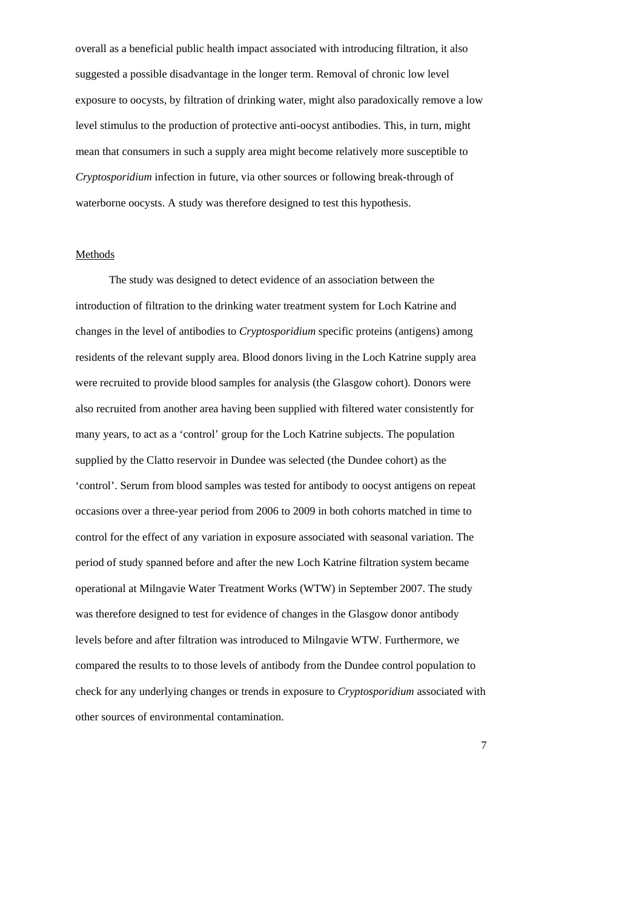overall as a beneficial public health impact associated with introducing filtration, it also suggested a possible disadvantage in the longer term. Removal of chronic low level exposure to oocysts, by filtration of drinking water, might also paradoxically remove a low level stimulus to the production of protective anti-oocyst antibodies. This, in turn, might mean that consumers in such a supply area might become relatively more susceptible to *Cryptosporidium* infection in future, via other sources or following break-through of waterborne oocysts. A study was therefore designed to test this hypothesis.

## Methods

The study was designed to detect evidence of an association between the introduction of filtration to the drinking water treatment system for Loch Katrine and changes in the level of antibodies to *Cryptosporidium* specific proteins (antigens) among residents of the relevant supply area. Blood donors living in the Loch Katrine supply area were recruited to provide blood samples for analysis (the Glasgow cohort). Donors were also recruited from another area having been supplied with filtered water consistently for many years, to act as a 'control' group for the Loch Katrine subjects. The population supplied by the Clatto reservoir in Dundee was selected (the Dundee cohort) as the 'control'. Serum from blood samples was tested for antibody to oocyst antigens on repeat occasions over a three-year period from 2006 to 2009 in both cohorts matched in time to control for the effect of any variation in exposure associated with seasonal variation. The period of study spanned before and after the new Loch Katrine filtration system became operational at Milngavie Water Treatment Works (WTW) in September 2007. The study was therefore designed to test for evidence of changes in the Glasgow donor antibody levels before and after filtration was introduced to Milngavie WTW. Furthermore, we compared the results to to those levels of antibody from the Dundee control population to check for any underlying changes or trends in exposure to *Cryptosporidium* associated with other sources of environmental contamination.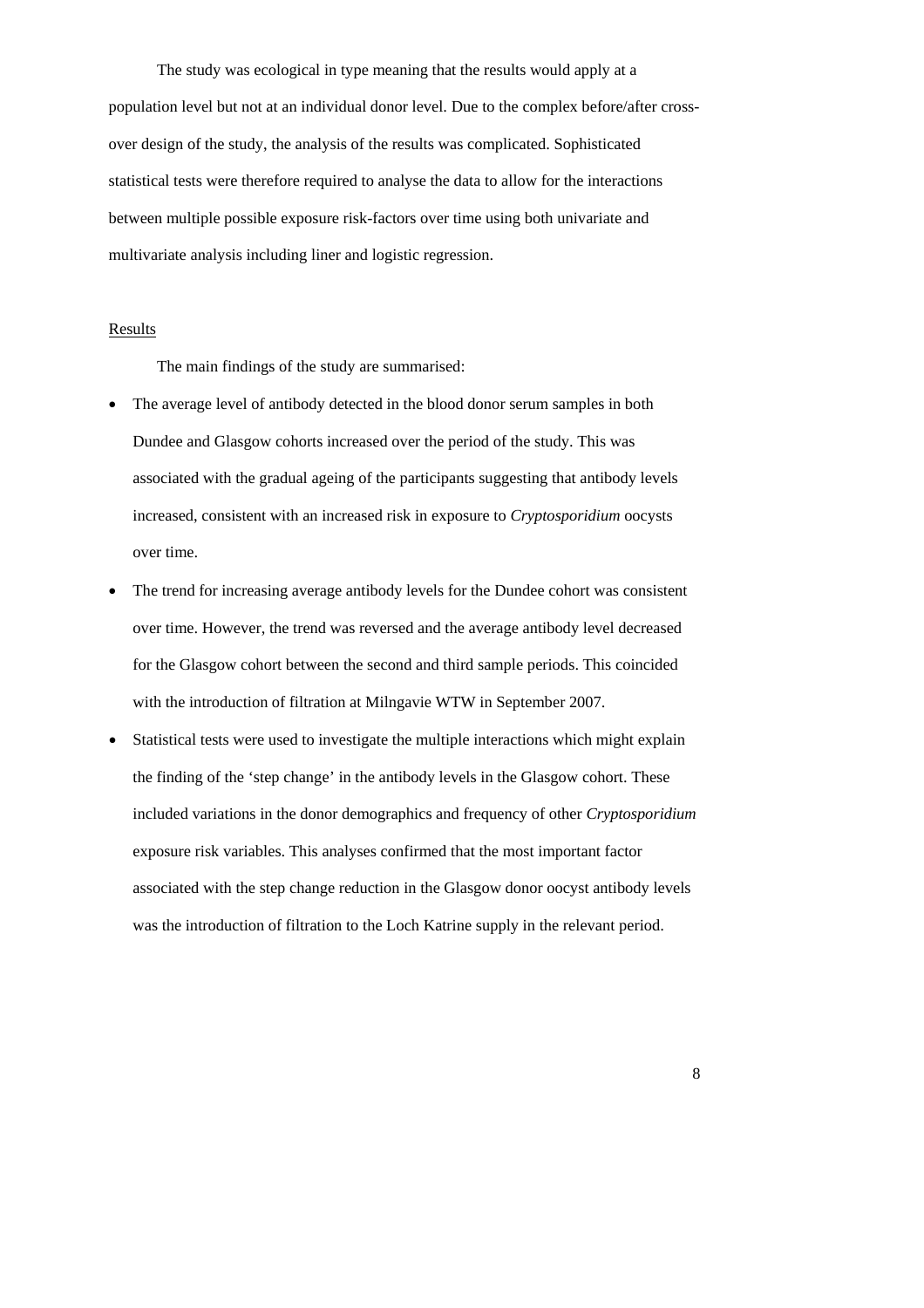The study was ecological in type meaning that the results would apply at a population level but not at an individual donor level. Due to the complex before/after cross-over design of the study, the analysis of the results was complicated. Sophisticated statistical tests were therefore required to analyse the data to allow for the interactions between multiple possible exposure risk-factors over time using both univariate and multivariate analysis including liner and logistic regression.

## Results

The main findings of the study are summarised:

- The average level of antibody detected in the blood donor serum samples in both Dundee and Glasgow cohorts increased over the period of the study. This was associated with the gradual ageing of the participants suggesting that antibody levels increased, consistent with an increased risk in exposure to *Cryptosporidium* oocysts over time.
- The trend for increasing average antibody levels for the Dundee cohort was consistent over time. However, the trend was reversed and the average antibody level decreased for the Glasgow cohort between the second and third sample periods. This coincided with the introduction of filtration at Milngavie WTW in September 2007.
- Statistical tests were used to investigate the multiple interactions which might explain the finding of the 'step change' in the antibody levels in the Glasgow cohort. These included variations in the donor demographics and frequency of other *Cryptosporidium* exposure risk variables. This analyses confirmed that the most important factor associated with the step change reduction in the Glasgow donor oocyst antibody levels was the introduction of filtration to the Loch Katrine supply in the relevant period.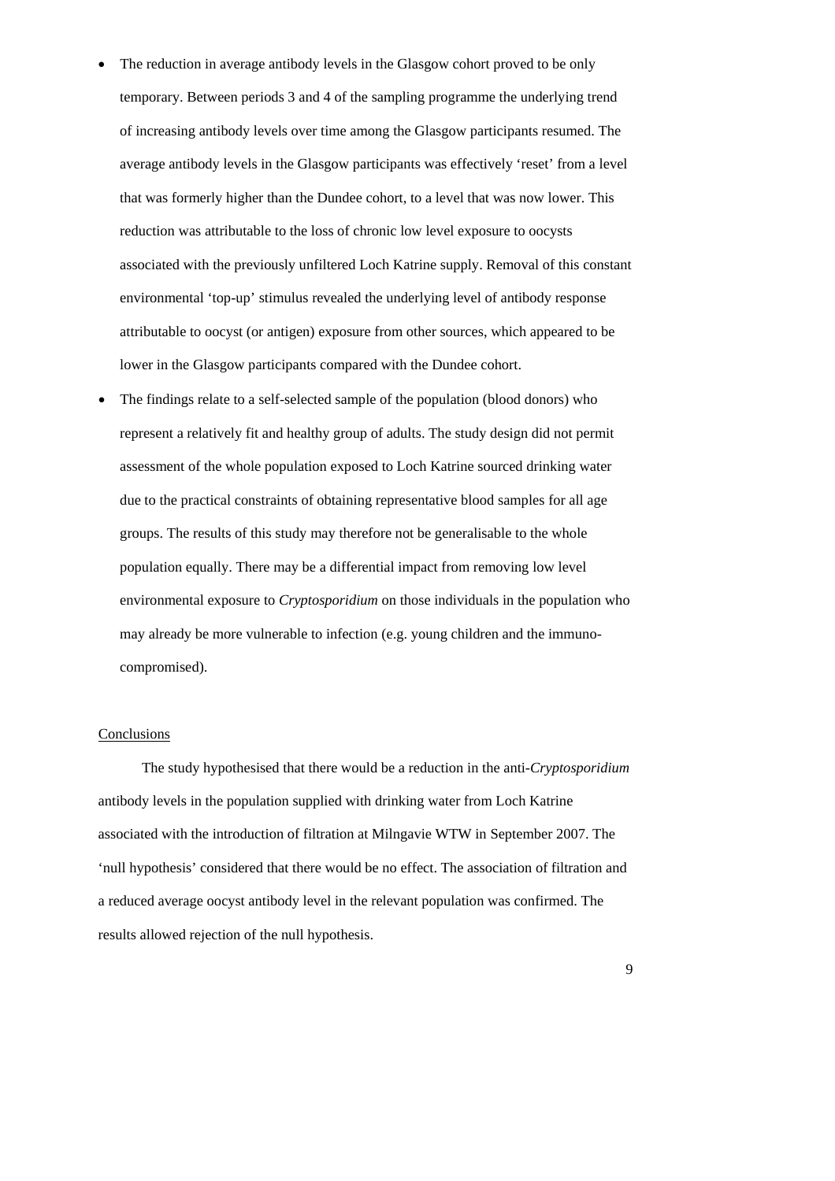- The reduction in average antibody levels in the Glasgow cohort proved to be only temporary. Between periods 3 and 4 of the sampling programme the underlying trend of increasing antibody levels over time among the Glasgow participants resumed. The average antibody levels in the Glasgow participants was effectively 'reset' from a level that was formerly higher than the Dundee cohort, to a level that was now lower. This reduction was attributable to the loss of chronic low level exposure to oocysts associated with the previously unfiltered Loch Katrine supply. Removal of this constant environmental 'top-up' stimulus revealed the underlying level of antibody response attributable to oocyst (or antigen) exposure from other sources, which appeared to be lower in the Glasgow participants compared with the Dundee cohort.
- The findings relate to a self-selected sample of the population (blood donors) who represent a relatively fit and healthy group of adults. The study design did not permit assessment of the whole population exposed to Loch Katrine sourced drinking water due to the practical constraints of obtaining representative blood samples for all age groups. The results of this study may therefore not be generalisable to the whole population equally. There may be a differential impact from removing low level environmental exposure to *Cryptosporidium* on those individuals in the population who may already be more vulnerable to infection (e.g. young children and the immuno-compromised).

Conclusions

The study hypothesised that there would be a reduction in the anti-*Cryptosporidium* antibody levels in the population supplied with drinking water from Loch Katrine associated with the introduction of filtration at Milngavie WTW in September 2007. The 'null hypothesis' considered that there would be no effect. The association of filtration and a reduced average oocyst antibody level in the relevant population was confirmed. The results allowed rejection of the null hypothesis.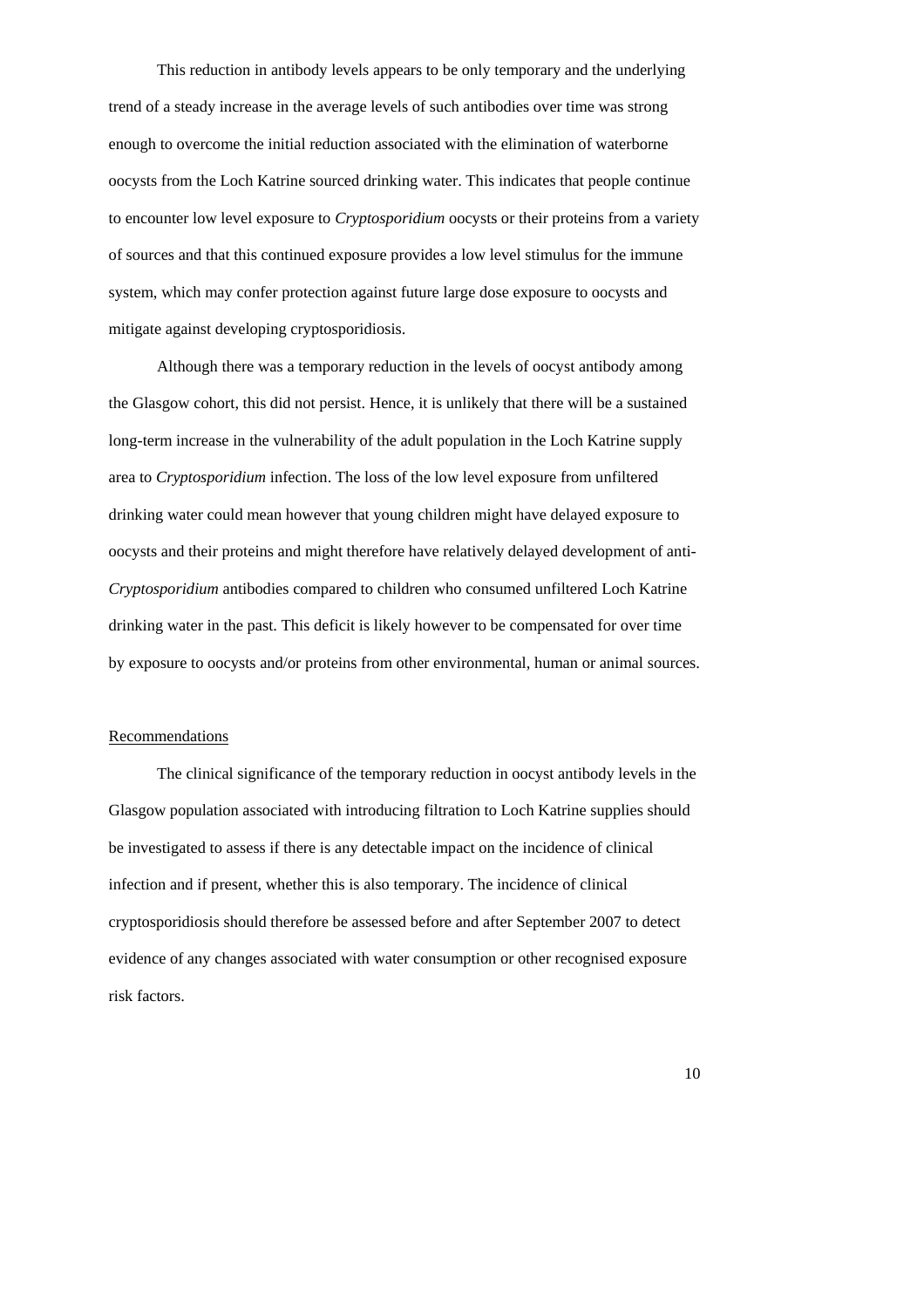This reduction in antibody levels appears to be only temporary and the underlying trend of a steady increase in the average levels of such antibodies over time was strong enough to overcome the initial reduction associated with the elimination of waterborne oocysts from the Loch Katrine sourced drinking water. This indicates that people continue to encounter low level exposure to *Cryptosporidium* oocysts or their proteins from a variety of sources and that this continued exposure provides a low level stimulus for the immune system, which may confer protection against future large dose exposure to oocysts and mitigate against developing cryptosporidiosis.

Although there was a temporary reduction in the levels of oocyst antibody among the Glasgow cohort, this did not persist. Hence, it is unlikely that there will be a sustained long-term increase in the vulnerability of the adult population in the Loch Katrine supply area to *Cryptosporidium* infection. The loss of the low level exposure from unfiltered drinking water could mean however that young children might have delayed exposure to oocysts and their proteins and might therefore have relatively delayed development of anti-*Cryptosporidium* antibodies compared to children who consumed unfiltered Loch Katrine drinking water in the past. This deficit is likely however to be compensated for over time by exposure to oocysts and/or proteins from other environmental, human or animal sources.

<u>Recommendations</u>

The clinical significance of the temporary reduction in oocyst antibody levels in the Glasgow population associated with introducing filtration to Loch Katrine supplies should be investigated to assess if there is any detectable impact on the incidence of clinical infection and if present, whether this is also temporary. The incidence of clinical cryptosporidiosis should therefore be assessed before and after September 2007 to detect evidence of any changes associated with water consumption or other recognised exposure risk factors.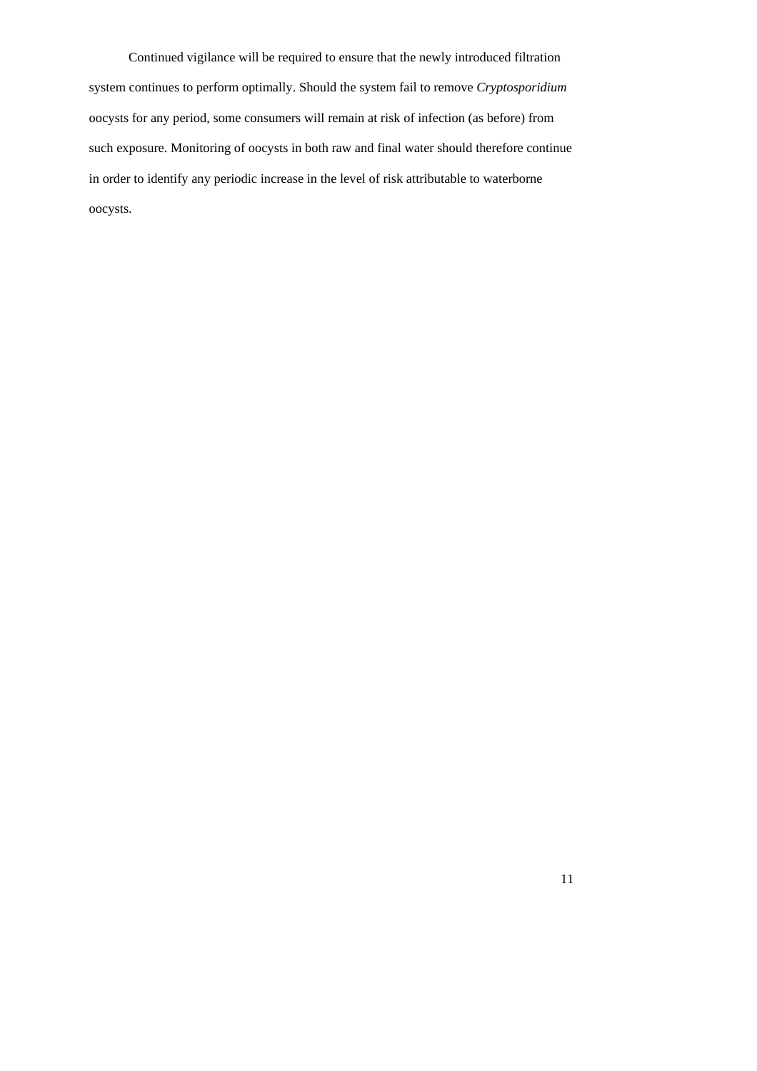Continued vigilance will be required to ensure that the newly introduced filtration system continues to perform optimally. Should the system fail to remove *Cryptosporidium* oocysts for any period, some consumers will remain at risk of infection (as before) from such exposure. Monitoring of oocysts in both raw and final water should therefore continue in order to identify any periodic increase in the level of risk attributable to waterborne oocysts.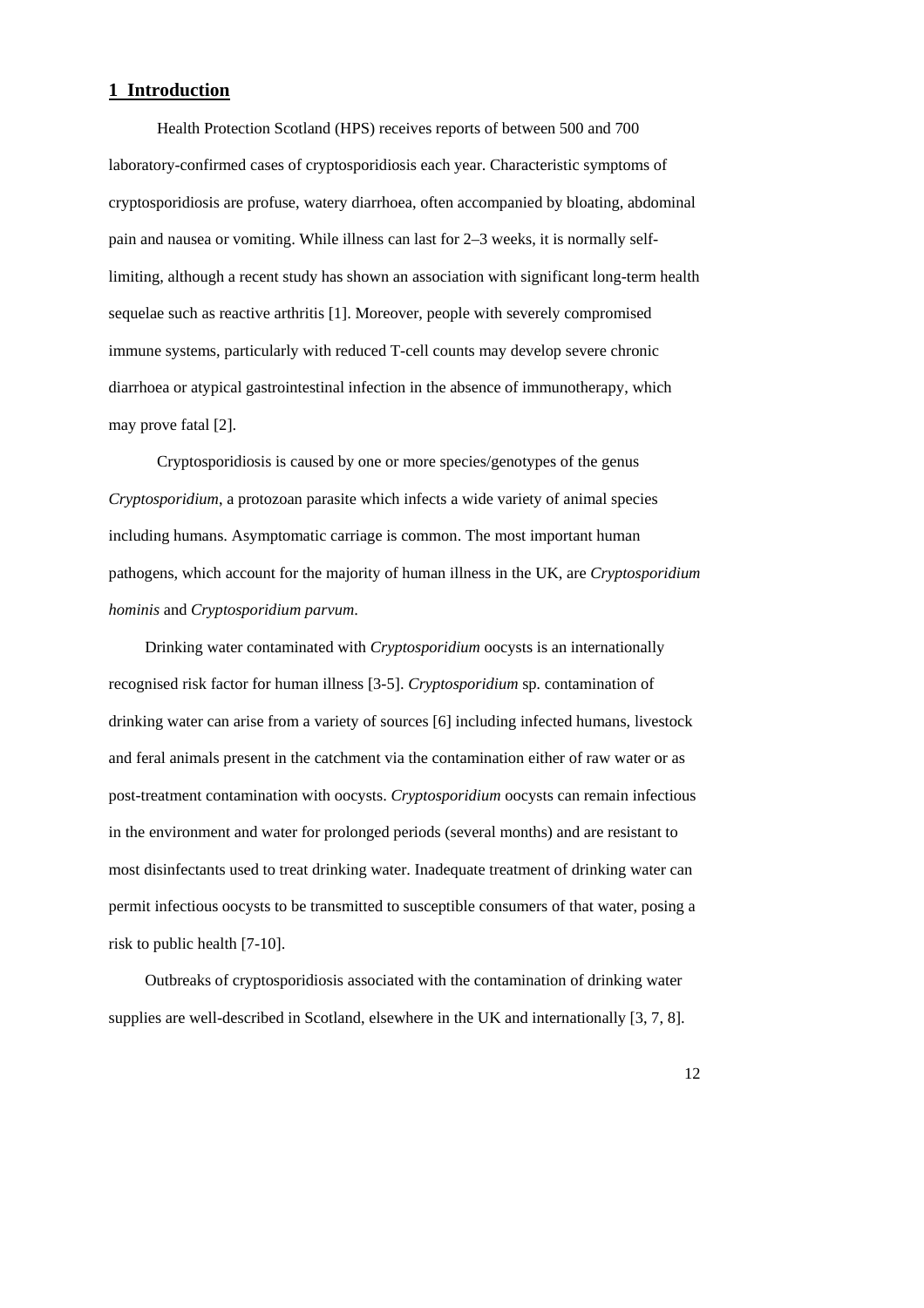# 1 Introduction

Health Protection Scotland (HPS) receives reports of between 500 and 700 laboratory-confirmed cases of cryptosporidiosis each year. Characteristic symptoms of cryptosporidiosis are profuse, watery diarrhoea, often accompanied by bloating, abdominal pain and nausea or vomiting. While illness can last for 2–3 weeks, it is normally self-limiting, although a recent study has shown an association with significant long-term health sequelae such as reactive arthritis [1]. Moreover, people with severely compromised immune systems, particularly with reduced T-cell counts may develop severe chronic diarrhoea or atypical gastrointestinal infection in the absence of immunotherapy, which may prove fatal [2].

Cryptosporidiosis is caused by one or more species/genotypes of the genus *Cryptosporidium*, a protozoan parasite which infects a wide variety of animal species including humans. Asymptomatic carriage is common. The most important human pathogens, which account for the majority of human illness in the UK, are *Cryptosporidium hominis* and *Cryptosporidium parvum*.

Drinking water contaminated with *Cryptosporidium* oocysts is an internationally recognised risk factor for human illness [3-5]. *Cryptosporidium* sp. contamination of drinking water can arise from a variety of sources [6] including infected humans, livestock and feral animals present in the catchment via the contamination either of raw water or as post-treatment contamination with oocysts. *Cryptosporidium* oocysts can remain infectious in the environment and water for prolonged periods (several months) and are resistant to most disinfectants used to treat drinking water. Inadequate treatment of drinking water can permit infectious oocysts to be transmitted to susceptible consumers of that water, posing a risk to public health [7-10].

Outbreaks of cryptosporidiosis associated with the contamination of drinking water supplies are well-described in Scotland, elsewhere in the UK and internationally [3, 7, 8].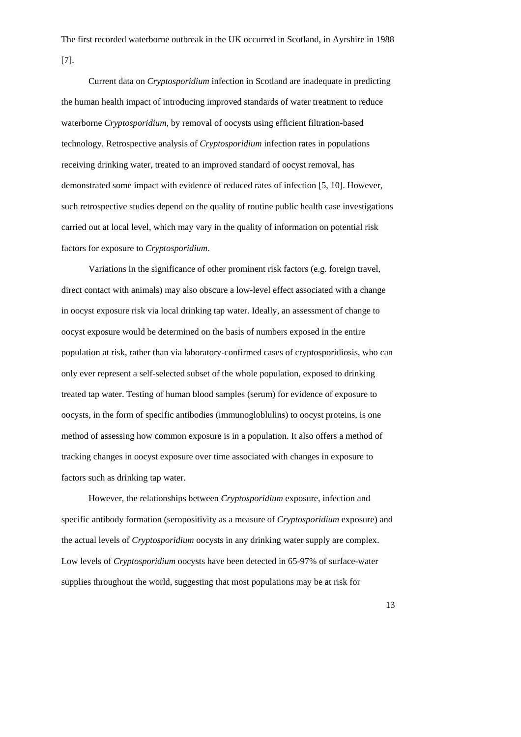The first recorded waterborne outbreak in the UK occurred in Scotland, in Ayrshire in 1988 [7].

Current data on *Cryptosporidium* infection in Scotland are inadequate in predicting the human health impact of introducing improved standards of water treatment to reduce waterborne *Cryptosporidium*, by removal of oocysts using efficient filtration-based technology. Retrospective analysis of *Cryptosporidium* infection rates in populations receiving drinking water, treated to an improved standard of oocyst removal, has demonstrated some impact with evidence of reduced rates of infection [5, 10]. However, such retrospective studies depend on the quality of routine public health case investigations carried out at local level, which may vary in the quality of information on potential risk factors for exposure to *Cryptosporidium*.

Variations in the significance of other prominent risk factors (e.g. foreign travel, direct contact with animals) may also obscure a low-level effect associated with a change in oocyst exposure risk via local drinking tap water. Ideally, an assessment of change to oocyst exposure would be determined on the basis of numbers exposed in the entire population at risk, rather than via laboratory-confirmed cases of cryptosporidiosis, who can only ever represent a self-selected subset of the whole population, exposed to drinking treated tap water. Testing of human blood samples (serum) for evidence of exposure to oocysts, in the form of specific antibodies (immunogloblulins) to oocyst proteins, is one method of assessing how common exposure is in a population. It also offers a method of tracking changes in oocyst exposure over time associated with changes in exposure to factors such as drinking tap water.

However, the relationships between *Cryptosporidium* exposure, infection and specific antibody formation (seropositivity as a measure of *Cryptosporidium* exposure) and the actual levels of *Cryptosporidium* oocysts in any drinking water supply are complex. Low levels of *Cryptosporidium* oocysts have been detected in 65-97% of surface-water supplies throughout the world, suggesting that most populations may be at risk for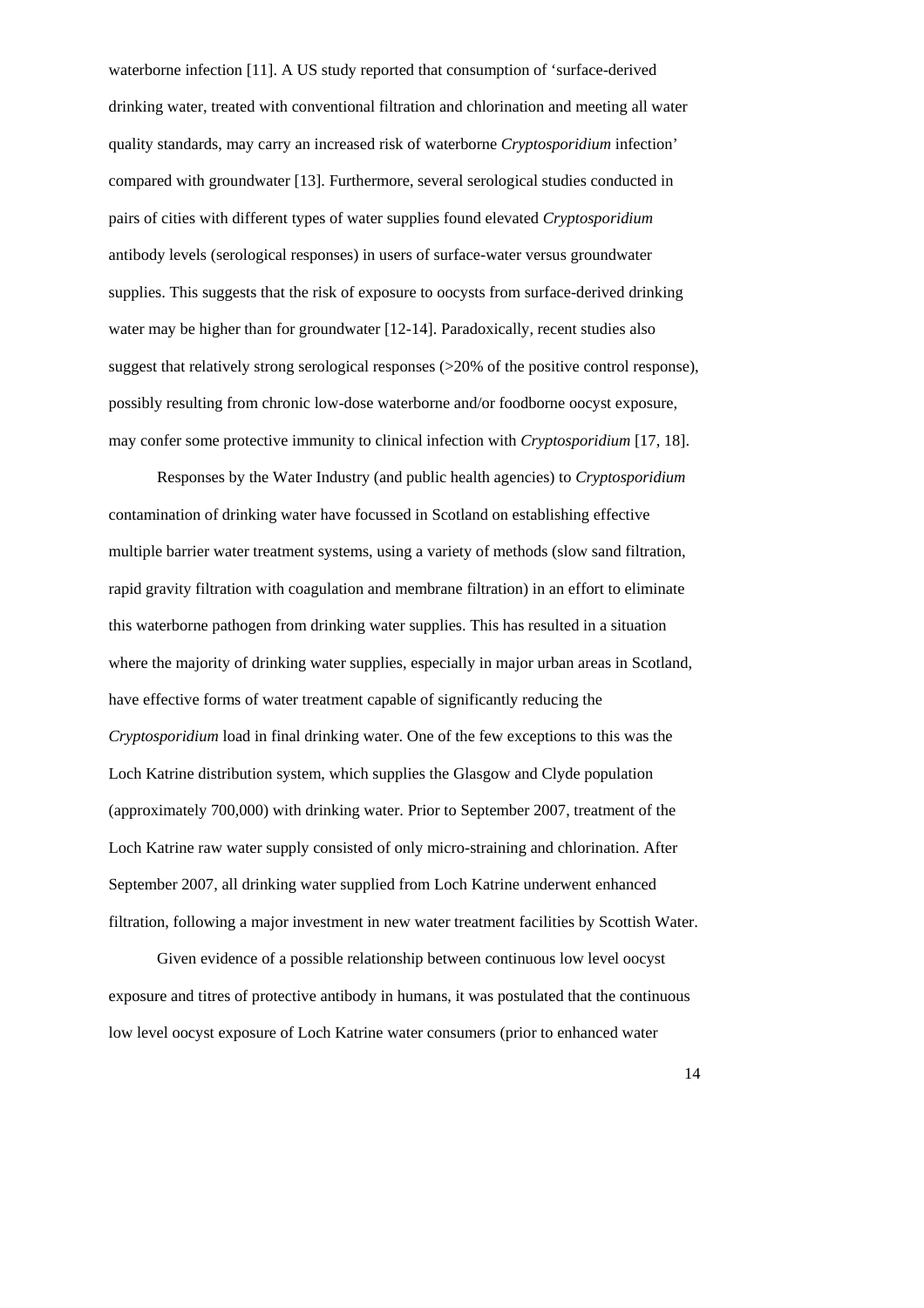waterborne infection [11]. A US study reported that consumption of 'surface-derived drinking water, treated with conventional filtration and chlorination and meeting all water quality standards, may carry an increased risk of waterborne *Cryptosporidium* infection' compared with groundwater [13]. Furthermore, several serological studies conducted in pairs of cities with different types of water supplies found elevated *Cryptosporidium* antibody levels (serological responses) in users of surface-water versus groundwater supplies. This suggests that the risk of exposure to oocysts from surface-derived drinking water may be higher than for groundwater [12-14]. Paradoxically, recent studies also suggest that relatively strong serological responses (>20% of the positive control response), possibly resulting from chronic low-dose waterborne and/or foodborne oocyst exposure, may confer some protective immunity to clinical infection with *Cryptosporidium* [17, 18].

Responses by the Water Industry (and public health agencies) to *Cryptosporidium* contamination of drinking water have focussed in Scotland on establishing effective multiple barrier water treatment systems, using a variety of methods (slow sand filtration, rapid gravity filtration with coagulation and membrane filtration) in an effort to eliminate this waterborne pathogen from drinking water supplies. This has resulted in a situation where the majority of drinking water supplies, especially in major urban areas in Scotland, have effective forms of water treatment capable of significantly reducing the *Cryptosporidium* load in final drinking water. One of the few exceptions to this was the Loch Katrine distribution system, which supplies the Glasgow and Clyde population (approximately 700,000) with drinking water. Prior to September 2007, treatment of the Loch Katrine raw water supply consisted of only micro-straining and chlorination. After September 2007, all drinking water supplied from Loch Katrine underwent enhanced filtration, following a major investment in new water treatment facilities by Scottish Water.

Given evidence of a possible relationship between continuous low level oocyst exposure and titres of protective antibody in humans, it was postulated that the continuous low level oocyst exposure of Loch Katrine water consumers (prior to enhanced water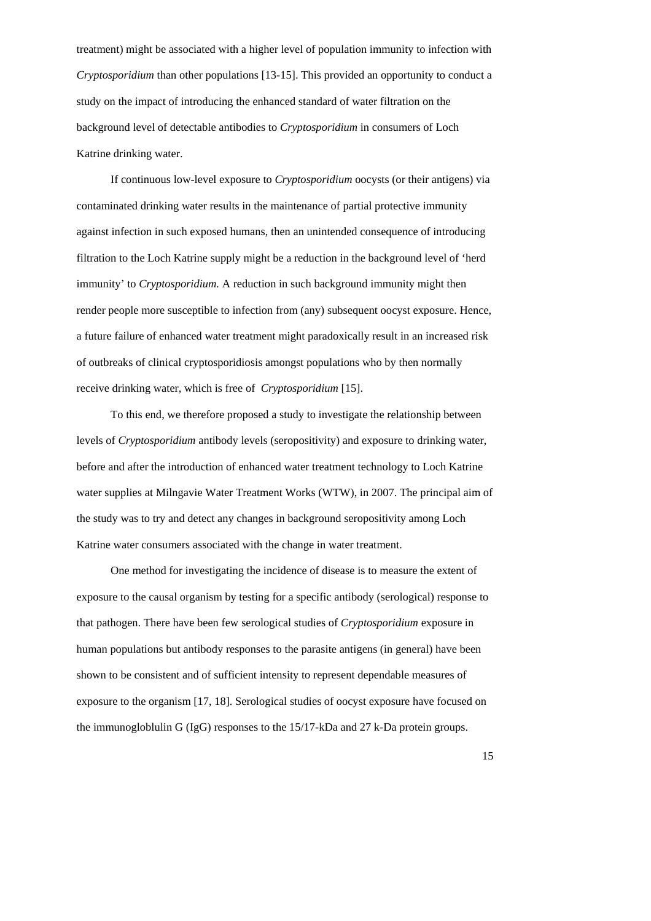treatment) might be associated with a higher level of population immunity to infection with *Cryptosporidium* than other populations [13-15]. This provided an opportunity to conduct a study on the impact of introducing the enhanced standard of water filtration on the background level of detectable antibodies to *Cryptosporidium* in consumers of Loch Katrine drinking water.

If continuous low-level exposure to *Cryptosporidium* oocysts (or their antigens) via contaminated drinking water results in the maintenance of partial protective immunity against infection in such exposed humans, then an unintended consequence of introducing filtration to the Loch Katrine supply might be a reduction in the background level of 'herd immunity' to *Cryptosporidium.* A reduction in such background immunity might then render people more susceptible to infection from (any) subsequent oocyst exposure. Hence, a future failure of enhanced water treatment might paradoxically result in an increased risk of outbreaks of clinical cryptosporidiosis amongst populations who by then normally receive drinking water, which is free of *Cryptosporidium* [15].

To this end, we therefore proposed a study to investigate the relationship between levels of *Cryptosporidium* antibody levels (seropositivity) and exposure to drinking water, before and after the introduction of enhanced water treatment technology to Loch Katrine water supplies at Milngavie Water Treatment Works (WTW), in 2007. The principal aim of the study was to try and detect any changes in background seropositivity among Loch Katrine water consumers associated with the change in water treatment.

One method for investigating the incidence of disease is to measure the extent of exposure to the causal organism by testing for a specific antibody (serological) response to that pathogen. There have been few serological studies of *Cryptosporidium* exposure in human populations but antibody responses to the parasite antigens (in general) have been shown to be consistent and of sufficient intensity to represent dependable measures of exposure to the organism [17, 18]. Serological studies of oocyst exposure have focused on the immunogloblulin G (IgG) responses to the 15/17-kDa and 27 k-Da protein groups.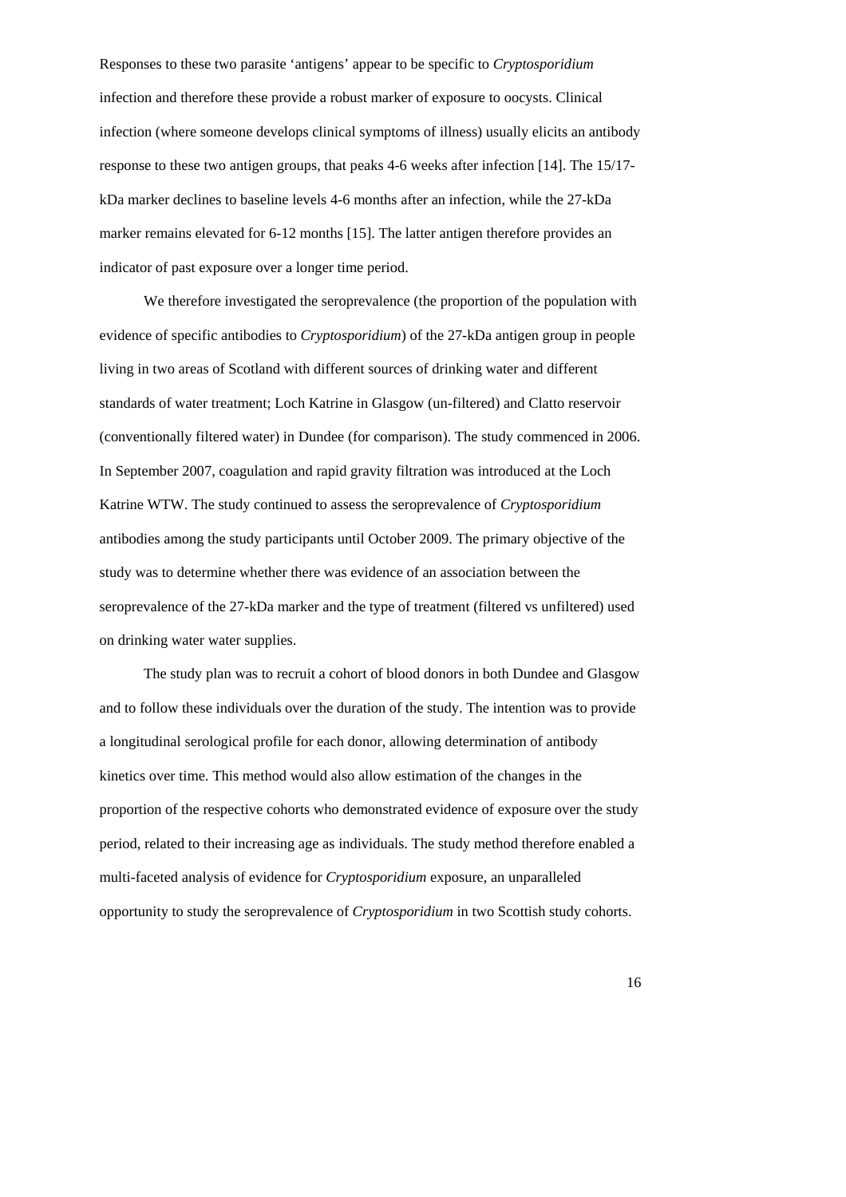Responses to these two parasite 'antigens' appear to be specific to *Cryptosporidium* infection and therefore these provide a robust marker of exposure to oocysts. Clinical infection (where someone develops clinical symptoms of illness) usually elicits an antibody response to these two antigen groups, that peaks 4-6 weeks after infection [14]. The 15/17-kDa marker declines to baseline levels 4-6 months after an infection, while the 27-kDa marker remains elevated for 6-12 months [15]. The latter antigen therefore provides an indicator of past exposure over a longer time period.

We therefore investigated the seroprevalence (the proportion of the population with evidence of specific antibodies to *Cryptosporidium*) of the 27-kDa antigen group in people living in two areas of Scotland with different sources of drinking water and different standards of water treatment; Loch Katrine in Glasgow (un-filtered) and Clatto reservoir (conventionally filtered water) in Dundee (for comparison). The study commenced in 2006. In September 2007, coagulation and rapid gravity filtration was introduced at the Loch Katrine WTW. The study continued to assess the seroprevalence of *Cryptosporidium* antibodies among the study participants until October 2009. The primary objective of the study was to determine whether there was evidence of an association between the seroprevalence of the 27-kDa marker and the type of treatment (filtered vs unfiltered) used on drinking water water supplies.

The study plan was to recruit a cohort of blood donors in both Dundee and Glasgow and to follow these individuals over the duration of the study. The intention was to provide a longitudinal serological profile for each donor, allowing determination of antibody kinetics over time. This method would also allow estimation of the changes in the proportion of the respective cohorts who demonstrated evidence of exposure over the study period, related to their increasing age as individuals. The study method therefore enabled a multi-faceted analysis of evidence for *Cryptosporidium* exposure, an unparalleled opportunity to study the seroprevalence of *Cryptosporidium* in two Scottish study cohorts.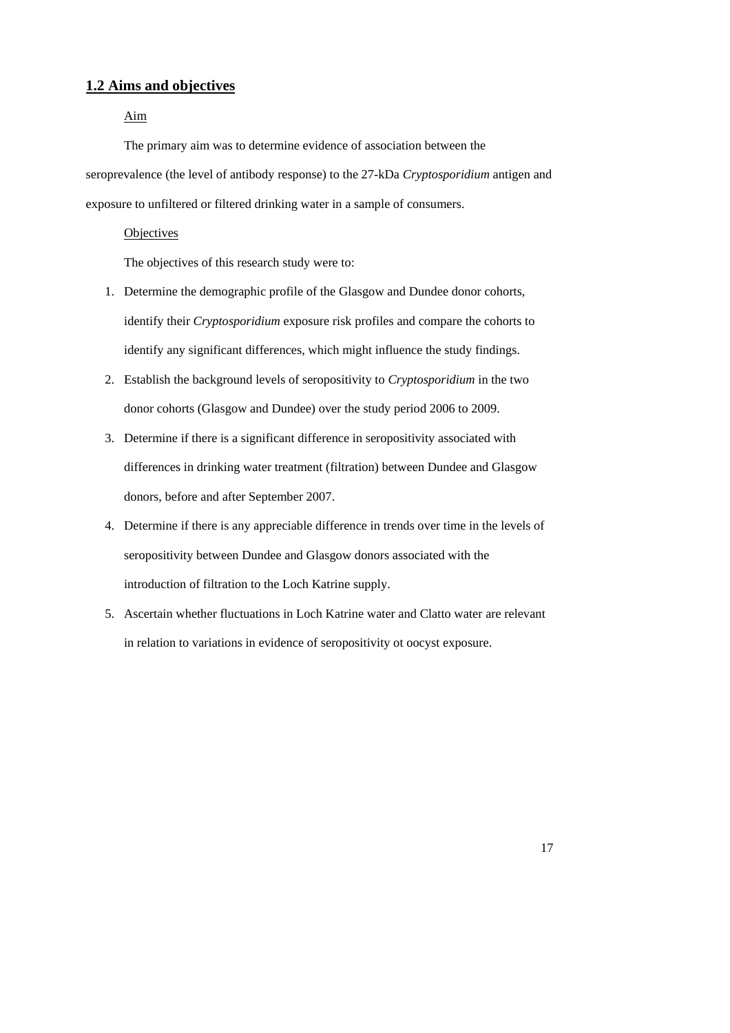## 1.2 Aims and objectives

Aim

The primary aim was to determine evidence of association between the seroprevalence (the level of antibody response) to the 27-kDa *Cryptosporidium* antigen and exposure to unfiltered or filtered drinking water in a sample of consumers.

Objectives

The objectives of this research study were to:

1. Determine the demographic profile of the Glasgow and Dundee donor cohorts, identify their *Cryptosporidium* exposure risk profiles and compare the cohorts to identify any significant differences, which might influence the study findings.
2. Establish the background levels of seropositivity to *Cryptosporidium* in the two donor cohorts (Glasgow and Dundee) over the study period 2006 to 2009.
3. Determine if there is a significant difference in seropositivity associated with differences in drinking water treatment (filtration) between Dundee and Glasgow donors, before and after September 2007.
4. Determine if there is any appreciable difference in trends over time in the levels of seropositivity between Dundee and Glasgow donors associated with the introduction of filtration to the Loch Katrine supply.
5. Ascertain whether fluctuations in Loch Katrine water and Clatto water are relevant in relation to variations in evidence of seropositivity ot oocyst exposure.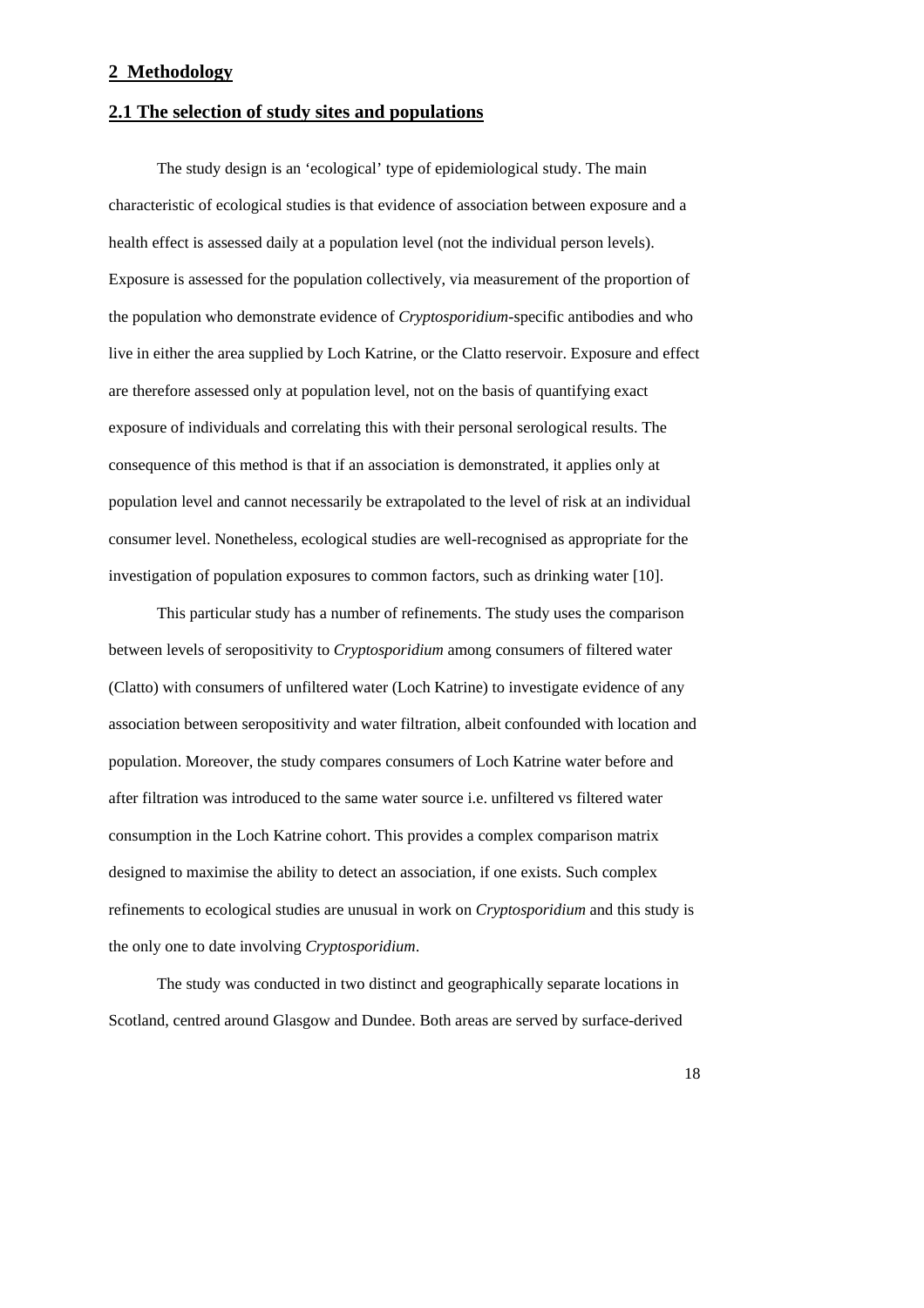# 2 Methodology

## 2.1 The selection of study sites and populations

The study design is an 'ecological' type of epidemiological study. The main characteristic of ecological studies is that evidence of association between exposure and a health effect is assessed daily at a population level (not the individual person levels). Exposure is assessed for the population collectively, via measurement of the proportion of the population who demonstrate evidence of *Cryptosporidium*-specific antibodies and who live in either the area supplied by Loch Katrine, or the Clatto reservoir. Exposure and effect are therefore assessed only at population level, not on the basis of quantifying exact exposure of individuals and correlating this with their personal serological results. The consequence of this method is that if an association is demonstrated, it applies only at population level and cannot necessarily be extrapolated to the level of risk at an individual consumer level. Nonetheless, ecological studies are well-recognised as appropriate for the investigation of population exposures to common factors, such as drinking water [10].

This particular study has a number of refinements. The study uses the comparison between levels of seropositivity to *Cryptosporidium* among consumers of filtered water (Clatto) with consumers of unfiltered water (Loch Katrine) to investigate evidence of any association between seropositivity and water filtration, albeit confounded with location and population. Moreover, the study compares consumers of Loch Katrine water before and after filtration was introduced to the same water source i.e. unfiltered vs filtered water consumption in the Loch Katrine cohort. This provides a complex comparison matrix designed to maximise the ability to detect an association, if one exists. Such complex refinements to ecological studies are unusual in work on *Cryptosporidium* and this study is the only one to date involving *Cryptosporidium*.

The study was conducted in two distinct and geographically separate locations in Scotland, centred around Glasgow and Dundee. Both areas are served by surface-derived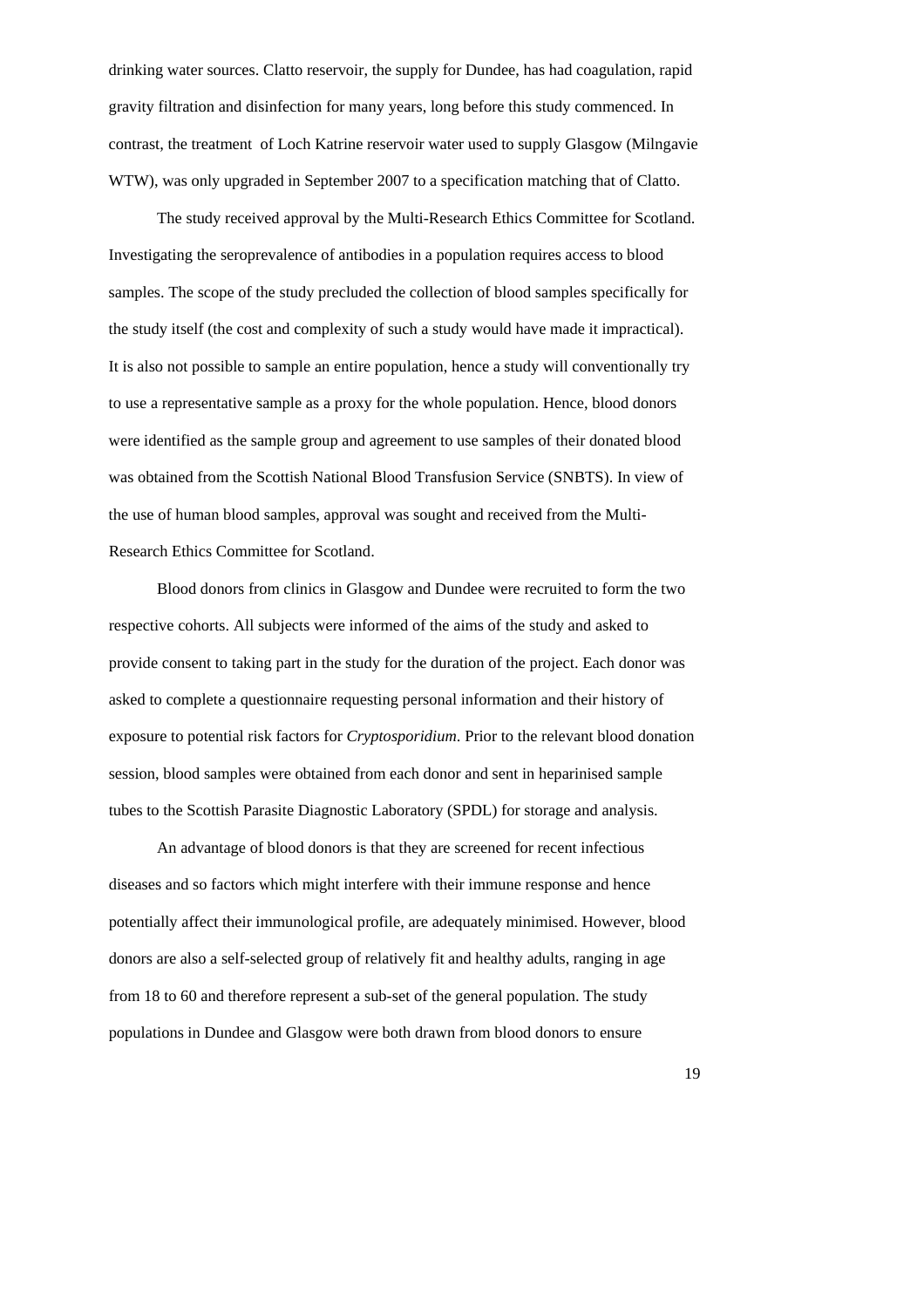drinking water sources. Clatto reservoir, the supply for Dundee, has had coagulation, rapid gravity filtration and disinfection for many years, long before this study commenced. In contrast, the treatment of Loch Katrine reservoir water used to supply Glasgow (Milngavie WTW), was only upgraded in September 2007 to a specification matching that of Clatto.

The study received approval by the Multi-Research Ethics Committee for Scotland. Investigating the seroprevalence of antibodies in a population requires access to blood samples. The scope of the study precluded the collection of blood samples specifically for the study itself (the cost and complexity of such a study would have made it impractical). It is also not possible to sample an entire population, hence a study will conventionally try to use a representative sample as a proxy for the whole population. Hence, blood donors were identified as the sample group and agreement to use samples of their donated blood was obtained from the Scottish National Blood Transfusion Service (SNBTS). In view of the use of human blood samples, approval was sought and received from the Multi-Research Ethics Committee for Scotland.

Blood donors from clinics in Glasgow and Dundee were recruited to form the two respective cohorts. All subjects were informed of the aims of the study and asked to provide consent to taking part in the study for the duration of the project. Each donor was asked to complete a questionnaire requesting personal information and their history of exposure to potential risk factors for *Cryptosporidium*. Prior to the relevant blood donation session, blood samples were obtained from each donor and sent in heparinised sample tubes to the Scottish Parasite Diagnostic Laboratory (SPDL) for storage and analysis.

An advantage of blood donors is that they are screened for recent infectious diseases and so factors which might interfere with their immune response and hence potentially affect their immunological profile, are adequately minimised. However, blood donors are also a self-selected group of relatively fit and healthy adults, ranging in age from 18 to 60 and therefore represent a sub-set of the general population. The study populations in Dundee and Glasgow were both drawn from blood donors to ensure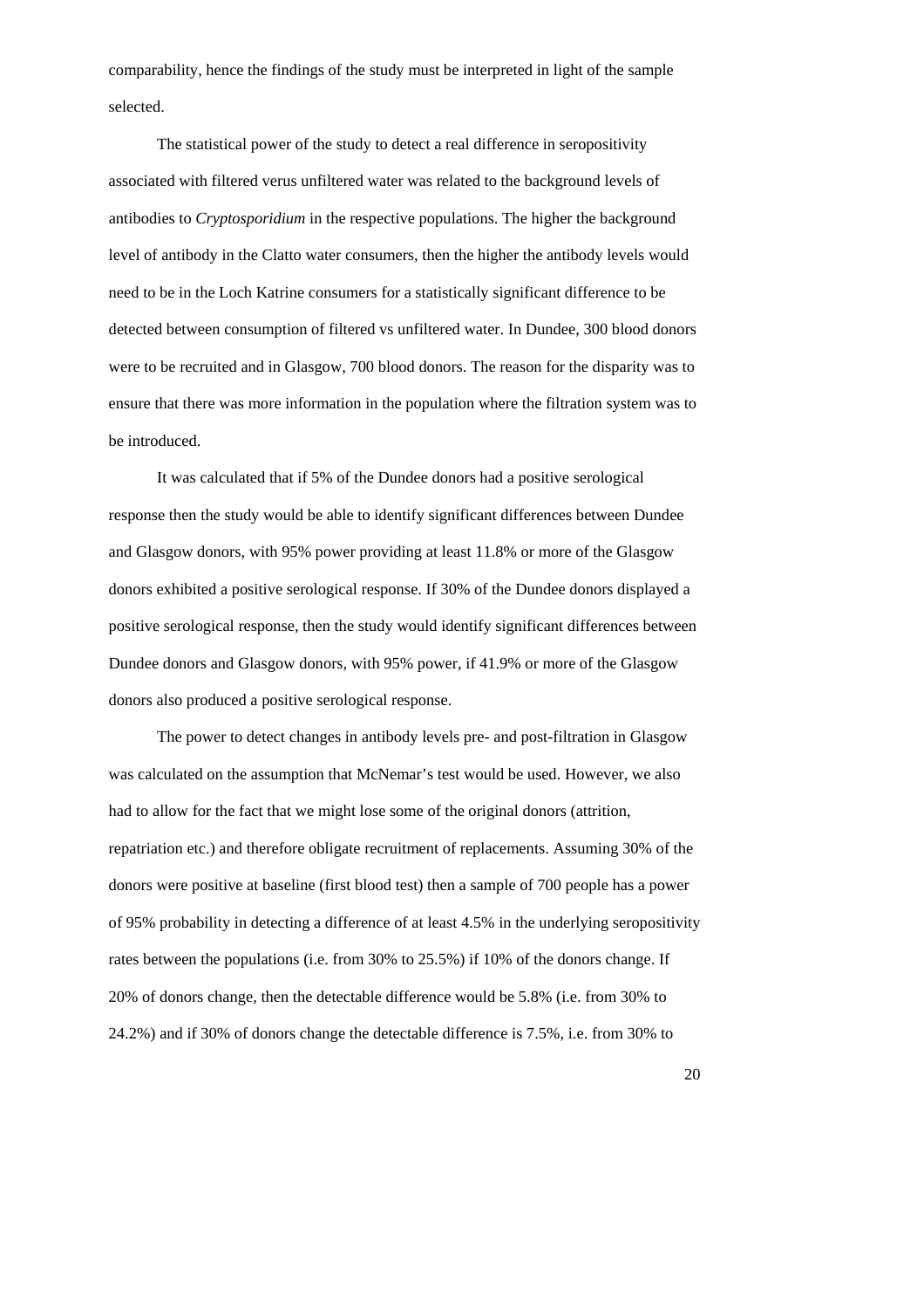comparability, hence the findings of the study must be interpreted in light of the sample selected.

The statistical power of the study to detect a real difference in seropositivity associated with filtered verus unfiltered water was related to the background levels of antibodies to *Cryptosporidium* in the respective populations. The higher the background level of antibody in the Clatto water consumers, then the higher the antibody levels would need to be in the Loch Katrine consumers for a statistically significant difference to be detected between consumption of filtered vs unfiltered water. In Dundee, 300 blood donors were to be recruited and in Glasgow, 700 blood donors. The reason for the disparity was to ensure that there was more information in the population where the filtration system was to be introduced.

It was calculated that if 5% of the Dundee donors had a positive serological response then the study would be able to identify significant differences between Dundee and Glasgow donors, with 95% power providing at least 11.8% or more of the Glasgow donors exhibited a positive serological response. If 30% of the Dundee donors displayed a positive serological response, then the study would identify significant differences between Dundee donors and Glasgow donors, with 95% power, if 41.9% or more of the Glasgow donors also produced a positive serological response.

The power to detect changes in antibody levels pre- and post-filtration in Glasgow was calculated on the assumption that McNemar's test would be used. However, we also had to allow for the fact that we might lose some of the original donors (attrition, repatriation etc.) and therefore obligate recruitment of replacements. Assuming 30% of the donors were positive at baseline (first blood test) then a sample of 700 people has a power of 95% probability in detecting a difference of at least 4.5% in the underlying seropositivity rates between the populations (i.e. from 30% to 25.5%) if 10% of the donors change. If 20% of donors change, then the detectable difference would be 5.8% (i.e. from 30% to 24.2%) and if 30% of donors change the detectable difference is 7.5%, i.e. from 30% to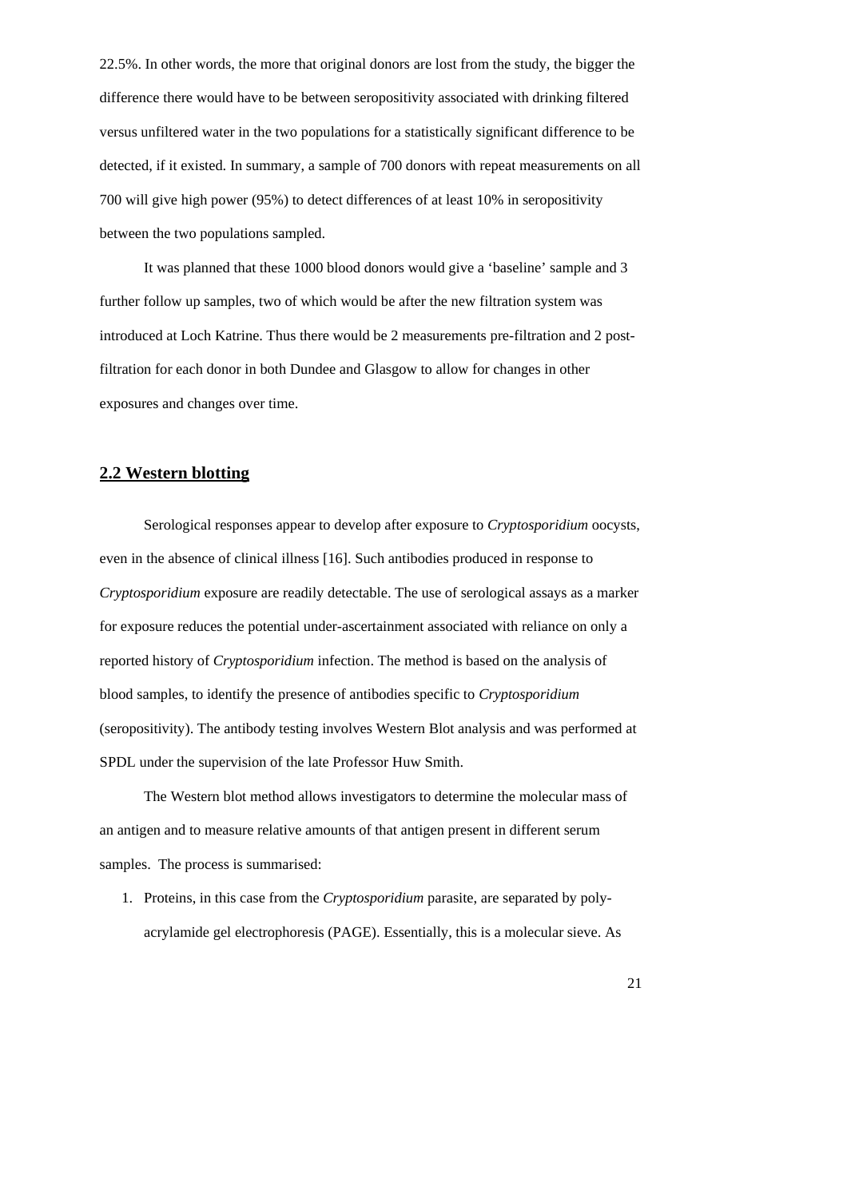22.5%. In other words, the more that original donors are lost from the study, the bigger the difference there would have to be between seropositivity associated with drinking filtered versus unfiltered water in the two populations for a statistically significant difference to be detected, if it existed. In summary, a sample of 700 donors with repeat measurements on all 700 will give high power (95%) to detect differences of at least 10% in seropositivity between the two populations sampled.

It was planned that these 1000 blood donors would give a 'baseline' sample and 3 further follow up samples, two of which would be after the new filtration system was introduced at Loch Katrine. Thus there would be 2 measurements pre-filtration and 2 post-filtration for each donor in both Dundee and Glasgow to allow for changes in other exposures and changes over time.

## 2.2 Western blotting

Serological responses appear to develop after exposure to *Cryptosporidium* oocysts, even in the absence of clinical illness [16]. Such antibodies produced in response to *Cryptosporidium* exposure are readily detectable. The use of serological assays as a marker for exposure reduces the potential under-ascertainment associated with reliance on only a reported history of *Cryptosporidium* infection. The method is based on the analysis of blood samples, to identify the presence of antibodies specific to *Cryptosporidium* (seropositivity). The antibody testing involves Western Blot analysis and was performed at SPDL under the supervision of the late Professor Huw Smith.

The Western blot method allows investigators to determine the molecular mass of an antigen and to measure relative amounts of that antigen present in different serum samples. The process is summarised:

1. Proteins, in this case from the *Cryptosporidium* parasite, are separated by poly-acrylamide gel electrophoresis (PAGE). Essentially, this is a molecular sieve. As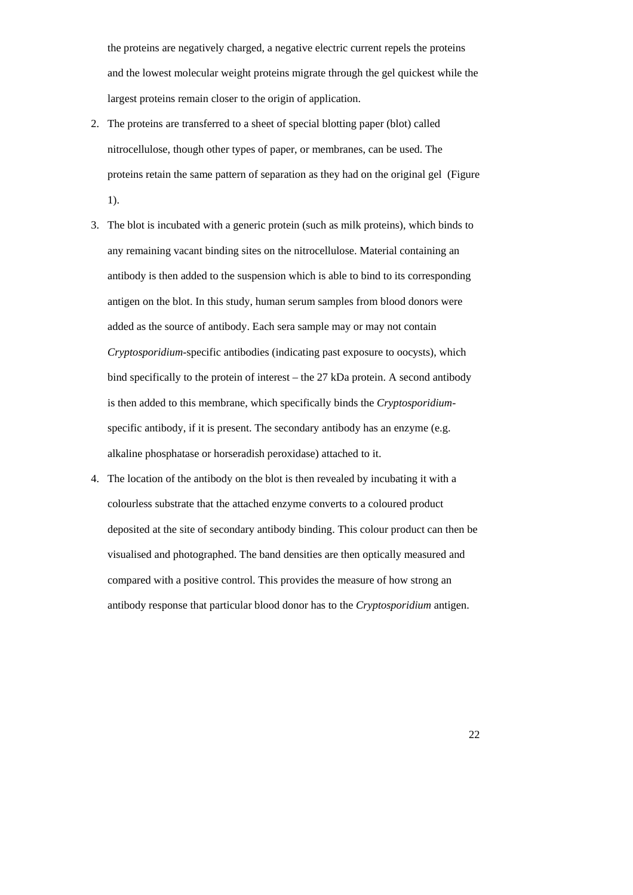the proteins are negatively charged, a negative electric current repels the proteins and the lowest molecular weight proteins migrate through the gel quickest while the largest proteins remain closer to the origin of application.

2. The proteins are transferred to a sheet of special blotting paper (blot) called nitrocellulose, though other types of paper, or membranes, can be used. The proteins retain the same pattern of separation as they had on the original gel (Figure 1).
3. The blot is incubated with a generic protein (such as milk proteins), which binds to any remaining vacant binding sites on the nitrocellulose. Material containing an antibody is then added to the suspension which is able to bind to its corresponding antigen on the blot. In this study, human serum samples from blood donors were added as the source of antibody. Each sera sample may or may not contain *Cryptosporidium*-specific antibodies (indicating past exposure to oocysts), which bind specifically to the protein of interest – the 27 kDa protein. A second antibody is then added to this membrane, which specifically binds the *Cryptosporidium*-specific antibody, if it is present. The secondary antibody has an enzyme (e.g. alkaline phosphatase or horseradish peroxidase) attached to it.
4. The location of the antibody on the blot is then revealed by incubating it with a colourless substrate that the attached enzyme converts to a coloured product deposited at the site of secondary antibody binding. This colour product can then be visualised and photographed. The band densities are then optically measured and compared with a positive control. This provides the measure of how strong an antibody response that particular blood donor has to the *Cryptosporidium* antigen.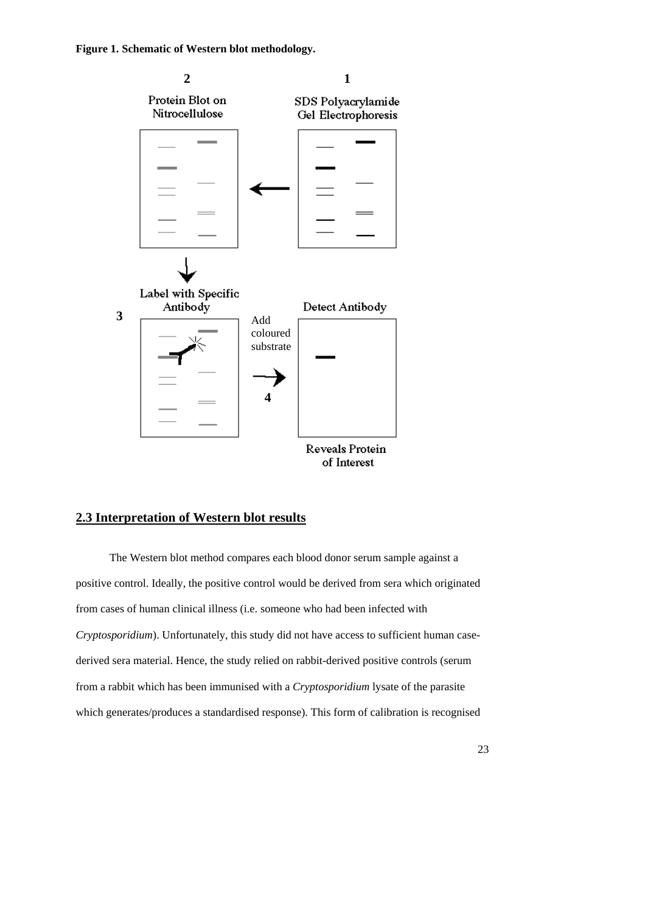**Figure 1. Schematic of Western blot methodology.**

## 2.3 Interpretation of Western blot results

The Western blot method compares each blood donor serum sample against a positive control. Ideally, the positive control would be derived from sera which originated from cases of human clinical illness (i.e. someone who had been infected with *Cryptosporidium*). Unfortunately, this study did not have access to sufficient human case-derived sera material. Hence, the study relied on rabbit-derived positive controls (serum from a rabbit which has been immunised with a *Cryptosporidium* lysate of the parasite which generates/produces a standardised response). This form of calibration is recognised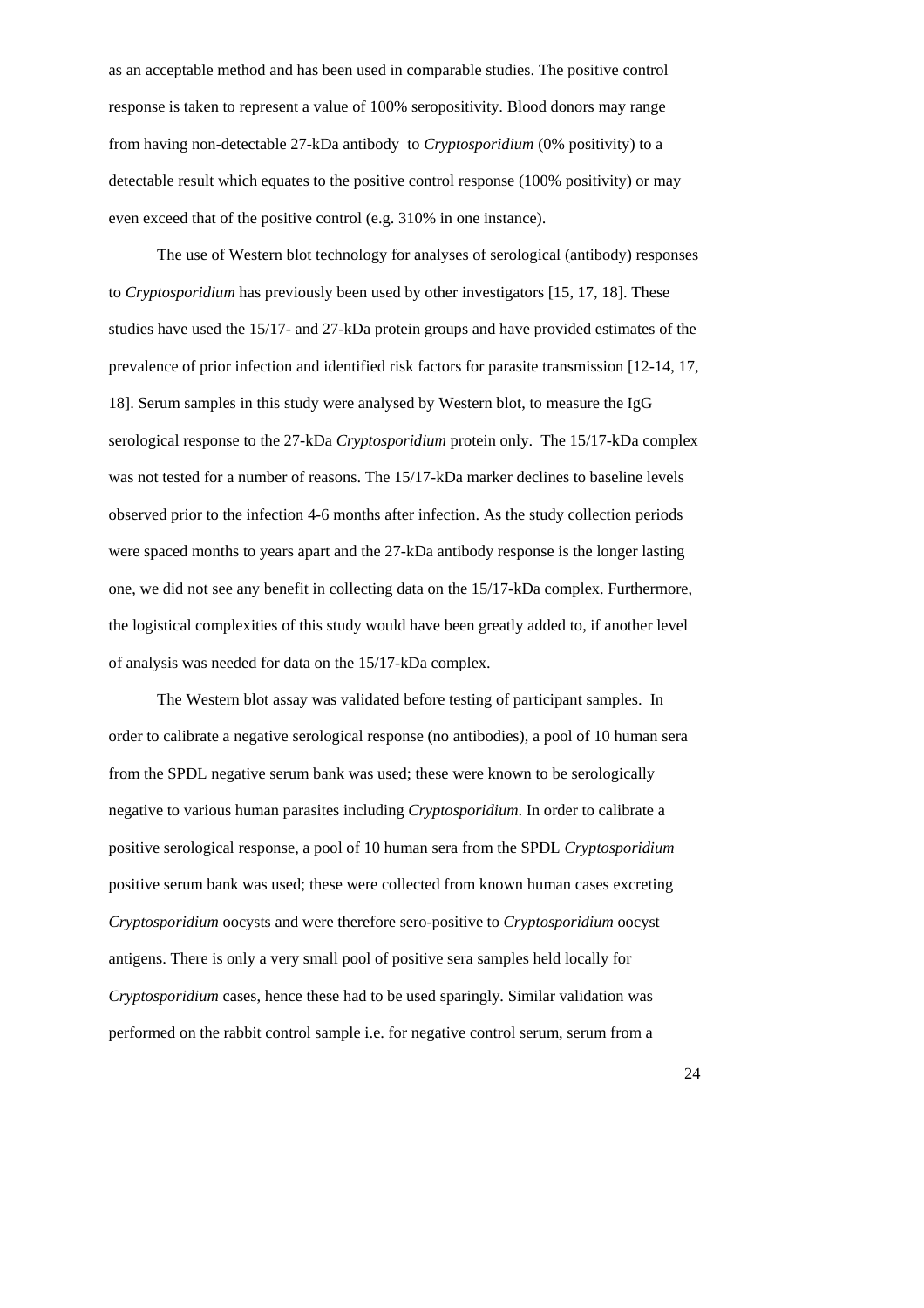as an acceptable method and has been used in comparable studies. The positive control response is taken to represent a value of 100% seropositivity. Blood donors may range from having non-detectable 27-kDa antibody to *Cryptosporidium* (0% positivity) to a detectable result which equates to the positive control response (100% positivity) or may even exceed that of the positive control (e.g. 310% in one instance).

The use of Western blot technology for analyses of serological (antibody) responses to *Cryptosporidium* has previously been used by other investigators [15, 17, 18]. These studies have used the 15/17- and 27-kDa protein groups and have provided estimates of the prevalence of prior infection and identified risk factors for parasite transmission [12-14, 17, 18]. Serum samples in this study were analysed by Western blot, to measure the IgG serological response to the 27-kDa *Cryptosporidium* protein only. The 15/17-kDa complex was not tested for a number of reasons. The 15/17-kDa marker declines to baseline levels observed prior to the infection 4-6 months after infection. As the study collection periods were spaced months to years apart and the 27-kDa antibody response is the longer lasting one, we did not see any benefit in collecting data on the 15/17-kDa complex. Furthermore, the logistical complexities of this study would have been greatly added to, if another level of analysis was needed for data on the 15/17-kDa complex.

The Western blot assay was validated before testing of participant samples. In order to calibrate a negative serological response (no antibodies), a pool of 10 human sera from the SPDL negative serum bank was used; these were known to be serologically negative to various human parasites including *Cryptosporidium*. In order to calibrate a positive serological response, a pool of 10 human sera from the SPDL *Cryptosporidium* positive serum bank was used; these were collected from known human cases excreting *Cryptosporidium* oocysts and were therefore sero-positive to *Cryptosporidium* oocyst antigens. There is only a very small pool of positive sera samples held locally for *Cryptosporidium* cases, hence these had to be used sparingly. Similar validation was performed on the rabbit control sample i.e. for negative control serum, serum from a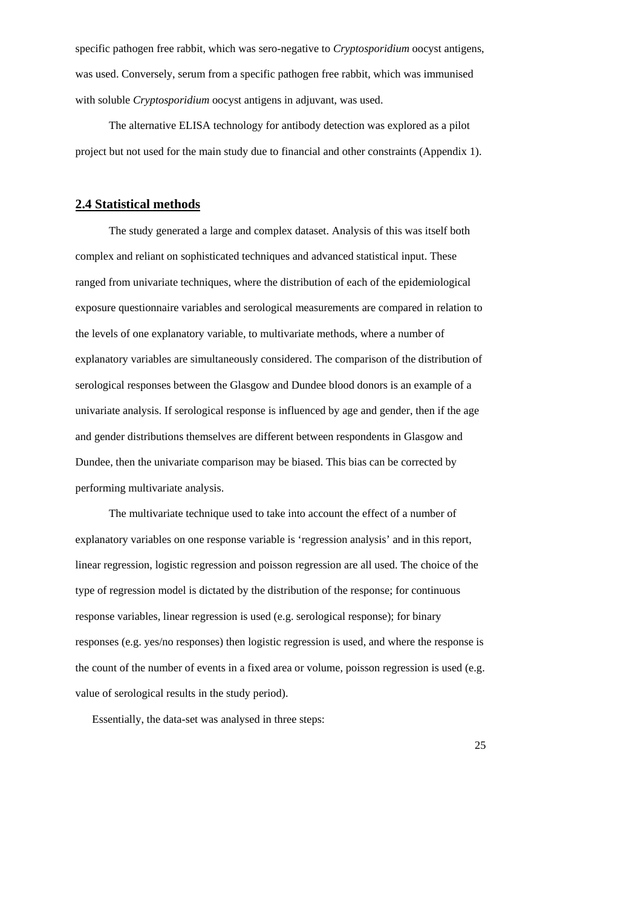specific pathogen free rabbit, which was sero-negative to *Cryptosporidium* oocyst antigens, was used. Conversely, serum from a specific pathogen free rabbit, which was immunised with soluble *Cryptosporidium* oocyst antigens in adjuvant, was used.

The alternative ELISA technology for antibody detection was explored as a pilot project but not used for the main study due to financial and other constraints (Appendix 1).

## 2.4 Statistical methods

The study generated a large and complex dataset. Analysis of this was itself both complex and reliant on sophisticated techniques and advanced statistical input. These ranged from univariate techniques, where the distribution of each of the epidemiological exposure questionnaire variables and serological measurements are compared in relation to the levels of one explanatory variable, to multivariate methods, where a number of explanatory variables are simultaneously considered. The comparison of the distribution of serological responses between the Glasgow and Dundee blood donors is an example of a univariate analysis. If serological response is influenced by age and gender, then if the age and gender distributions themselves are different between respondents in Glasgow and Dundee, then the univariate comparison may be biased. This bias can be corrected by performing multivariate analysis.

The multivariate technique used to take into account the effect of a number of explanatory variables on one response variable is 'regression analysis' and in this report, linear regression, logistic regression and poisson regression are all used. The choice of the type of regression model is dictated by the distribution of the response; for continuous response variables, linear regression is used (e.g. serological response); for binary responses (e.g. yes/no responses) then logistic regression is used, and where the response is the count of the number of events in a fixed area or volume, poisson regression is used (e.g. value of serological results in the study period).

Essentially, the data-set was analysed in three steps: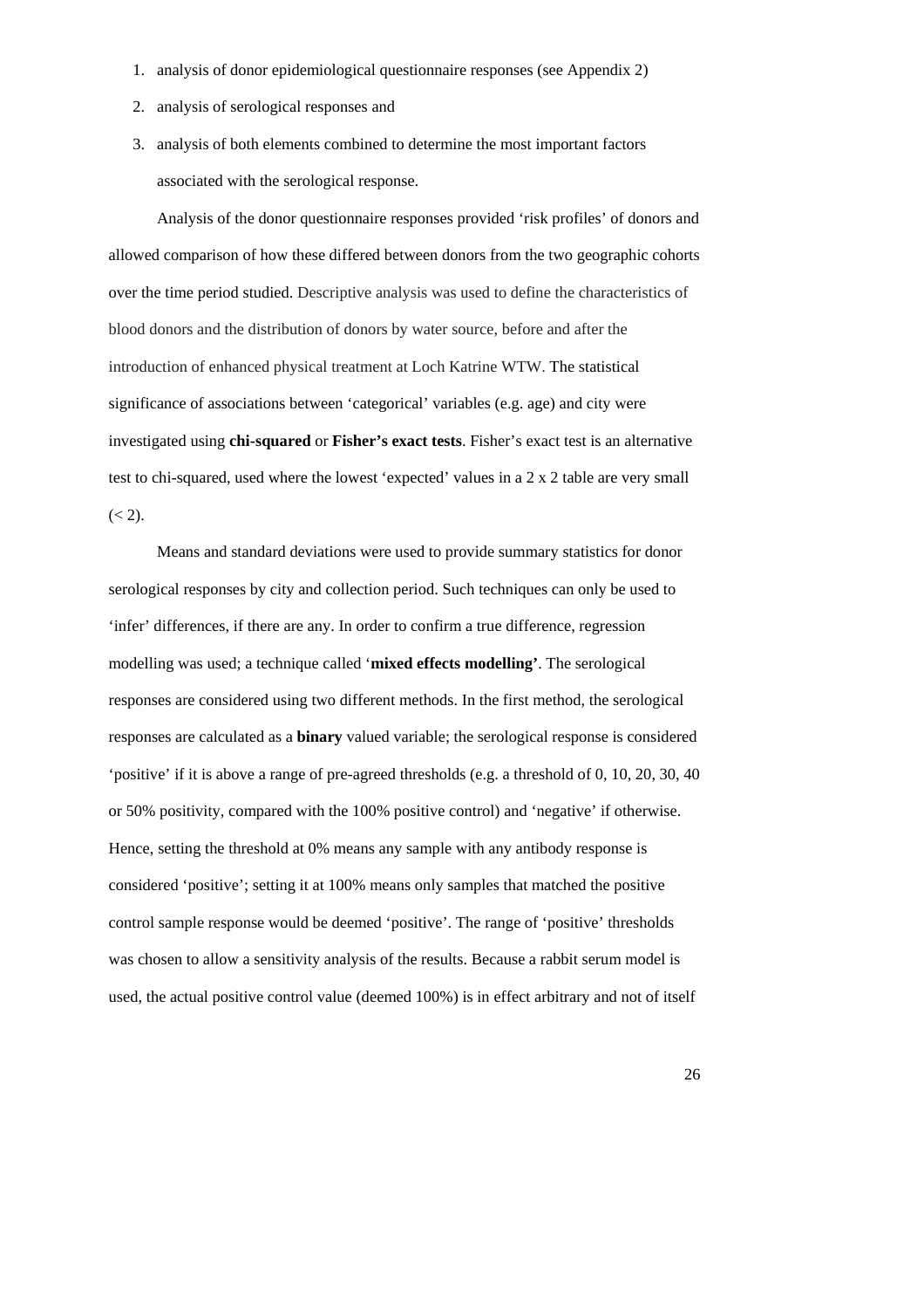1. analysis of donor epidemiological questionnaire responses (see Appendix 2)
2. analysis of serological responses and
3. analysis of both elements combined to determine the most important factors associated with the serological response.

Analysis of the donor questionnaire responses provided 'risk profiles' of donors and allowed comparison of how these differed between donors from the two geographic cohorts over the time period studied. Descriptive analysis was used to define the characteristics of blood donors and the distribution of donors by water source, before and after the introduction of enhanced physical treatment at Loch Katrine WTW. The statistical significance of associations between 'categorical' variables (e.g. age) and city were investigated using **chi-squared** or **Fisher's exact tests**. Fisher's exact test is an alternative test to chi-squared, used where the lowest 'expected' values in a 2 x 2 table are very small (< 2).

Means and standard deviations were used to provide summary statistics for donor serological responses by city and collection period. Such techniques can only be used to 'infer' differences, if there are any. In order to confirm a true difference, regression modelling was used; a technique called '**mixed effects modelling'**. The serological responses are considered using two different methods. In the first method, the serological responses are calculated as a **binary** valued variable; the serological response is considered 'positive' if it is above a range of pre-agreed thresholds (e.g. a threshold of 0, 10, 20, 30, 40 or 50% positivity, compared with the 100% positive control) and 'negative' if otherwise. Hence, setting the threshold at 0% means any sample with any antibody response is considered 'positive'; setting it at 100% means only samples that matched the positive control sample response would be deemed 'positive'. The range of 'positive' thresholds was chosen to allow a sensitivity analysis of the results. Because a rabbit serum model is used, the actual positive control value (deemed 100%) is in effect arbitrary and not of itself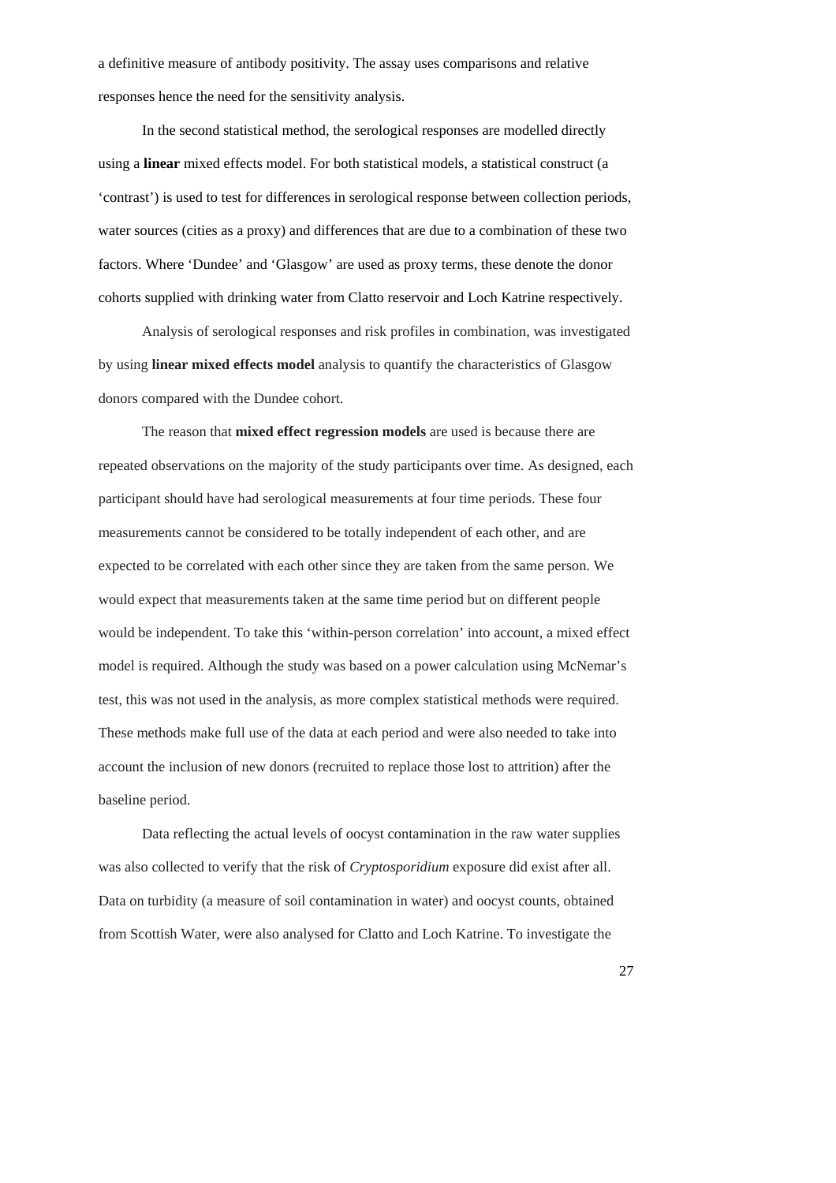a definitive measure of antibody positivity. The assay uses comparisons and relative responses hence the need for the sensitivity analysis.

In the second statistical method, the serological responses are modelled directly using a **linear** mixed effects model. For both statistical models, a statistical construct (a 'contrast') is used to test for differences in serological response between collection periods, water sources (cities as a proxy) and differences that are due to a combination of these two factors. Where 'Dundee' and 'Glasgow' are used as proxy terms, these denote the donor cohorts supplied with drinking water from Clatto reservoir and Loch Katrine respectively.

Analysis of serological responses and risk profiles in combination, was investigated by using **linear mixed effects model** analysis to quantify the characteristics of Glasgow donors compared with the Dundee cohort.

The reason that **mixed effect regression models** are used is because there are repeated observations on the majority of the study participants over time. As designed, each participant should have had serological measurements at four time periods. These four measurements cannot be considered to be totally independent of each other, and are expected to be correlated with each other since they are taken from the same person. We would expect that measurements taken at the same time period but on different people would be independent. To take this 'within-person correlation' into account, a mixed effect model is required. Although the study was based on a power calculation using McNemar's test, this was not used in the analysis, as more complex statistical methods were required. These methods make full use of the data at each period and were also needed to take into account the inclusion of new donors (recruited to replace those lost to attrition) after the baseline period.

Data reflecting the actual levels of oocyst contamination in the raw water supplies was also collected to verify that the risk of *Cryptosporidium* exposure did exist after all. Data on turbidity (a measure of soil contamination in water) and oocyst counts, obtained from Scottish Water, were also analysed for Clatto and Loch Katrine. To investigate the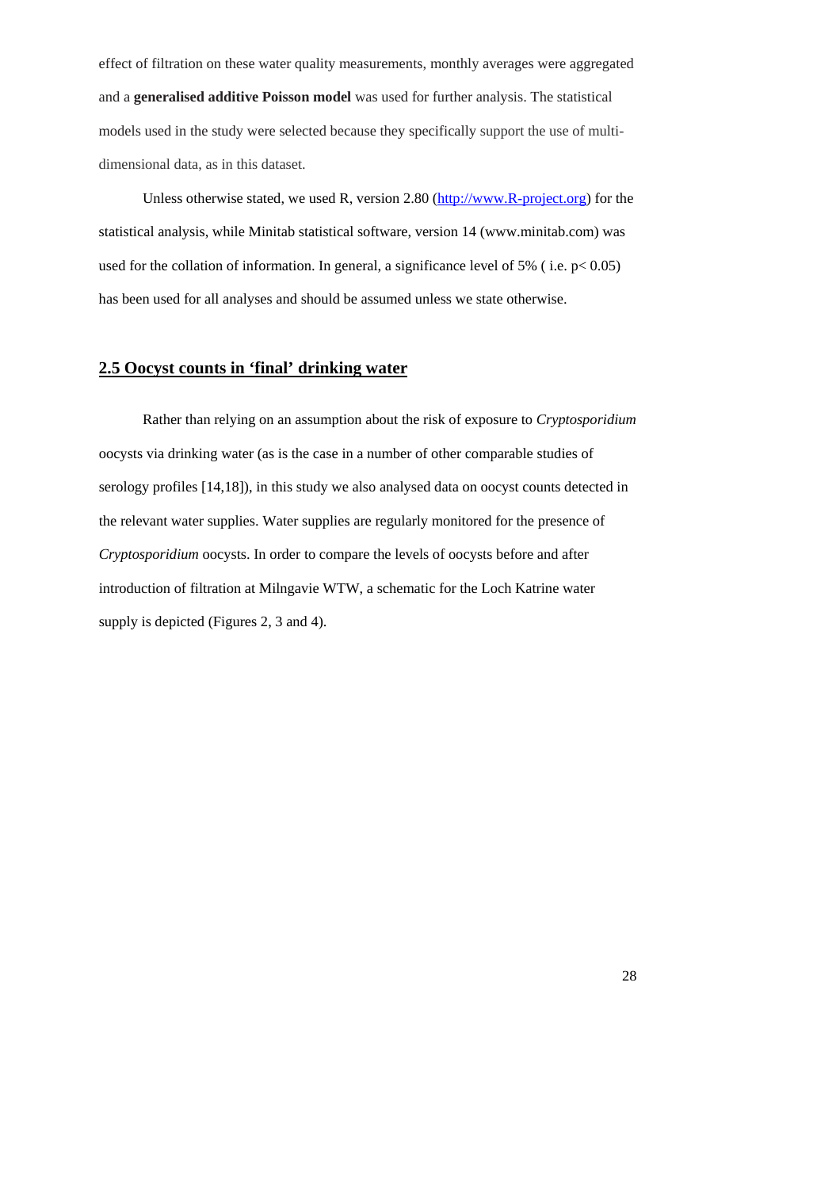effect of filtration on these water quality measurements, monthly averages were aggregated and a **generalised additive Poisson model** was used for further analysis. The statistical models used in the study were selected because they specifically support the use of multi-dimensional data, as in this dataset.

Unless otherwise stated, we used R, version 2.80 (http://www.R-project.org) for the statistical analysis, while Minitab statistical software, version 14 (www.minitab.com) was used for the collation of information. In general, a significance level of 5% ( i.e. $p < 0.05$) has been used for all analyses and should be assumed unless we state otherwise.

## 2.5 Oocyst counts in 'final' drinking water

Rather than relying on an assumption about the risk of exposure to *Cryptosporidium* oocysts via drinking water (as is the case in a number of other comparable studies of serology profiles [14,18]), in this study we also analysed data on oocyst counts detected in the relevant water supplies. Water supplies are regularly monitored for the presence of *Cryptosporidium* oocysts. In order to compare the levels of oocysts before and after introduction of filtration at Milngavie WTW, a schematic for the Loch Katrine water supply is depicted (Figures 2, 3 and 4).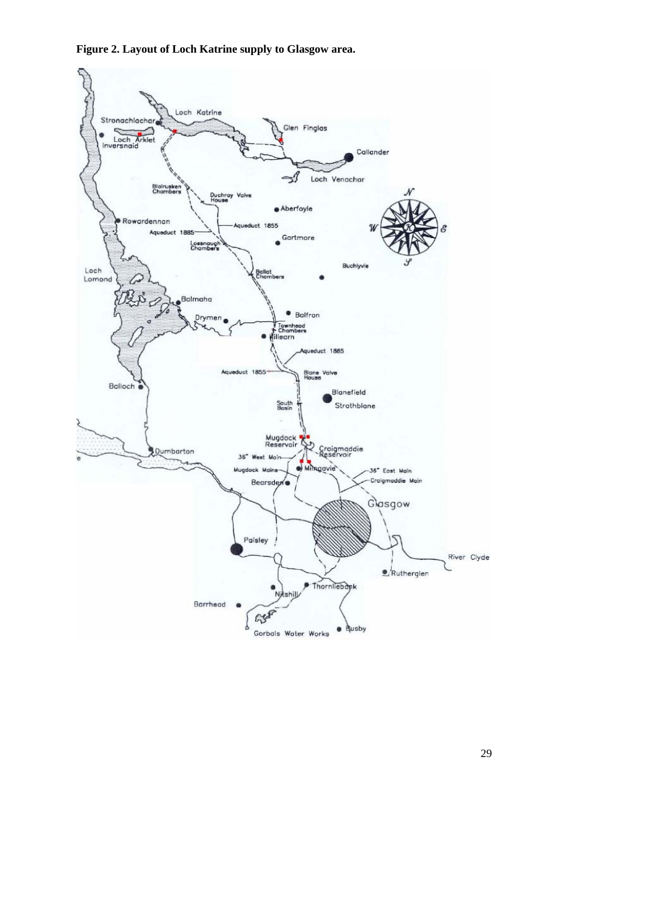**Figure 2. Layout of Loch Katrine supply to Glasgow area.**

Loch Katrine

Stronachlachar

Glen Finglas

Loch Arklet

Inversnaid

Callander

Loch Venachar

Blairusken Chambers

Duchray Valve House

Aberfoyle

Rowardennan

Aqueduct 1855

Aqueduct 1885

Gartmore

Lossnaugh Chambers

Buchlyvie

Loch Lomond

Ballat Chambers

Balmaha

Balfron

Drymen

Townhead Chambers

Killearn

Aqueduct 1885

Aqueduct 1855

Blane Valve House

Balloch

Blanefield

Strathblane

South Basin

Mugdock Reservoir

Craigmaddie Reservoir

Dumbarton

36" West Main

Mugdock Mains

Milngavie

36" East Main

Craigmaddie Main

Bearsden

Glasgow

Paisley

River Clyde

Rutherglen

Thornliebank

Nitshill

Barrhead

Gorbals Water Works

Busby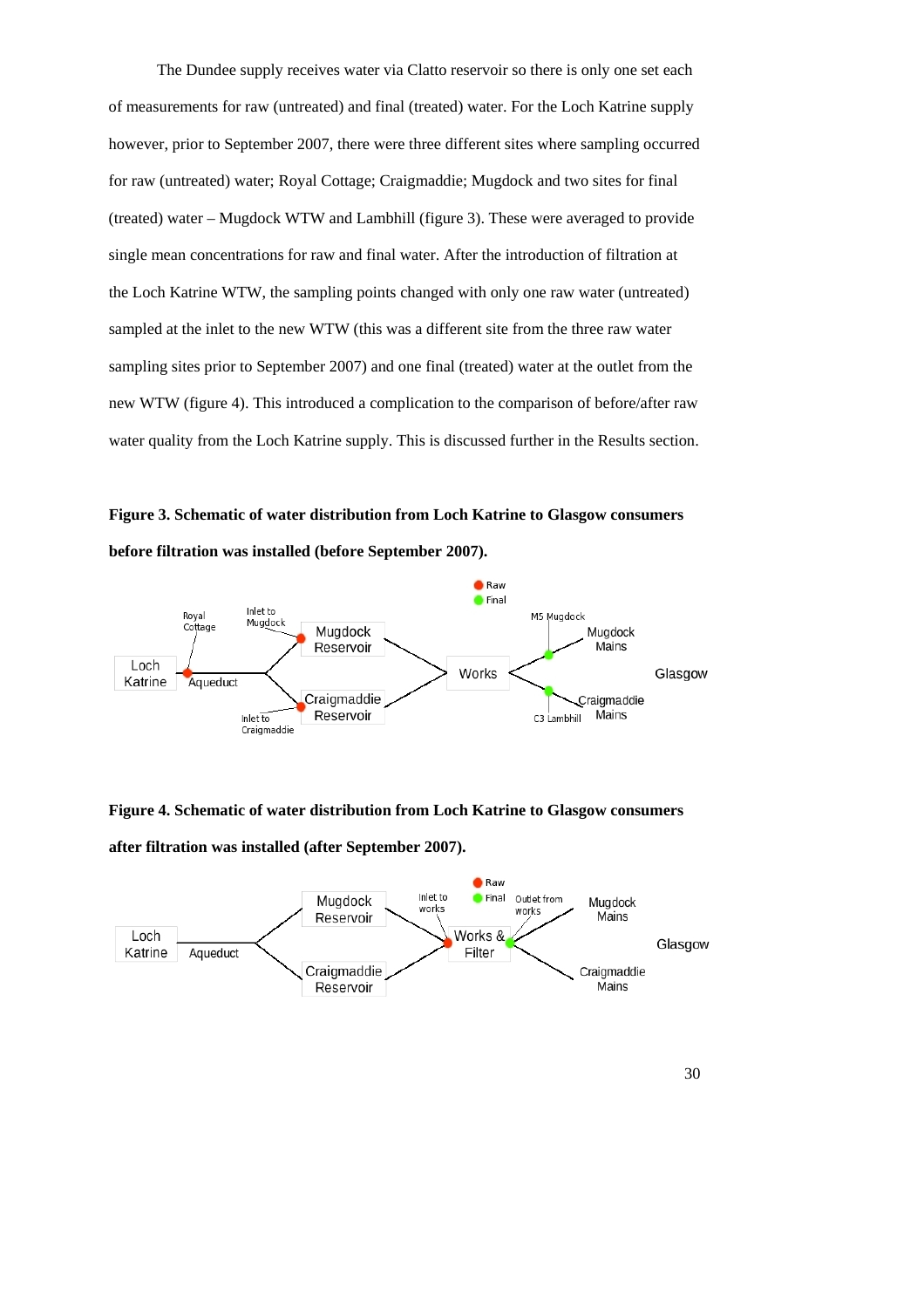The Dundee supply receives water via Clatto reservoir so there is only one set each of measurements for raw (untreated) and final (treated) water. For the Loch Katrine supply however, prior to September 2007, there were three different sites where sampling occurred for raw (untreated) water; Royal Cottage; Craigmaddie; Mugdock and two sites for final (treated) water – Mugdock WTW and Lambhill (figure 3). These were averaged to provide single mean concentrations for raw and final water. After the introduction of filtration at the Loch Katrine WTW, the sampling points changed with only one raw water (untreated) sampled at the inlet to the new WTW (this was a different site from the three raw water sampling sites prior to September 2007) and one final (treated) water at the outlet from the new WTW (figure 4). This introduced a complication to the comparison of before/after raw water quality from the Loch Katrine supply. This is discussed further in the Results section.

**Figure 3. Schematic of water distribution from Loch Katrine to Glasgow consumers before filtration was installed (before September 2007).**

**Figure 4. Schematic of water distribution from Loch Katrine to Glasgow consumers after filtration was installed (after September 2007).**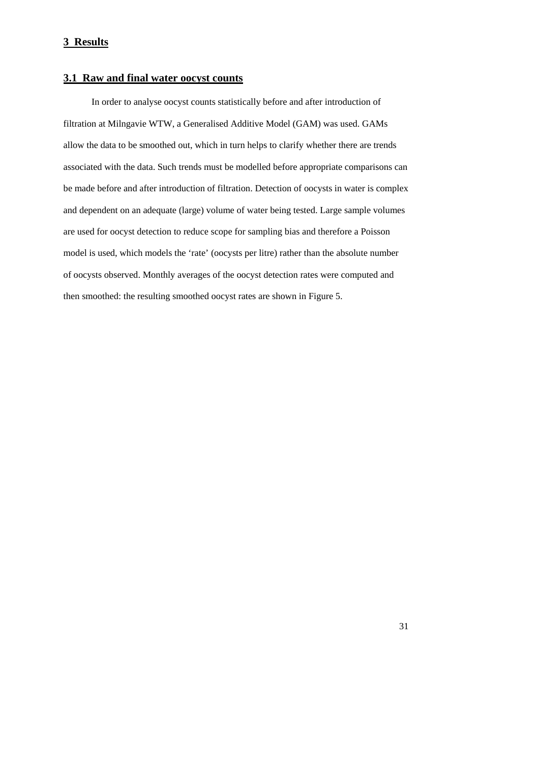# 3 Results

## 3.1 Raw and final water oocyst counts

In order to analyse oocyst counts statistically before and after introduction of filtration at Milngavie WTW, a Generalised Additive Model (GAM) was used. GAMs allow the data to be smoothed out, which in turn helps to clarify whether there are trends associated with the data. Such trends must be modelled before appropriate comparisons can be made before and after introduction of filtration. Detection of oocysts in water is complex and dependent on an adequate (large) volume of water being tested. Large sample volumes are used for oocyst detection to reduce scope for sampling bias and therefore a Poisson model is used, which models the 'rate' (oocysts per litre) rather than the absolute number of oocysts observed. Monthly averages of the oocyst detection rates were computed and then smoothed: the resulting smoothed oocyst rates are shown in Figure 5.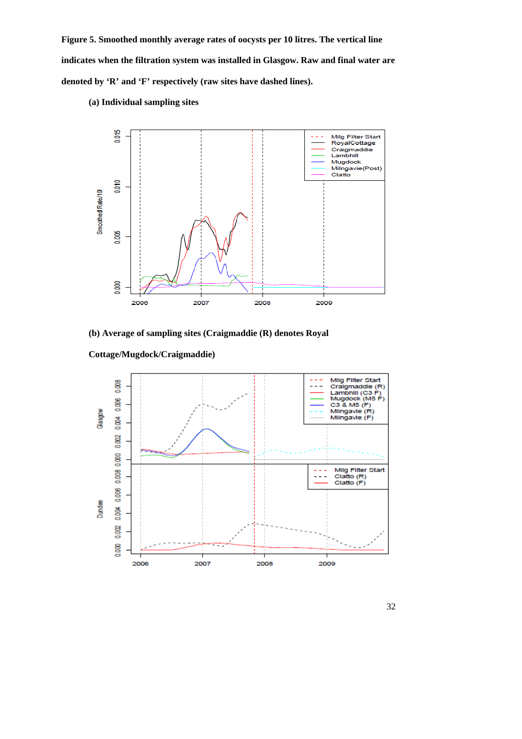**Figure 5. Smoothed monthly average rates of oocysts per 10 litres. The vertical line indicates when the filtration system was installed in Glasgow. Raw and final water are denoted by 'R' and 'F' respectively (raw sites have dashed lines).**

**(a) Individual sampling sites**

**(b) Average of sampling sites (Craigmaddie (R) denotes Royal Cottage/Mugdock/Craigmaddie)**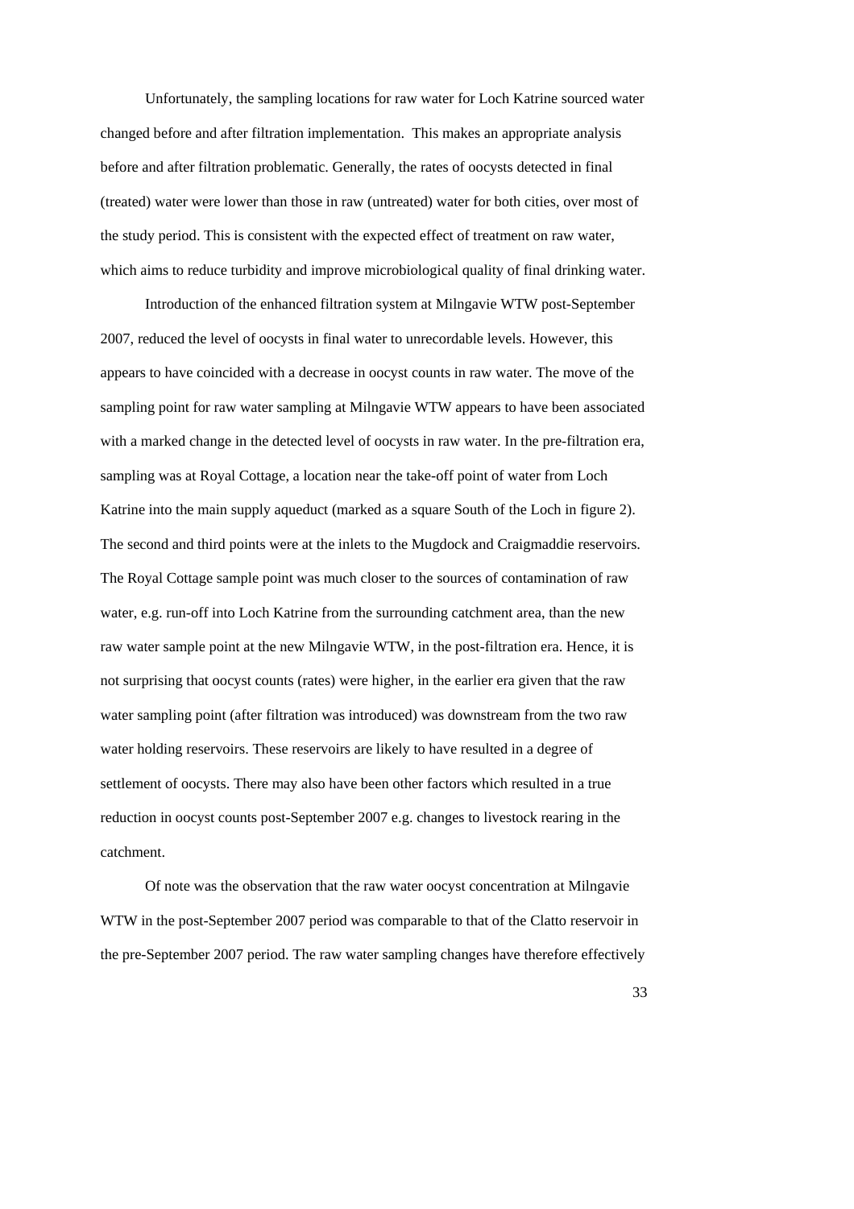Unfortunately, the sampling locations for raw water for Loch Katrine sourced water changed before and after filtration implementation. This makes an appropriate analysis before and after filtration problematic. Generally, the rates of oocysts detected in final (treated) water were lower than those in raw (untreated) water for both cities, over most of the study period. This is consistent with the expected effect of treatment on raw water, which aims to reduce turbidity and improve microbiological quality of final drinking water.

Introduction of the enhanced filtration system at Milngavie WTW post-September 2007, reduced the level of oocysts in final water to unrecordable levels. However, this appears to have coincided with a decrease in oocyst counts in raw water. The move of the sampling point for raw water sampling at Milngavie WTW appears to have been associated with a marked change in the detected level of oocysts in raw water. In the pre-filtration era, sampling was at Royal Cottage, a location near the take-off point of water from Loch Katrine into the main supply aqueduct (marked as a square South of the Loch in figure 2). The second and third points were at the inlets to the Mugdock and Craigmaddie reservoirs. The Royal Cottage sample point was much closer to the sources of contamination of raw water, e.g. run-off into Loch Katrine from the surrounding catchment area, than the new raw water sample point at the new Milngavie WTW, in the post-filtration era. Hence, it is not surprising that oocyst counts (rates) were higher, in the earlier era given that the raw water sampling point (after filtration was introduced) was downstream from the two raw water holding reservoirs. These reservoirs are likely to have resulted in a degree of settlement of oocysts. There may also have been other factors which resulted in a true reduction in oocyst counts post-September 2007 e.g. changes to livestock rearing in the catchment.

Of note was the observation that the raw water oocyst concentration at Milngavie WTW in the post-September 2007 period was comparable to that of the Clatto reservoir in the pre-September 2007 period. The raw water sampling changes have therefore effectively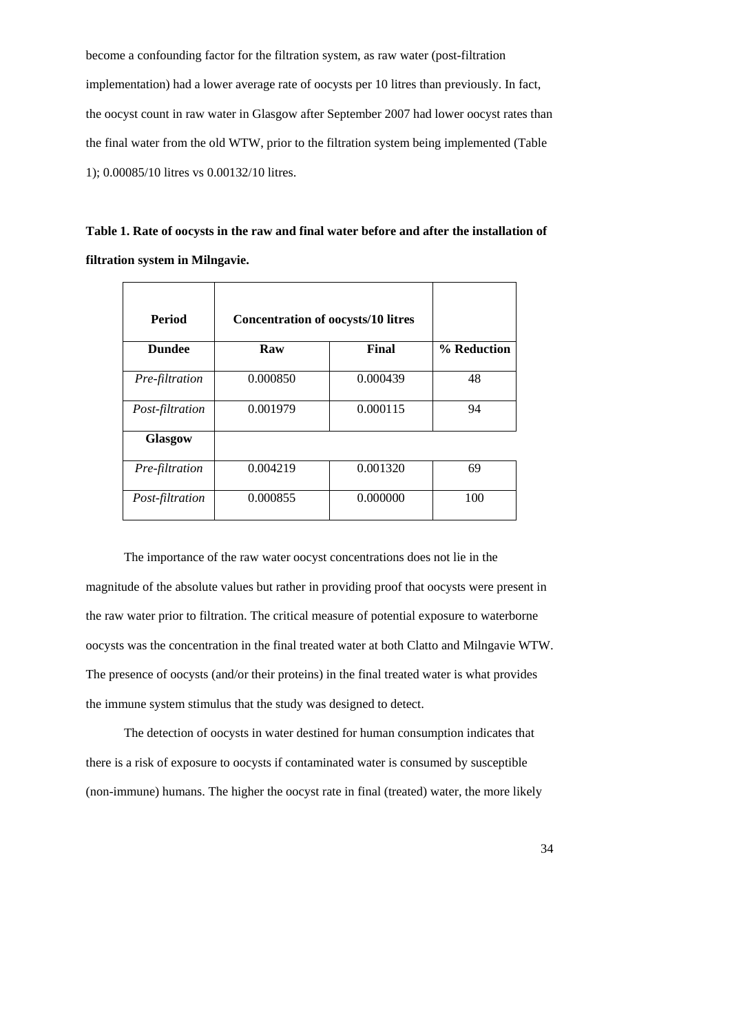become a confounding factor for the filtration system, as raw water (post-filtration implementation) had a lower average rate of oocysts per 10 litres than previously. In fact, the oocyst count in raw water in Glasgow after September 2007 had lower oocyst rates than the final water from the old WTW, prior to the filtration system being implemented (Table 1); 0.00085/10 litres vs 0.00132/10 litres.

**Table 1. Rate of oocysts in the raw and final water before and after the installation of filtration system in Milngavie.**

| Period | Concentration of oocysts/10 litres | | |
|---|---|---|---|
| **Dundee** | **Raw** | **Final** | **% Reduction** |
| *Pre-filtration* | 0.000850 | 0.000439 | 48 |
| *Post-filtration* | 0.001979 | 0.000115 | 94 |
| **Glasgow** | | | |
| *Pre-filtration* | 0.004219 | 0.001320 | 69 |
| *Post-filtration* | 0.000855 | 0.000000 | 100 |

The importance of the raw water oocyst concentrations does not lie in the magnitude of the absolute values but rather in providing proof that oocysts were present in the raw water prior to filtration. The critical measure of potential exposure to waterborne oocysts was the concentration in the final treated water at both Clatto and Milngavie WTW. The presence of oocysts (and/or their proteins) in the final treated water is what provides the immune system stimulus that the study was designed to detect.

The detection of oocysts in water destined for human consumption indicates that there is a risk of exposure to oocysts if contaminated water is consumed by susceptible (non-immune) humans. The higher the oocyst rate in final (treated) water, the more likely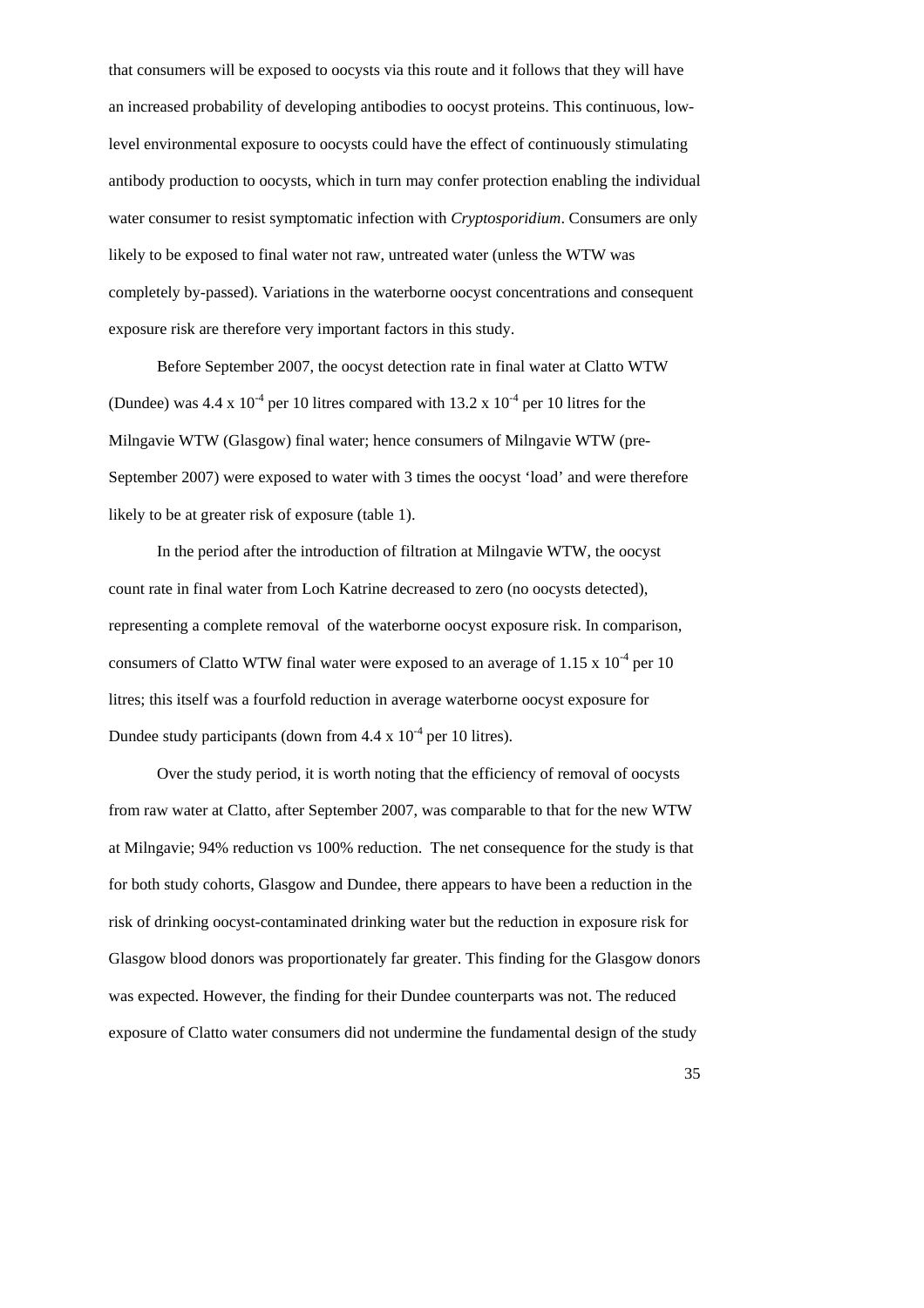that consumers will be exposed to oocysts via this route and it follows that they will have an increased probability of developing antibodies to oocyst proteins. This continuous, low-level environmental exposure to oocysts could have the effect of continuously stimulating antibody production to oocysts, which in turn may confer protection enabling the individual water consumer to resist symptomatic infection with *Cryptosporidium*. Consumers are only likely to be exposed to final water not raw, untreated water (unless the WTW was completely by-passed). Variations in the waterborne oocyst concentrations and consequent exposure risk are therefore very important factors in this study.

Before September 2007, the oocyst detection rate in final water at Clatto WTW (Dundee) was $4.4 \times 10^{-4}$ per 10 litres compared with $13.2 \times 10^{-4}$ per 10 litres for the Milngavie WTW (Glasgow) final water; hence consumers of Milngavie WTW (pre-September 2007) were exposed to water with 3 times the oocyst 'load' and were therefore likely to be at greater risk of exposure (table 1).

In the period after the introduction of filtration at Milngavie WTW, the oocyst count rate in final water from Loch Katrine decreased to zero (no oocysts detected), representing a complete removal of the waterborne oocyst exposure risk. In comparison, consumers of Clatto WTW final water were exposed to an average of $1.15 \times 10^{-4}$ per 10 litres; this itself was a fourfold reduction in average waterborne oocyst exposure for Dundee study participants (down from $4.4 \times 10^{-4}$ per 10 litres).

Over the study period, it is worth noting that the efficiency of removal of oocysts from raw water at Clatto, after September 2007, was comparable to that for the new WTW at Milngavie; 94% reduction vs 100% reduction. The net consequence for the study is that for both study cohorts, Glasgow and Dundee, there appears to have been a reduction in the risk of drinking oocyst-contaminated drinking water but the reduction in exposure risk for Glasgow blood donors was proportionately far greater. This finding for the Glasgow donors was expected. However, the finding for their Dundee counterparts was not. The reduced exposure of Clatto water consumers did not undermine the fundamental design of the study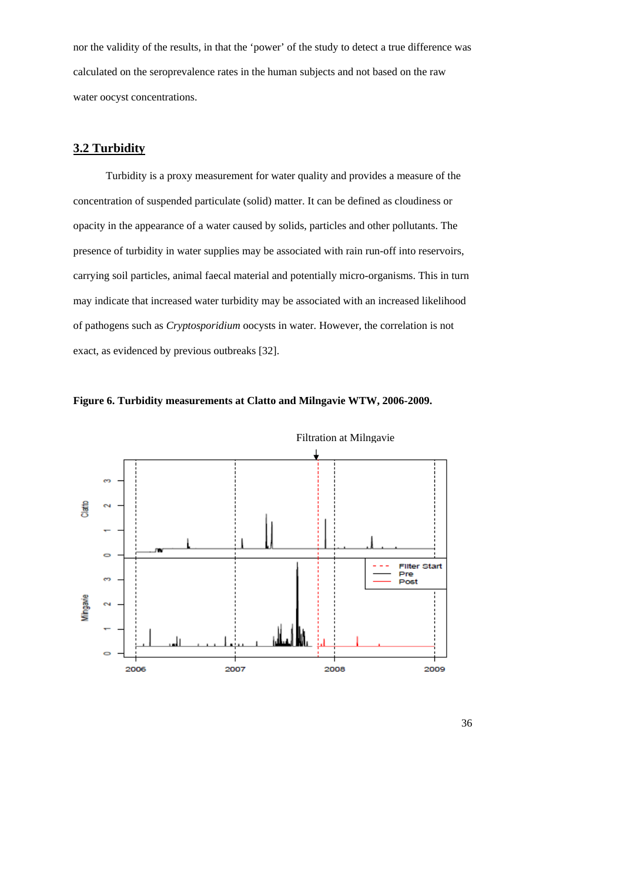nor the validity of the results, in that the 'power' of the study to detect a true difference was calculated on the seroprevalence rates in the human subjects and not based on the raw water oocyst concentrations.

## 3.2 Turbidity

Turbidity is a proxy measurement for water quality and provides a measure of the concentration of suspended particulate (solid) matter. It can be defined as cloudiness or opacity in the appearance of a water caused by solids, particles and other pollutants. The presence of turbidity in water supplies may be associated with rain run-off into reservoirs, carrying soil particles, animal faecal material and potentially micro-organisms. This in turn may indicate that increased water turbidity may be associated with an increased likelihood of pathogens such as *Cryptosporidium* oocysts in water. However, the correlation is not exact, as evidenced by previous outbreaks [32].

**Figure 6. Turbidity measurements at Clatto and Milngavie WTW, 2006-2009.**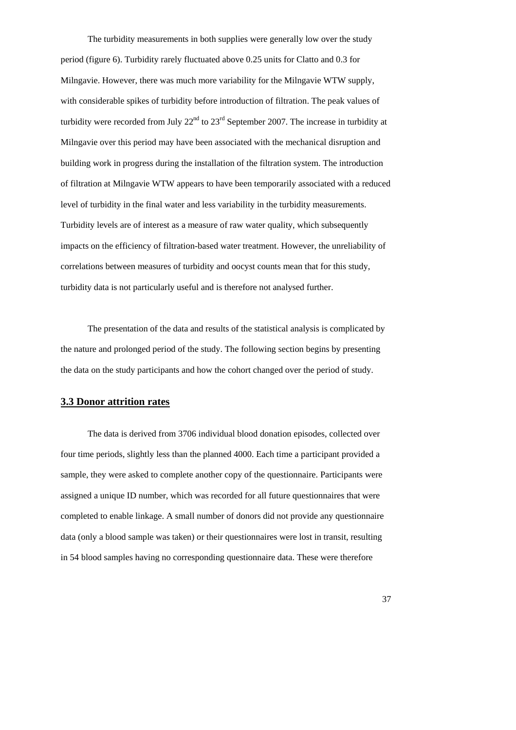The turbidity measurements in both supplies were generally low over the study period (figure 6). Turbidity rarely fluctuated above 0.25 units for Clatto and 0.3 for Milngavie. However, there was much more variability for the Milngavie WTW supply, with considerable spikes of turbidity before introduction of filtration. The peak values of turbidity were recorded from July 22nd to 23rd September 2007. The increase in turbidity at Milngavie over this period may have been associated with the mechanical disruption and building work in progress during the installation of the filtration system. The introduction of filtration at Milngavie WTW appears to have been temporarily associated with a reduced level of turbidity in the final water and less variability in the turbidity measurements. Turbidity levels are of interest as a measure of raw water quality, which subsequently impacts on the efficiency of filtration-based water treatment. However, the unreliability of correlations between measures of turbidity and oocyst counts mean that for this study, turbidity data is not particularly useful and is therefore not analysed further.

The presentation of the data and results of the statistical analysis is complicated by the nature and prolonged period of the study. The following section begins by presenting the data on the study participants and how the cohort changed over the period of study.

## 3.3 Donor attrition rates

The data is derived from 3706 individual blood donation episodes, collected over four time periods, slightly less than the planned 4000. Each time a participant provided a sample, they were asked to complete another copy of the questionnaire. Participants were assigned a unique ID number, which was recorded for all future questionnaires that were completed to enable linkage. A small number of donors did not provide any questionnaire data (only a blood sample was taken) or their questionnaires were lost in transit, resulting in 54 blood samples having no corresponding questionnaire data. These were therefore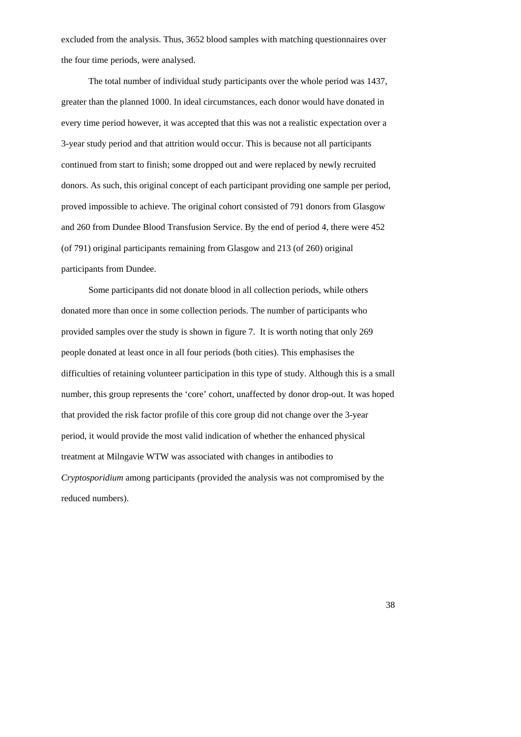excluded from the analysis. Thus, 3652 blood samples with matching questionnaires over the four time periods, were analysed.

The total number of individual study participants over the whole period was 1437, greater than the planned 1000. In ideal circumstances, each donor would have donated in every time period however, it was accepted that this was not a realistic expectation over a 3-year study period and that attrition would occur. This is because not all participants continued from start to finish; some dropped out and were replaced by newly recruited donors. As such, this original concept of each participant providing one sample per period, proved impossible to achieve. The original cohort consisted of 791 donors from Glasgow and 260 from Dundee Blood Transfusion Service. By the end of period 4, there were 452 (of 791) original participants remaining from Glasgow and 213 (of 260) original participants from Dundee.

Some participants did not donate blood in all collection periods, while others donated more than once in some collection periods. The number of participants who provided samples over the study is shown in figure 7. It is worth noting that only 269 people donated at least once in all four periods (both cities). This emphasises the difficulties of retaining volunteer participation in this type of study. Although this is a small number, this group represents the 'core' cohort, unaffected by donor drop-out. It was hoped that provided the risk factor profile of this core group did not change over the 3-year period, it would provide the most valid indication of whether the enhanced physical treatment at Milngavie WTW was associated with changes in antibodies to *Cryptosporidium* among participants (provided the analysis was not compromised by the reduced numbers).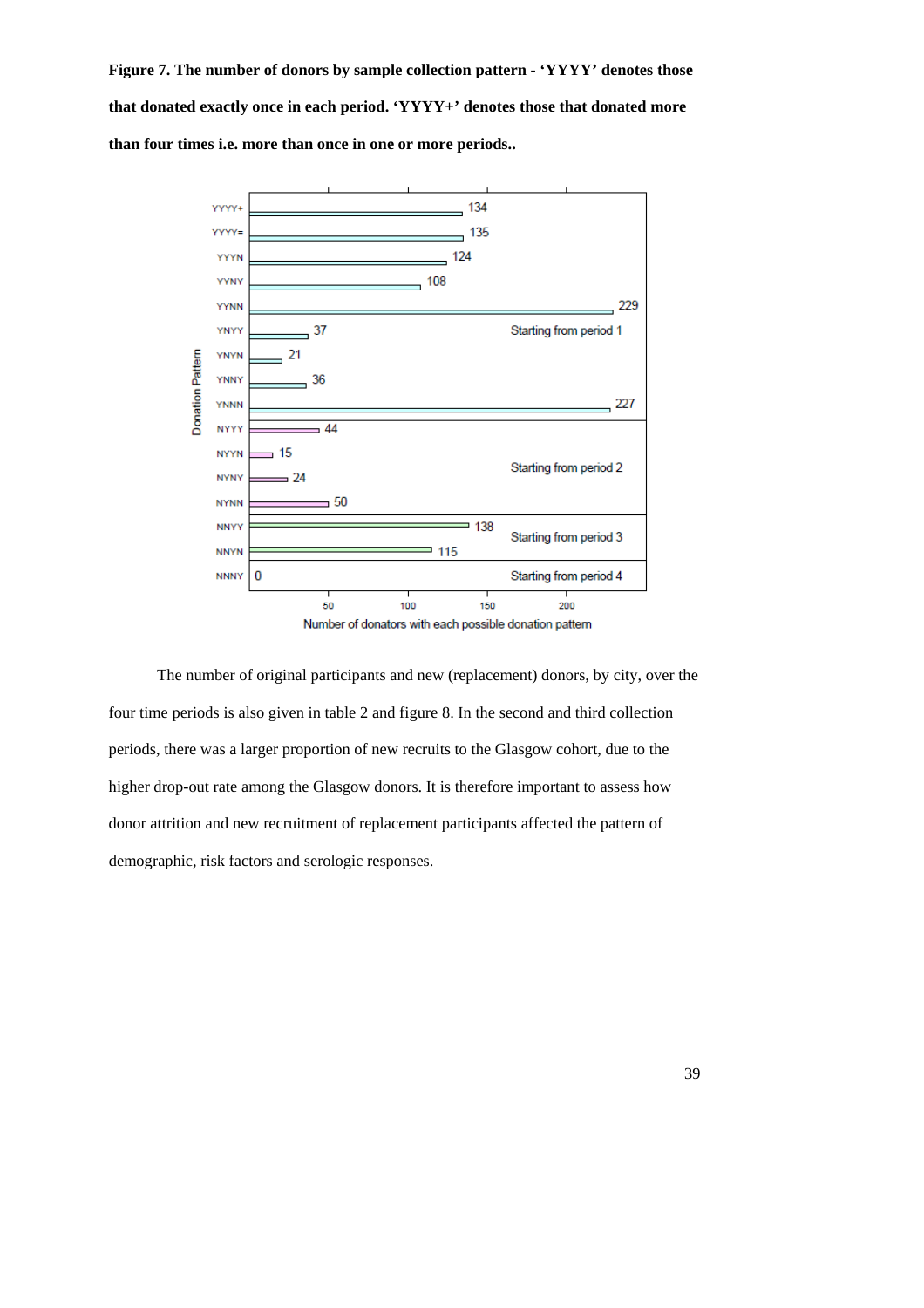**Figure 7. The number of donors by sample collection pattern - 'YYYY' denotes those that donated exactly once in each period. 'YYYY+' denotes those that donated more than four times i.e. more than once in one or more periods..**

| Donation Pattern | Number of donators with each possible donation pattern | Group |
|---|---|---|
| YYYY+ | 134 | Starting from period 1 |
| YYYY= | 135 | Starting from period 1 |
| YYYN | 124 | Starting from period 1 |
| YYNY | 108 | Starting from period 1 |
| YYNN | 229 | Starting from period 1 |
| YNYY | 37 | Starting from period 1 |
| YNYN | 21 | Starting from period 1 |
| YNNY | 36 | Starting from period 1 |
| YNNN | 227 | Starting from period 1 |
| NYYY | 44 | Starting from period 2 |
| NYYN | 15 | Starting from period 2 |
| NYNY | 24 | Starting from period 2 |
| NYNN | 50 | Starting from period 2 |
| NNYY | 138 | Starting from period 3 |
| NNYN | 115 | Starting from period 3 |
| NNNY | 0 | Starting from period 4 |

The number of original participants and new (replacement) donors, by city, over the four time periods is also given in table 2 and figure 8. In the second and third collection periods, there was a larger proportion of new recruits to the Glasgow cohort, due to the higher drop-out rate among the Glasgow donors. It is therefore important to assess how donor attrition and new recruitment of replacement participants affected the pattern of demographic, risk factors and serologic responses.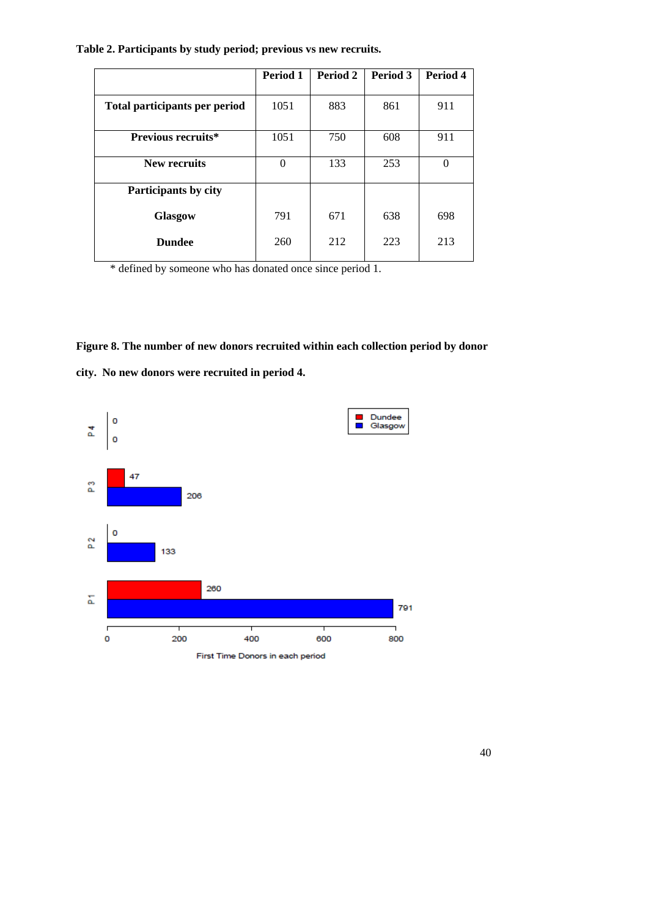**Table 2. Participants by study period; previous vs new recruits.**

| | Period 1 | Period 2 | Period 3 | Period 4 |
|---|---|---|---|---|
| **Total participants per period** | 1051 | 883 | 861 | 911 |
| **Previous recruits*** | 1051 | 750 | 608 | 911 |
| **New recruits** | 0 | 133 | 253 | 0 |
| **Participants by city** | | | | |
| **Glasgow** | 791 | 671 | 638 | 698 |
| **Dundee** | 260 | 212 | 223 | 213 |

* defined by someone who has donated once since period 1.

**Figure 8. The number of new donors recruited within each collection period by donor city. No new donors were recruited in period 4.**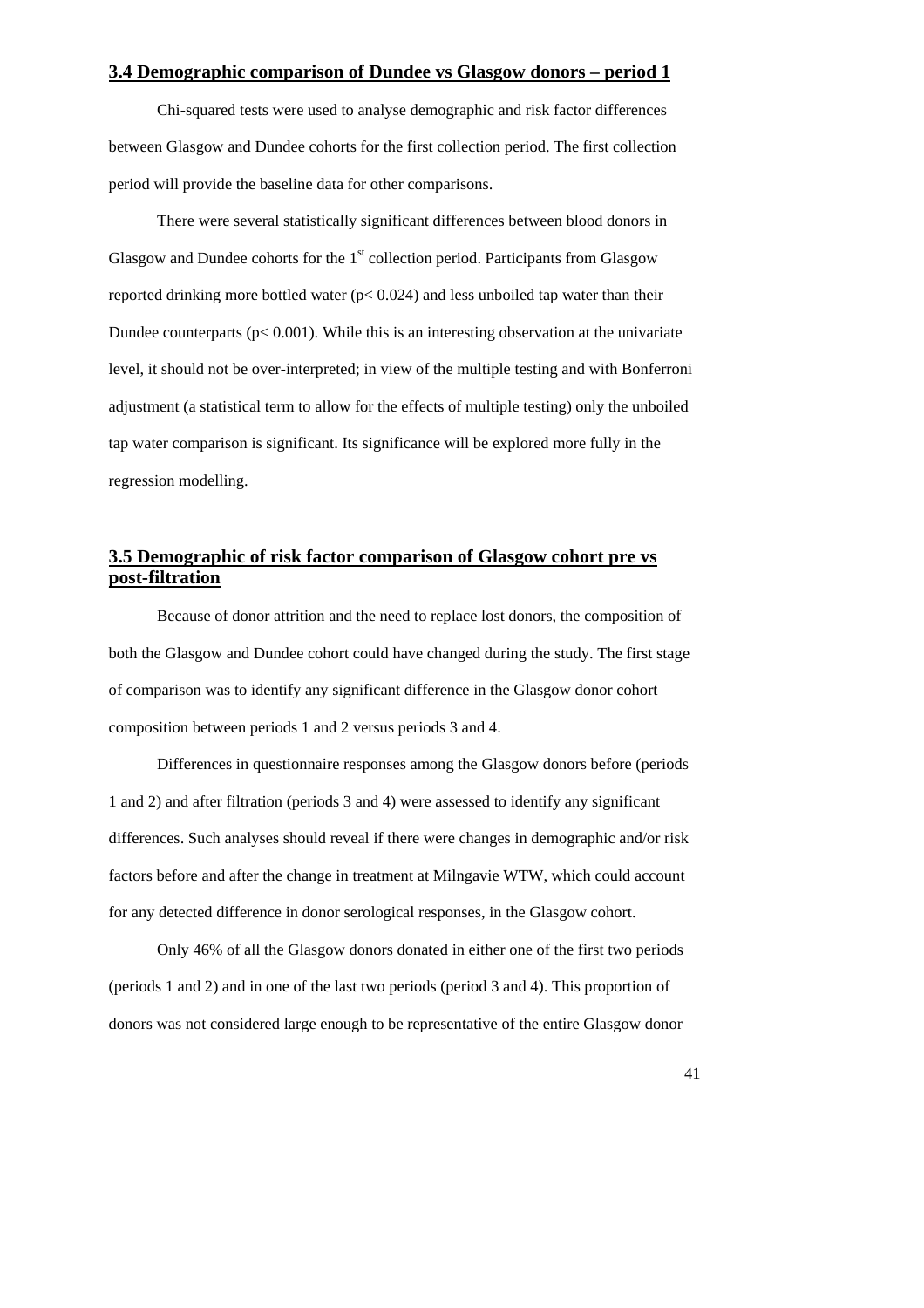## 3.4 Demographic comparison of Dundee vs Glasgow donors – period 1

Chi-squared tests were used to analyse demographic and risk factor differences between Glasgow and Dundee cohorts for the first collection period. The first collection period will provide the baseline data for other comparisons.

There were several statistically significant differences between blood donors in Glasgow and Dundee cohorts for the 1st collection period. Participants from Glasgow reported drinking more bottled water ($p < 0.024$) and less unboiled tap water than their Dundee counterparts ($p < 0.001$). While this is an interesting observation at the univariate level, it should not be over-interpreted; in view of the multiple testing and with Bonferroni adjustment (a statistical term to allow for the effects of multiple testing) only the unboiled tap water comparison is significant. Its significance will be explored more fully in the regression modelling.

## 3.5 Demographic of risk factor comparison of Glasgow cohort pre vs post-filtration

Because of donor attrition and the need to replace lost donors, the composition of both the Glasgow and Dundee cohort could have changed during the study. The first stage of comparison was to identify any significant difference in the Glasgow donor cohort composition between periods 1 and 2 versus periods 3 and 4.

Differences in questionnaire responses among the Glasgow donors before (periods 1 and 2) and after filtration (periods 3 and 4) were assessed to identify any significant differences. Such analyses should reveal if there were changes in demographic and/or risk factors before and after the change in treatment at Milngavie WTW, which could account for any detected difference in donor serological responses, in the Glasgow cohort.

Only 46% of all the Glasgow donors donated in either one of the first two periods (periods 1 and 2) and in one of the last two periods (period 3 and 4). This proportion of donors was not considered large enough to be representative of the entire Glasgow donor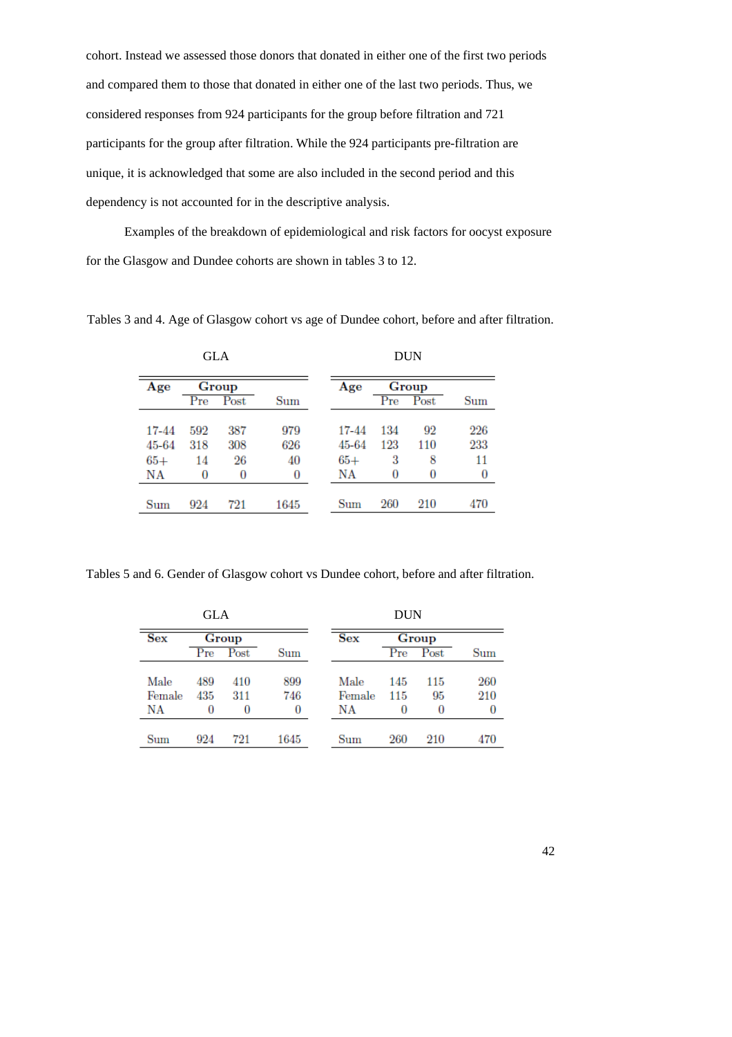cohort. Instead we assessed those donors that donated in either one of the first two periods and compared them to those that donated in either one of the last two periods. Thus, we considered responses from 924 participants for the group before filtration and 721 participants for the group after filtration. While the 924 participants pre-filtration are unique, it is acknowledged that some are also included in the second period and this dependency is not accounted for in the descriptive analysis.

Examples of the breakdown of epidemiological and risk factors for oocyst exposure for the Glasgow and Dundee cohorts are shown in tables 3 to 12.

Tables 3 and 4. Age of Glasgow cohort vs age of Dundee cohort, before and after filtration.

GLA

| Age | Group | | Sum |
|---|---|---|---|
| | Pre | Post | |
| 17-44 | 592 | 387 | 979 |
| 45-64 | 318 | 308 | 626 |
| 65+ | 14 | 26 | 40 |
| NA | 0 | 0 | 0 |
| Sum | 924 | 721 | 1645 |

DUN

| Age | Group | | Sum |
|---|---|---|---|
| | Pre | Post | |
| 17-44 | 134 | 92 | 226 |
| 45-64 | 123 | 110 | 233 |
| 65+ | 3 | 8 | 11 |
| NA | 0 | 0 | 0 |
| Sum | 260 | 210 | 470 |

Tables 5 and 6. Gender of Glasgow cohort vs Dundee cohort, before and after filtration.

GLA

| Sex | Group | | Sum |
|---|---|---|---|
| | Pre | Post | |
| Male | 489 | 410 | 899 |
| Female | 435 | 311 | 746 |
| NA | 0 | 0 | 0 |
| Sum | 924 | 721 | 1645 |

DUN

| Sex | Group | | Sum |
|---|---|---|---|
| | Pre | Post | |
| Male | 145 | 115 | 260 |
| Female | 115 | 95 | 210 |
| NA | 0 | 0 | 0 |
| Sum | 260 | 210 | 470 |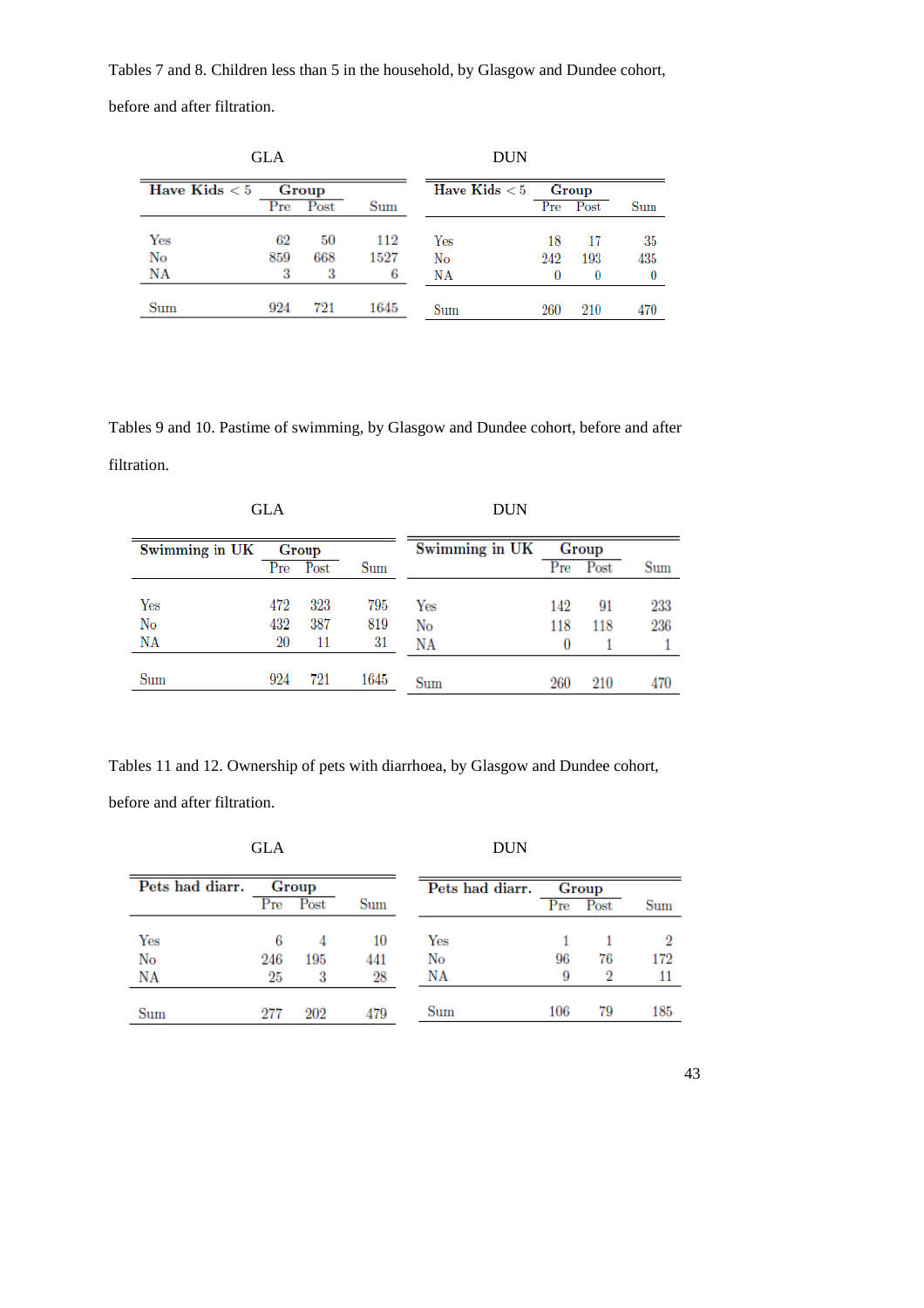Tables 7 and 8. Children less than 5 in the household, by Glasgow and Dundee cohort, before and after filtration.

GLA

| Have Kids < 5 | Group | | Sum |
|---|---|---|---|
| | Pre | Post | |
| Yes | 62 | 50 | 112 |
| No | 859 | 668 | 1527 |
| NA | 3 | 3 | 6 |
| Sum | 924 | 721 | 1645 |

DUN

| Have Kids < 5 | Group | | Sum |
|---|---|---|---|
| | Pre | Post | |
| Yes | 18 | 17 | 35 |
| No | 242 | 193 | 435 |
| NA | 0 | 0 | 0 |
| Sum | 260 | 210 | 470 |

Tables 9 and 10. Pastime of swimming, by Glasgow and Dundee cohort, before and after filtration.

GLA

| Swimming in UK | Group | | Sum |
|---|---|---|---|
| | Pre | Post | |
| Yes | 472 | 323 | 795 |
| No | 432 | 387 | 819 |
| NA | 20 | 11 | 31 |
| Sum | 924 | 721 | 1645 |

DUN

| Swimming in UK | Group | | Sum |
|---|---|---|---|
| | Pre | Post | |
| Yes | 142 | 91 | 233 |
| No | 118 | 118 | 236 |
| NA | 0 | 1 | 1 |
| Sum | 260 | 210 | 470 |

Tables 11 and 12. Ownership of pets with diarrhoea, by Glasgow and Dundee cohort, before and after filtration.

GLA

| Pets had diarr. | Group | | Sum |
|---|---|---|---|
| | Pre | Post | |
| Yes | 6 | 4 | 10 |
| No | 246 | 195 | 441 |
| NA | 25 | 3 | 28 |
| Sum | 277 | 202 | 479 |

DUN

| Pets had diarr. | Group | | Sum |
|---|---|---|---|
| | Pre | Post | |
| Yes | 1 | 1 | 2 |
| No | 96 | 76 | 172 |
| NA | 9 | 2 | 11 |
| Sum | 106 | 79 | 185 |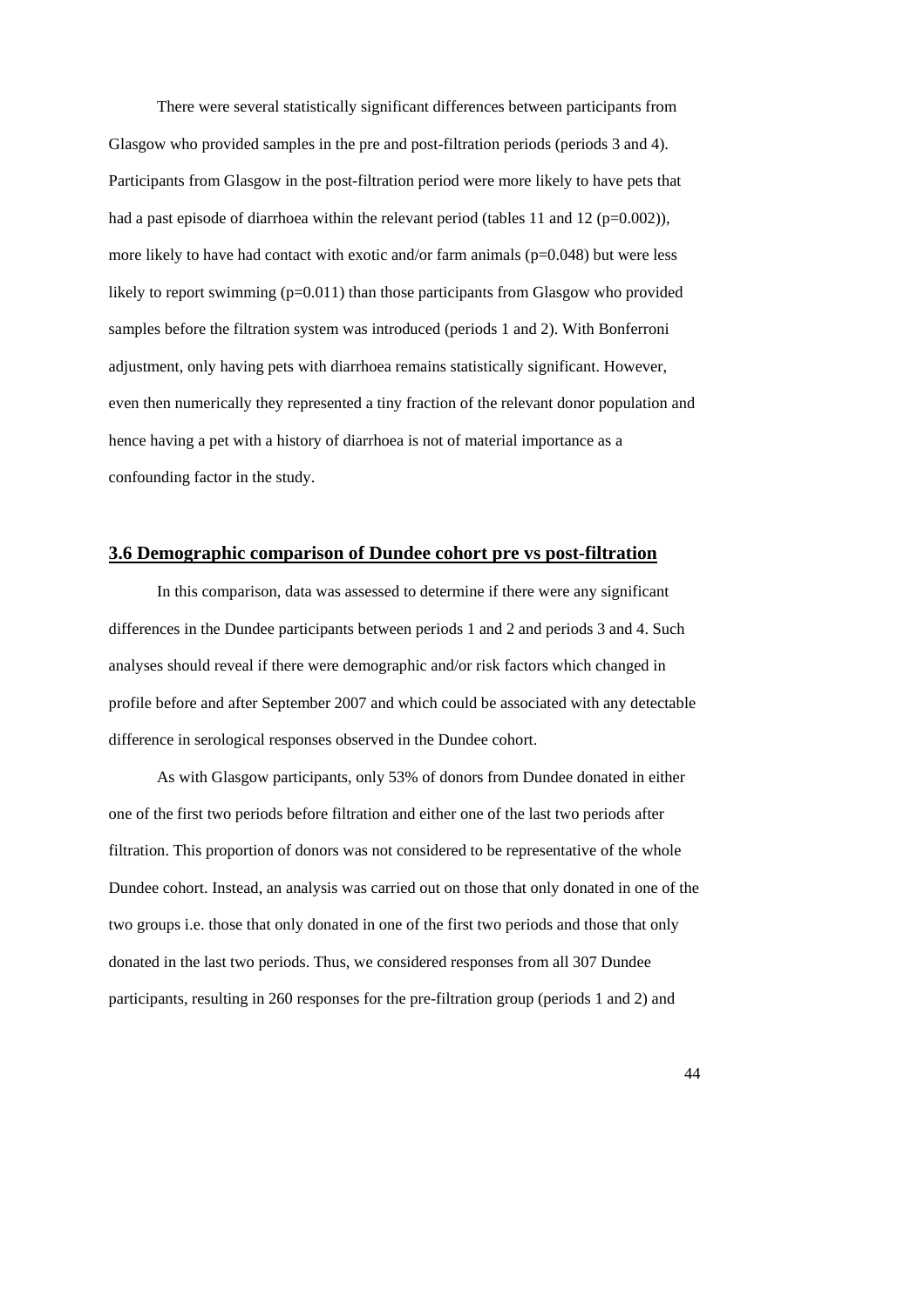There were several statistically significant differences between participants from Glasgow who provided samples in the pre and post-filtration periods (periods 3 and 4). Participants from Glasgow in the post-filtration period were more likely to have pets that had a past episode of diarrhoea within the relevant period (tables 11 and 12 ($p=0.002$)), more likely to have had contact with exotic and/or farm animals ($p=0.048$) but were less likely to report swimming ($p=0.011$) than those participants from Glasgow who provided samples before the filtration system was introduced (periods 1 and 2). With Bonferroni adjustment, only having pets with diarrhoea remains statistically significant. However, even then numerically they represented a tiny fraction of the relevant donor population and hence having a pet with a history of diarrhoea is not of material importance as a confounding factor in the study.

## 3.6 Demographic comparison of Dundee cohort pre vs post-filtration

In this comparison, data was assessed to determine if there were any significant differences in the Dundee participants between periods 1 and 2 and periods 3 and 4. Such analyses should reveal if there were demographic and/or risk factors which changed in profile before and after September 2007 and which could be associated with any detectable difference in serological responses observed in the Dundee cohort.

As with Glasgow participants, only 53% of donors from Dundee donated in either one of the first two periods before filtration and either one of the last two periods after filtration. This proportion of donors was not considered to be representative of the whole Dundee cohort. Instead, an analysis was carried out on those that only donated in one of the two groups i.e. those that only donated in one of the first two periods and those that only donated in the last two periods. Thus, we considered responses from all 307 Dundee participants, resulting in 260 responses for the pre-filtration group (periods 1 and 2) and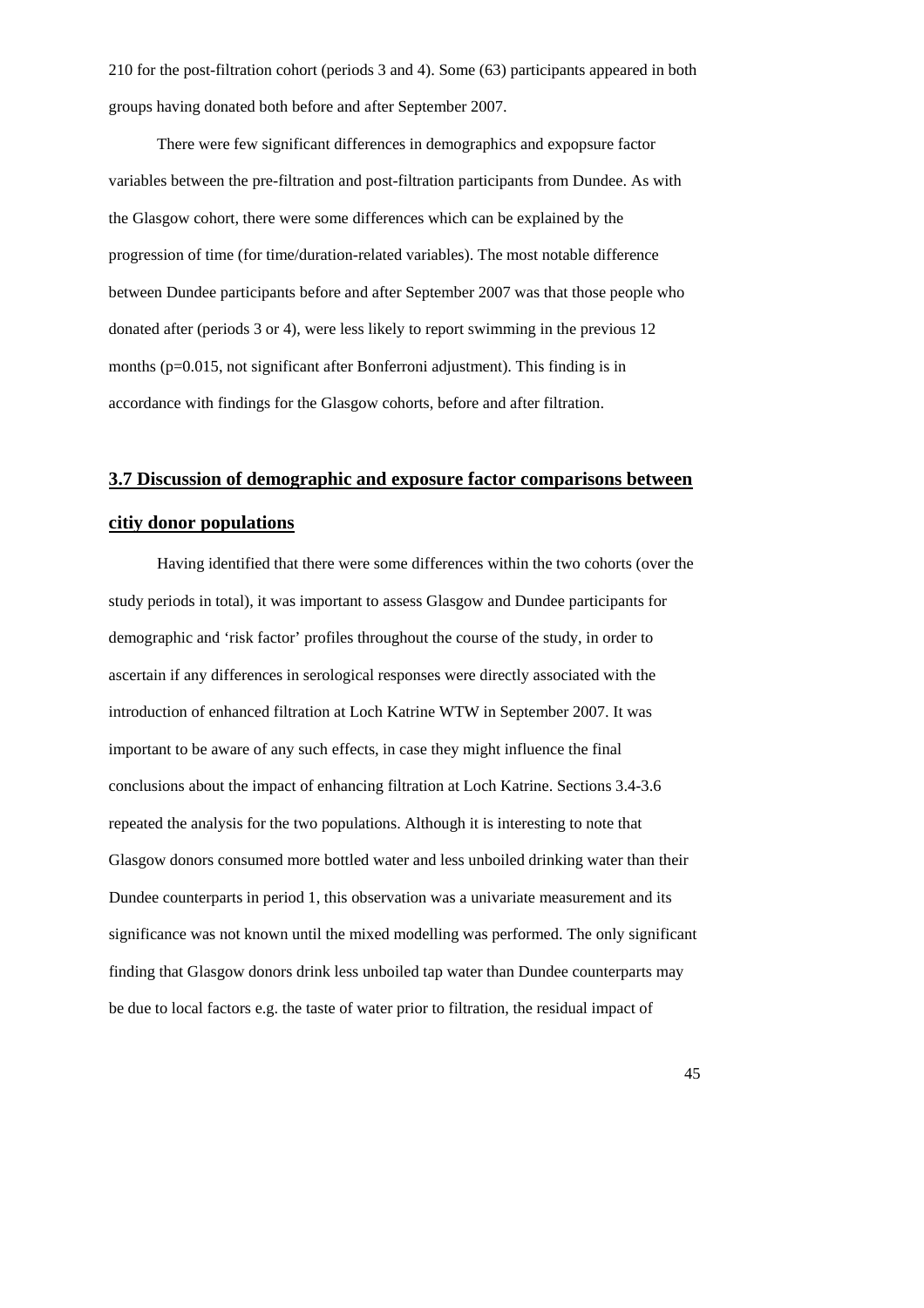210 for the post-filtration cohort (periods 3 and 4). Some (63) participants appeared in both groups having donated both before and after September 2007.

There were few significant differences in demographics and expopsure factor variables between the pre-filtration and post-filtration participants from Dundee. As with the Glasgow cohort, there were some differences which can be explained by the progression of time (for time/duration-related variables). The most notable difference between Dundee participants before and after September 2007 was that those people who donated after (periods 3 or 4), were less likely to report swimming in the previous 12 months (p=0.015, not significant after Bonferroni adjustment). This finding is in accordance with findings for the Glasgow cohorts, before and after filtration.

## 3.7 Discussion of demographic and exposure factor comparisons between citiy donor populations

Having identified that there were some differences within the two cohorts (over the study periods in total), it was important to assess Glasgow and Dundee participants for demographic and 'risk factor' profiles throughout the course of the study, in order to ascertain if any differences in serological responses were directly associated with the introduction of enhanced filtration at Loch Katrine WTW in September 2007. It was important to be aware of any such effects, in case they might influence the final conclusions about the impact of enhancing filtration at Loch Katrine. Sections 3.4-3.6 repeated the analysis for the two populations. Although it is interesting to note that Glasgow donors consumed more bottled water and less unboiled drinking water than their Dundee counterparts in period 1, this observation was a univariate measurement and its significance was not known until the mixed modelling was performed. The only significant finding that Glasgow donors drink less unboiled tap water than Dundee counterparts may be due to local factors e.g. the taste of water prior to filtration, the residual impact of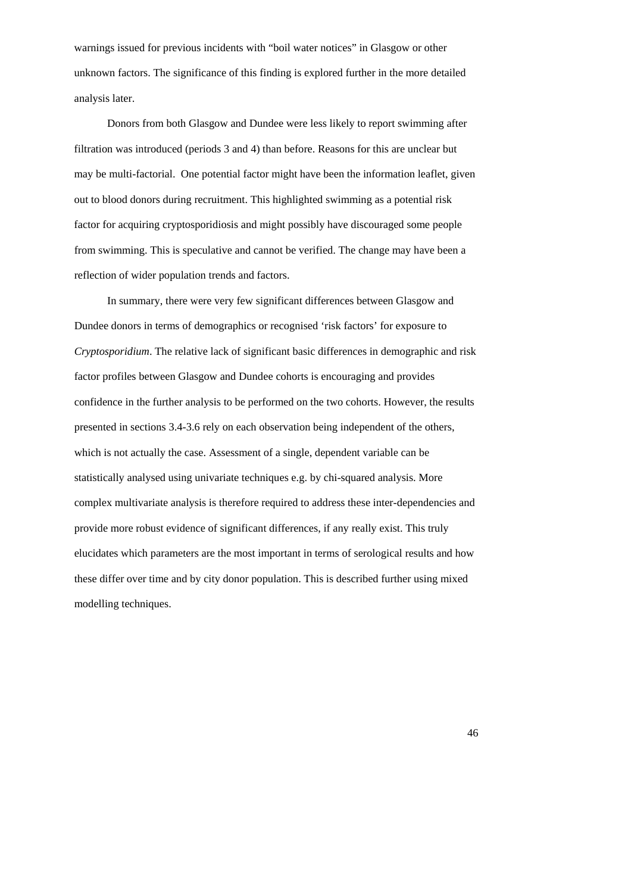warnings issued for previous incidents with "boil water notices" in Glasgow or other unknown factors. The significance of this finding is explored further in the more detailed analysis later.

Donors from both Glasgow and Dundee were less likely to report swimming after filtration was introduced (periods 3 and 4) than before. Reasons for this are unclear but may be multi-factorial. One potential factor might have been the information leaflet, given out to blood donors during recruitment. This highlighted swimming as a potential risk factor for acquiring cryptosporidiosis and might possibly have discouraged some people from swimming. This is speculative and cannot be verified. The change may have been a reflection of wider population trends and factors.

In summary, there were very few significant differences between Glasgow and Dundee donors in terms of demographics or recognised 'risk factors' for exposure to *Cryptosporidium*. The relative lack of significant basic differences in demographic and risk factor profiles between Glasgow and Dundee cohorts is encouraging and provides confidence in the further analysis to be performed on the two cohorts. However, the results presented in sections 3.4-3.6 rely on each observation being independent of the others, which is not actually the case. Assessment of a single, dependent variable can be statistically analysed using univariate techniques e.g. by chi-squared analysis. More complex multivariate analysis is therefore required to address these inter-dependencies and provide more robust evidence of significant differences, if any really exist. This truly elucidates which parameters are the most important in terms of serological results and how these differ over time and by city donor population. This is described further using mixed modelling techniques.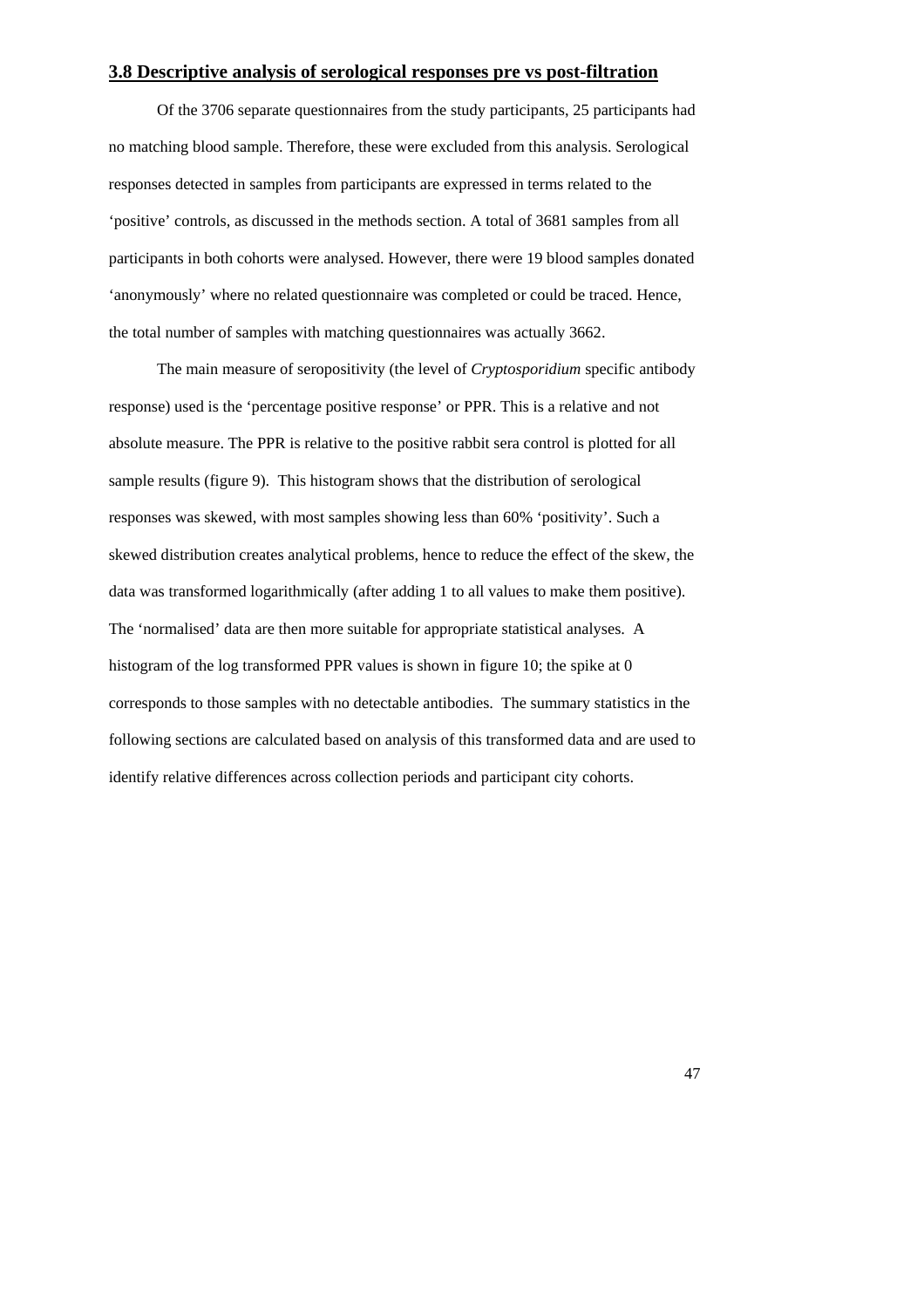## 3.8 Descriptive analysis of serological responses pre vs post-filtration

Of the 3706 separate questionnaires from the study participants, 25 participants had no matching blood sample. Therefore, these were excluded from this analysis. Serological responses detected in samples from participants are expressed in terms related to the 'positive' controls, as discussed in the methods section. A total of 3681 samples from all participants in both cohorts were analysed. However, there were 19 blood samples donated 'anonymously' where no related questionnaire was completed or could be traced. Hence, the total number of samples with matching questionnaires was actually 3662.

The main measure of seropositivity (the level of *Cryptosporidium* specific antibody response) used is the 'percentage positive response' or PPR. This is a relative and not absolute measure. The PPR is relative to the positive rabbit sera control is plotted for all sample results (figure 9). This histogram shows that the distribution of serological responses was skewed, with most samples showing less than 60% 'positivity'. Such a skewed distribution creates analytical problems, hence to reduce the effect of the skew, the data was transformed logarithmically (after adding 1 to all values to make them positive). The 'normalised' data are then more suitable for appropriate statistical analyses. A histogram of the log transformed PPR values is shown in figure 10; the spike at 0 corresponds to those samples with no detectable antibodies. The summary statistics in the following sections are calculated based on analysis of this transformed data and are used to identify relative differences across collection periods and participant city cohorts.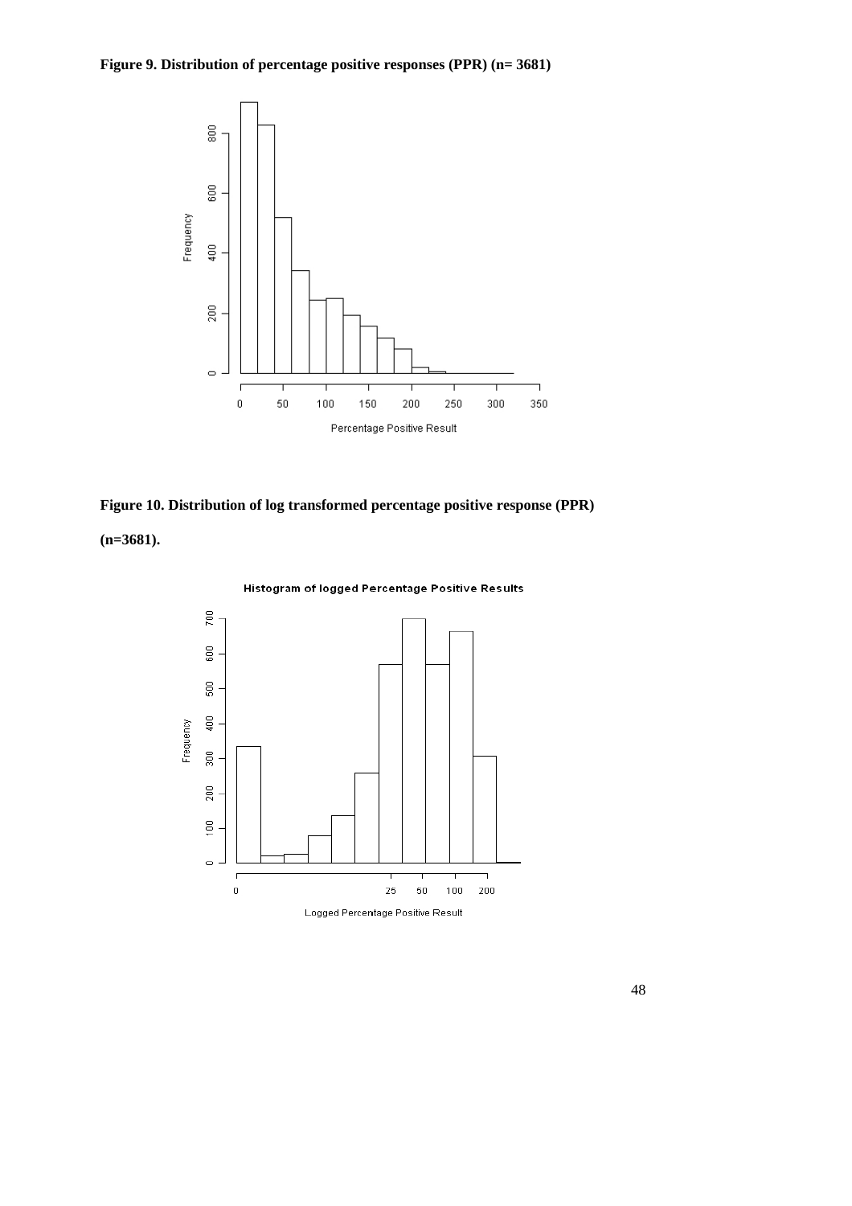**Figure 9. Distribution of percentage positive responses (PPR) (n= 3681)**

**Figure 10. Distribution of log transformed percentage positive response (PPR) (n=3681).**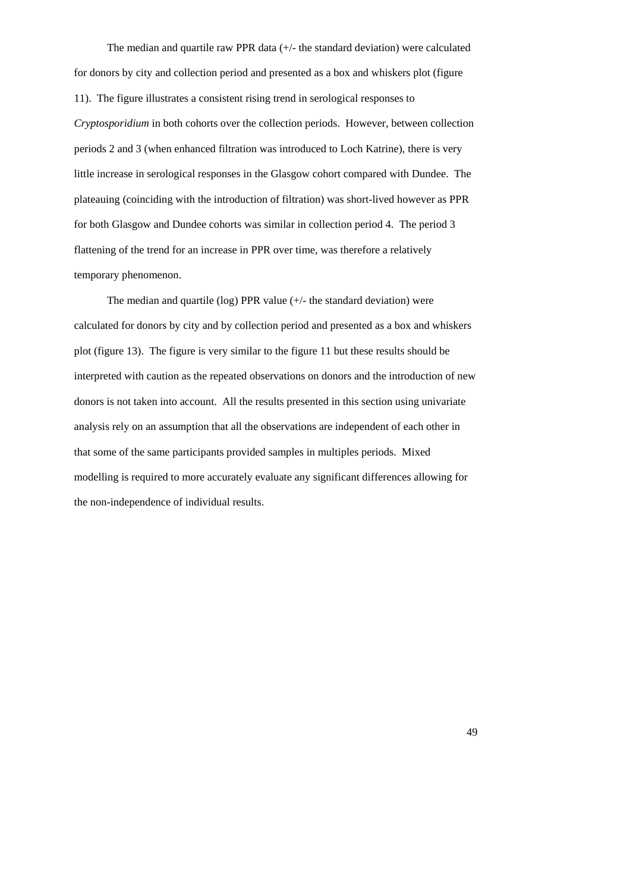The median and quartile raw PPR data (+/- the standard deviation) were calculated for donors by city and collection period and presented as a box and whiskers plot (figure 11). The figure illustrates a consistent rising trend in serological responses to *Cryptosporidium* in both cohorts over the collection periods. However, between collection periods 2 and 3 (when enhanced filtration was introduced to Loch Katrine), there is very little increase in serological responses in the Glasgow cohort compared with Dundee. The plateauing (coinciding with the introduction of filtration) was short-lived however as PPR for both Glasgow and Dundee cohorts was similar in collection period 4. The period 3 flattening of the trend for an increase in PPR over time, was therefore a relatively temporary phenomenon.

The median and quartile (log) PPR value (+/- the standard deviation) were calculated for donors by city and by collection period and presented as a box and whiskers plot (figure 13). The figure is very similar to the figure 11 but these results should be interpreted with caution as the repeated observations on donors and the introduction of new donors is not taken into account. All the results presented in this section using univariate analysis rely on an assumption that all the observations are independent of each other in that some of the same participants provided samples in multiples periods. Mixed modelling is required to more accurately evaluate any significant differences allowing for the non-independence of individual results.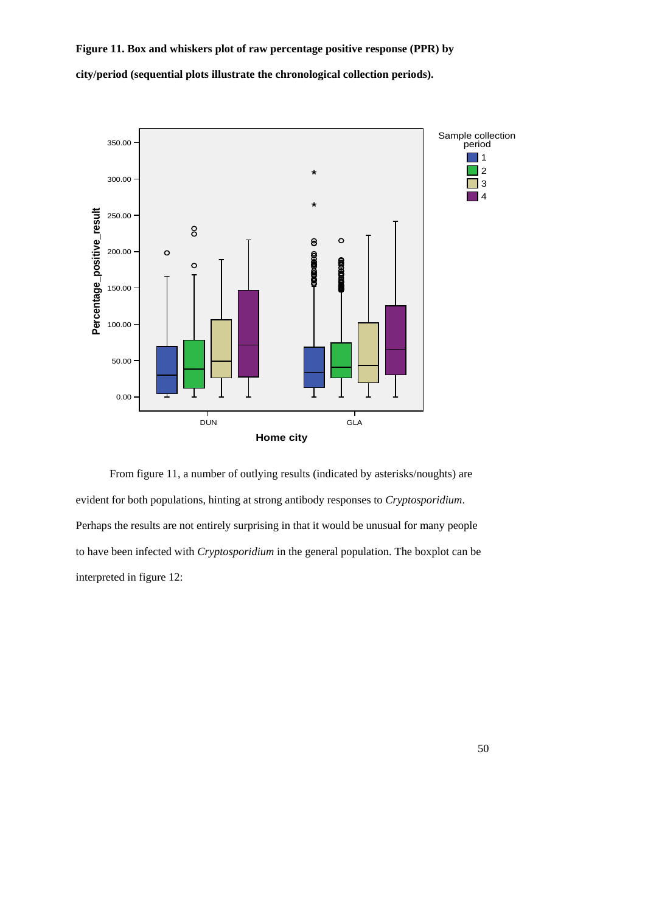**Figure 11. Box and whiskers plot of raw percentage positive response (PPR) by city/period (sequential plots illustrate the chronological collection periods).**

From figure 11, a number of outlying results (indicated by asterisks/noughts) are evident for both populations, hinting at strong antibody responses to *Cryptosporidium*. Perhaps the results are not entirely surprising in that it would be unusual for many people to have been infected with *Cryptosporidium* in the general population. The boxplot can be interpreted in figure 12: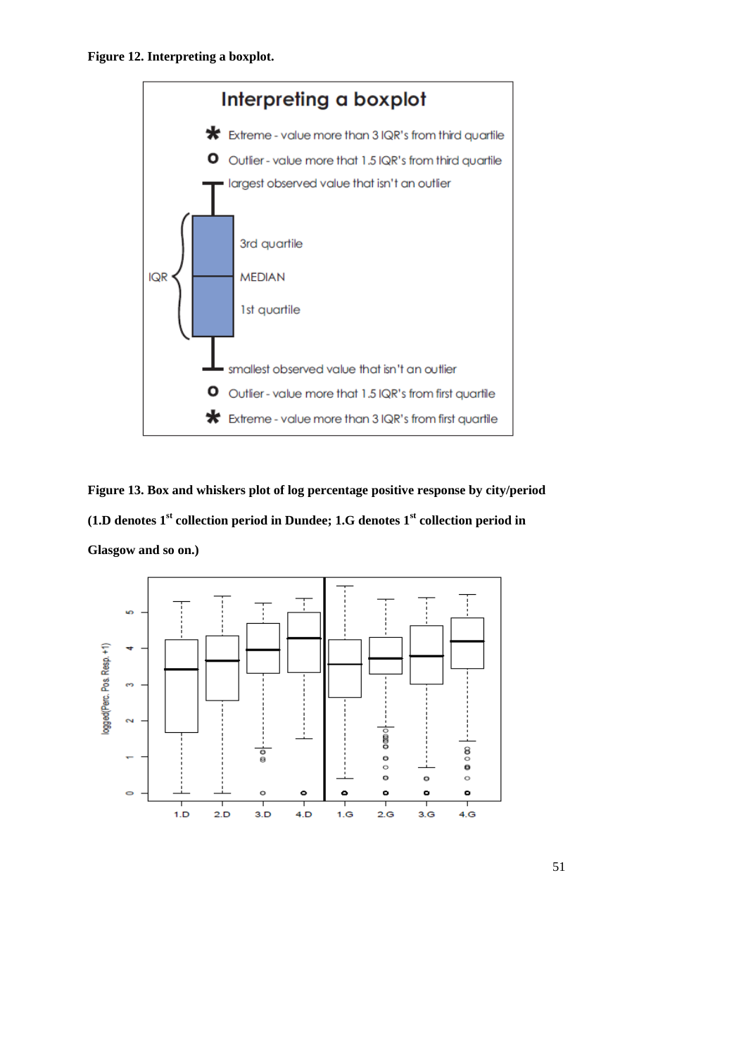**Figure 12. Interpreting a boxplot.**

**Figure 13. Box and whiskers plot of log percentage positive response by city/period (1.D denotes 1st collection period in Dundee; 1.G denotes 1st collection period in Glasgow and so on.)**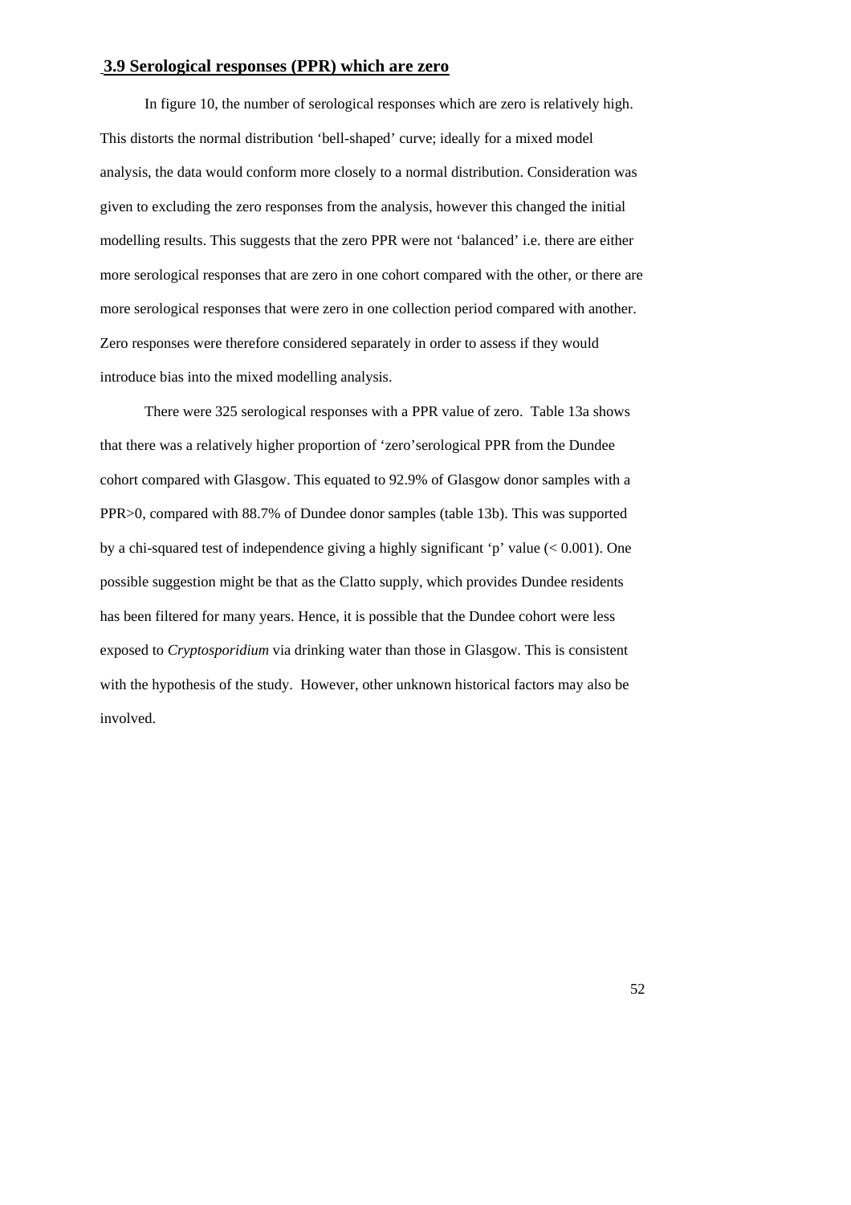### 3.9 Serological responses (PPR) which are zero

In figure 10, the number of serological responses which are zero is relatively high. This distorts the normal distribution 'bell-shaped' curve; ideally for a mixed model analysis, the data would conform more closely to a normal distribution. Consideration was given to excluding the zero responses from the analysis, however this changed the initial modelling results. This suggests that the zero PPR were not 'balanced' i.e. there are either more serological responses that are zero in one cohort compared with the other, or there are more serological responses that were zero in one collection period compared with another. Zero responses were therefore considered separately in order to assess if they would introduce bias into the mixed modelling analysis.

There were 325 serological responses with a PPR value of zero. Table 13a shows that there was a relatively higher proportion of 'zero'serological PPR from the Dundee cohort compared with Glasgow. This equated to 92.9% of Glasgow donor samples with a PPR>0, compared with 88.7% of Dundee donor samples (table 13b). This was supported by a chi-squared test of independence giving a highly significant 'p' value (< 0.001). One possible suggestion might be that as the Clatto supply, which provides Dundee residents has been filtered for many years. Hence, it is possible that the Dundee cohort were less exposed to *Cryptosporidium* via drinking water than those in Glasgow. This is consistent with the hypothesis of the study. However, other unknown historical factors may also be involved.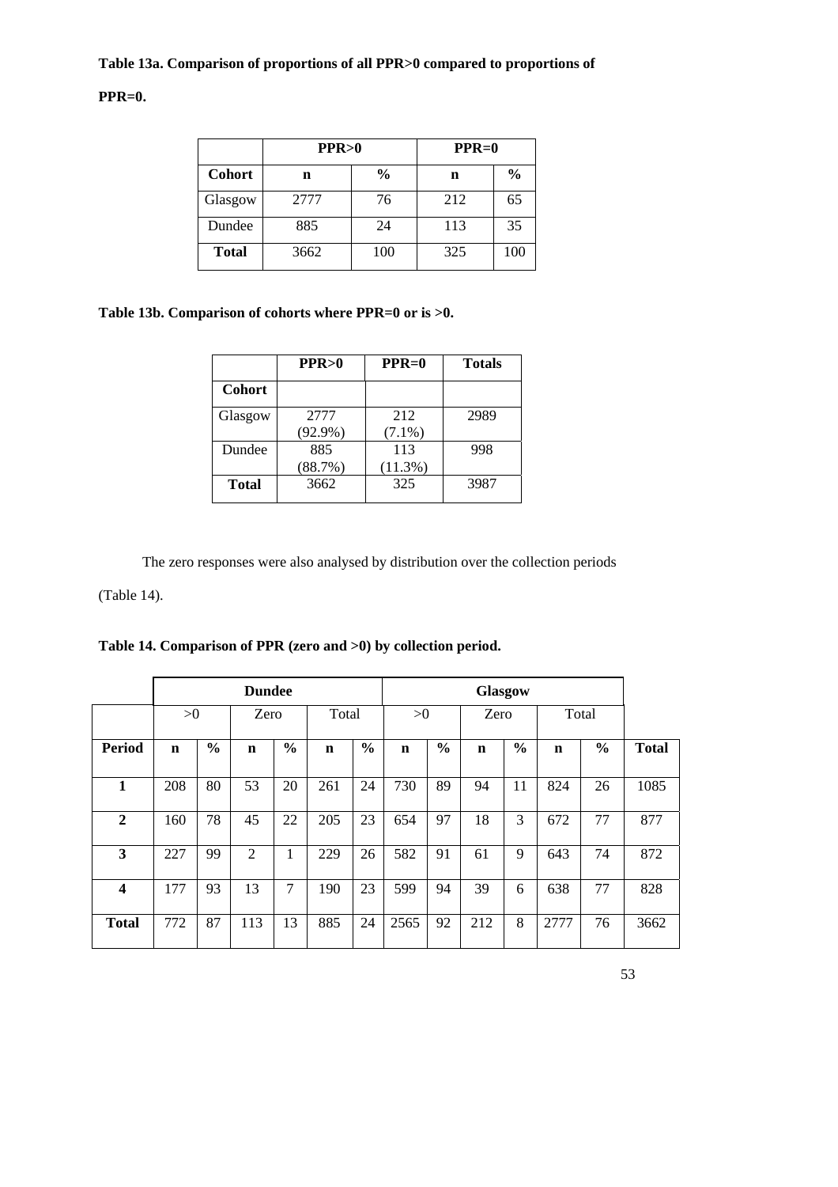**Table 13a. Comparison of proportions of all PPR>0 compared to proportions of PPR=0.**

| | PPR>0 | | PPR=0 | |
|---|---|---|---|---|
| **Cohort** | **n** | **%** | **n** | **%** |
| Glasgow | 2777 | 76 | 212 | 65 |
| Dundee | 885 | 24 | 113 | 35 |
| **Total** | 3662 | 100 | 325 | 100 |

**Table 13b. Comparison of cohorts where PPR=0 or is >0.**

| | PPR>0 | PPR=0 | Totals |
|---|---|---|---|
| **Cohort** | | | |
| Glasgow | 2777 (92.9%) | 212 (7.1%) | 2989 |
| Dundee | 885 (88.7%) | 113 (11.3%) | 998 |
| **Total** | 3662 | 325 | 3987 |

The zero responses were also analysed by distribution over the collection periods (Table 14).

**Table 14. Comparison of PPR (zero and >0) by collection period.**

| | Dundee | | | | | | Glasgow | | | | | | |
|---|---|---|---|---|---|---|---|---|---|---|---|---|---|
| | >0 | | Zero | | Total | | >0 | | Zero | | Total | | |
| **Period** | **n** | **%** | **n** | **%** | **n** | **%** | **n** | **%** | **n** | **%** | **n** | **%** | **Total** |
| **1** | 208 | 80 | 53 | 20 | 261 | 24 | 730 | 89 | 94 | 11 | 824 | 26 | 1085 |
| **2** | 160 | 78 | 45 | 22 | 205 | 23 | 654 | 97 | 18 | 3 | 672 | 77 | 877 |
| **3** | 227 | 99 | 2 | 1 | 229 | 26 | 582 | 91 | 61 | 9 | 643 | 74 | 872 |
| **4** | 177 | 93 | 13 | 7 | 190 | 23 | 599 | 94 | 39 | 6 | 638 | 77 | 828 |
| **Total** | 772 | 87 | 113 | 13 | 885 | 24 | 2565 | 92 | 212 | 8 | 2777 | 76 | 3662 |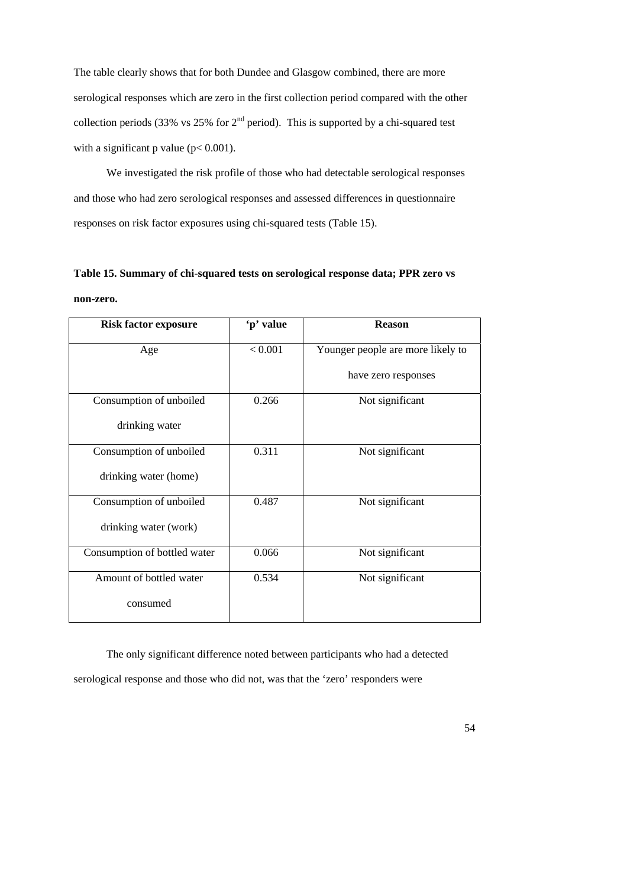The table clearly shows that for both Dundee and Glasgow combined, there are more serological responses which are zero in the first collection period compared with the other collection periods (33% vs 25% for 2nd period). This is supported by a chi-squared test with a significant p value ($p < 0.001$).

We investigated the risk profile of those who had detectable serological responses and those who had zero serological responses and assessed differences in questionnaire responses on risk factor exposures using chi-squared tests (Table 15).

**Table 15. Summary of chi-squared tests on serological response data; PPR zero vs non-zero.**

| Risk factor exposure | 'p' value | Reason |
| --- | --- | --- |
| Age | < 0.001 | Younger people are more likely to have zero responses |
| Consumption of unboiled drinking water | 0.266 | Not significant |
| Consumption of unboiled drinking water (home) | 0.311 | Not significant |
| Consumption of unboiled drinking water (work) | 0.487 | Not significant |
| Consumption of bottled water | 0.066 | Not significant |
| Amount of bottled water consumed | 0.534 | Not significant |

The only significant difference noted between participants who had a detected serological response and those who did not, was that the 'zero' responders were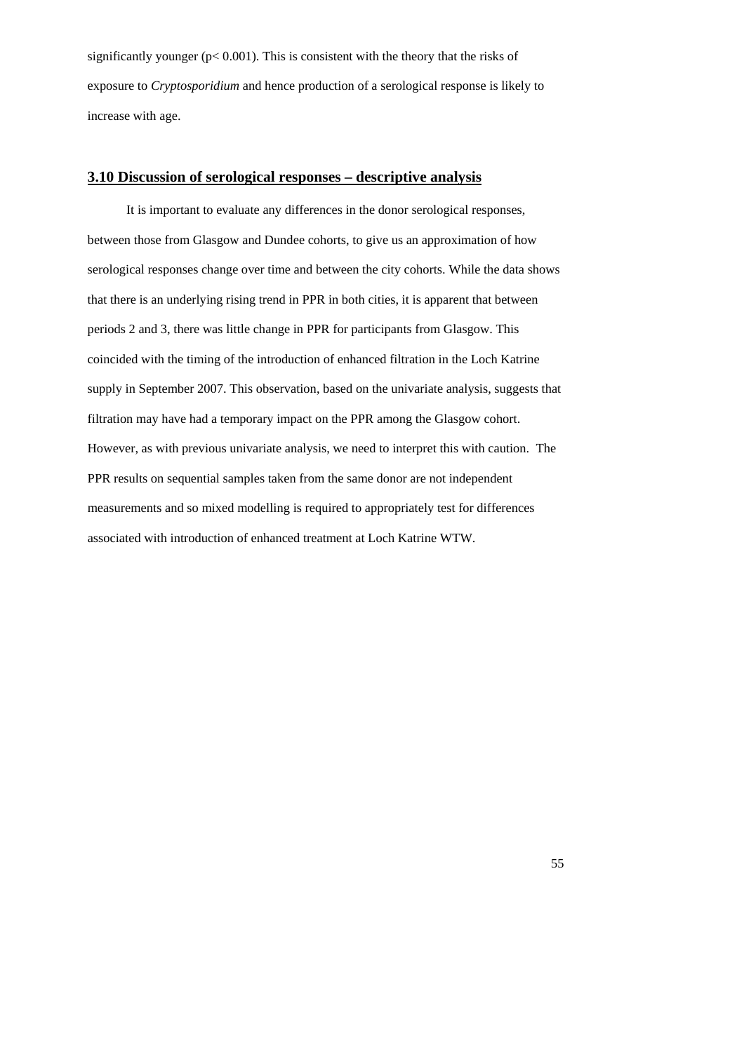significantly younger ($p < 0.001$). This is consistent with the theory that the risks of exposure to *Cryptosporidium* and hence production of a serological response is likely to increase with age.

## 3.10 Discussion of serological responses – descriptive analysis

It is important to evaluate any differences in the donor serological responses, between those from Glasgow and Dundee cohorts, to give us an approximation of how serological responses change over time and between the city cohorts. While the data shows that there is an underlying rising trend in PPR in both cities, it is apparent that between periods 2 and 3, there was little change in PPR for participants from Glasgow. This coincided with the timing of the introduction of enhanced filtration in the Loch Katrine supply in September 2007. This observation, based on the univariate analysis, suggests that filtration may have had a temporary impact on the PPR among the Glasgow cohort. However, as with previous univariate analysis, we need to interpret this with caution. The PPR results on sequential samples taken from the same donor are not independent measurements and so mixed modelling is required to appropriately test for differences associated with introduction of enhanced treatment at Loch Katrine WTW.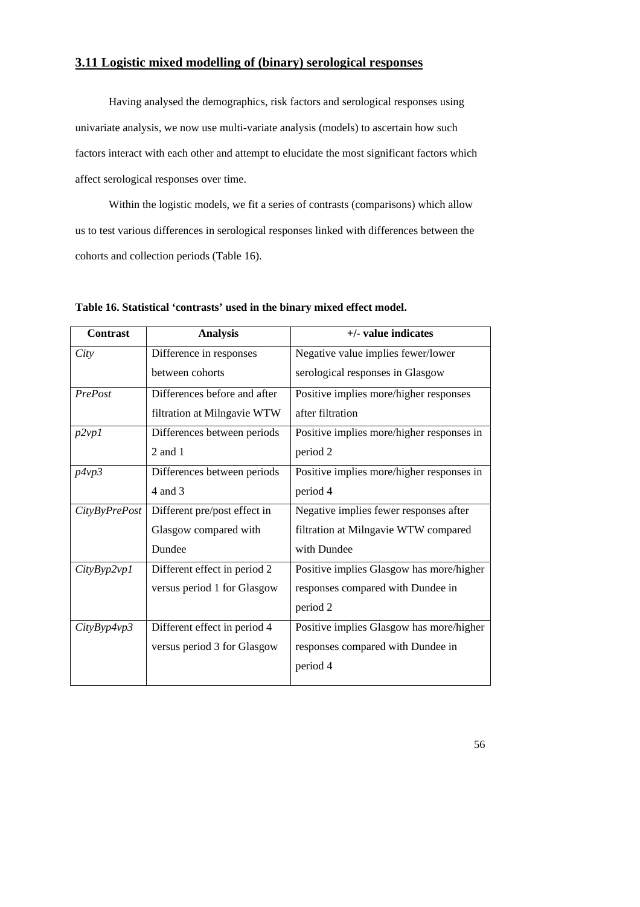## 3.11 Logistic mixed modelling of (binary) serological responses

Having analysed the demographics, risk factors and serological responses using univariate analysis, we now use multi-variate analysis (models) to ascertain how such factors interact with each other and attempt to elucidate the most significant factors which affect serological responses over time.

Within the logistic models, we fit a series of contrasts (comparisons) which allow us to test various differences in serological responses linked with differences between the cohorts and collection periods (Table 16).

**Table 16. Statistical 'contrasts' used in the binary mixed effect model.**

| Contrast | Analysis | +/- value indicates |
|---|---|---|
| *City* | Difference in responses between cohorts | Negative value implies fewer/lower serological responses in Glasgow |
| *PrePost* | Differences before and after filtration at Milngavie WTW | Positive implies more/higher responses after filtration |
| *p2vp1* | Differences between periods 2 and 1 | Positive implies more/higher responses in period 2 |
| *p4vp3* | Differences between periods 4 and 3 | Positive implies more/higher responses in period 4 |
| *CityByPrePost* | Different pre/post effect in Glasgow compared with Dundee | Negative implies fewer responses after filtration at Milngavie WTW compared with Dundee |
| *CityByp2vp1* | Different effect in period 2 versus period 1 for Glasgow | Positive implies Glasgow has more/higher responses compared with Dundee in period 2 |
| *CityByp4vp3* | Different effect in period 4 versus period 3 for Glasgow | Positive implies Glasgow has more/higher responses compared with Dundee in period 4 |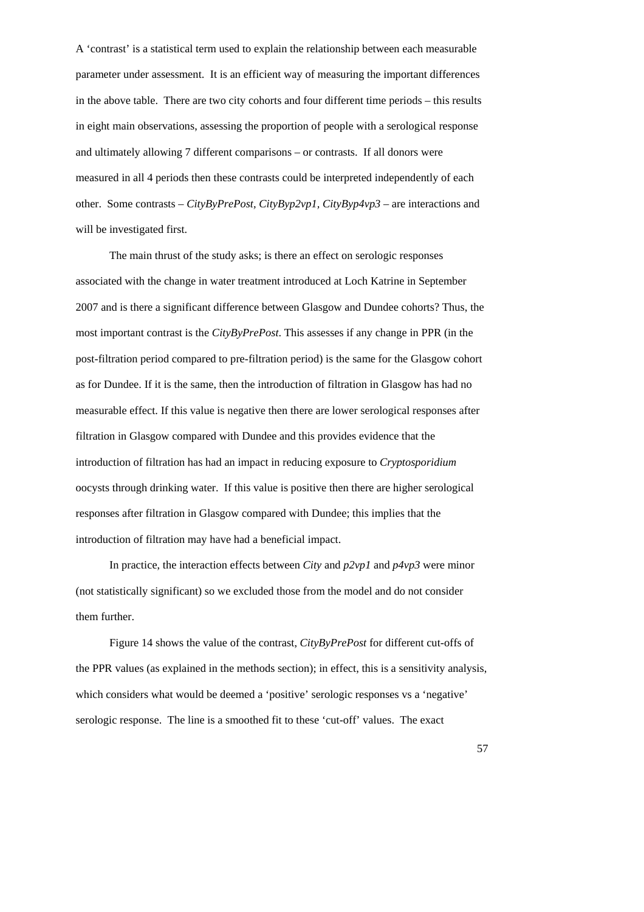A 'contrast' is a statistical term used to explain the relationship between each measurable parameter under assessment. It is an efficient way of measuring the important differences in the above table. There are two city cohorts and four different time periods – this results in eight main observations, assessing the proportion of people with a serological response and ultimately allowing 7 different comparisons – or contrasts. If all donors were measured in all 4 periods then these contrasts could be interpreted independently of each other. Some contrasts – *CityByPrePost, CityByp2vp1, CityByp4vp3* – are interactions and will be investigated first.

The main thrust of the study asks; is there an effect on serologic responses associated with the change in water treatment introduced at Loch Katrine in September 2007 and is there a significant difference between Glasgow and Dundee cohorts? Thus, the most important contrast is the *CityByPrePost*. This assesses if any change in PPR (in the post-filtration period compared to pre-filtration period) is the same for the Glasgow cohort as for Dundee. If it is the same, then the introduction of filtration in Glasgow has had no measurable effect. If this value is negative then there are lower serological responses after filtration in Glasgow compared with Dundee and this provides evidence that the introduction of filtration has had an impact in reducing exposure to *Cryptosporidium* oocysts through drinking water. If this value is positive then there are higher serological responses after filtration in Glasgow compared with Dundee; this implies that the introduction of filtration may have had a beneficial impact.

In practice, the interaction effects between *City* and *p2vp1* and *p4vp3* were minor (not statistically significant) so we excluded those from the model and do not consider them further.

Figure 14 shows the value of the contrast, *CityByPrePost* for different cut-offs of the PPR values (as explained in the methods section); in effect, this is a sensitivity analysis, which considers what would be deemed a 'positive' serologic responses vs a 'negative' serologic response. The line is a smoothed fit to these 'cut-off' values. The exact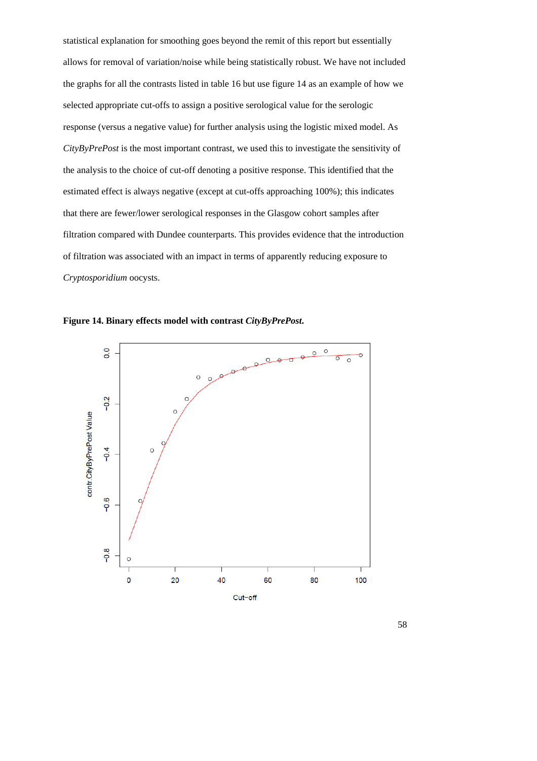statistical explanation for smoothing goes beyond the remit of this report but essentially allows for removal of variation/noise while being statistically robust. We have not included the graphs for all the contrasts listed in table 16 but use figure 14 as an example of how we selected appropriate cut-offs to assign a positive serological value for the serologic response (versus a negative value) for further analysis using the logistic mixed model. As *CityByPrePost* is the most important contrast, we used this to investigate the sensitivity of the analysis to the choice of cut-off denoting a positive response. This identified that the estimated effect is always negative (except at cut-offs approaching 100%); this indicates that there are fewer/lower serological responses in the Glasgow cohort samples after filtration compared with Dundee counterparts. This provides evidence that the introduction of filtration was associated with an impact in terms of apparently reducing exposure to *Cryptosporidium* oocysts.

**Figure 14. Binary effects model with contrast *CityByPrePost*.**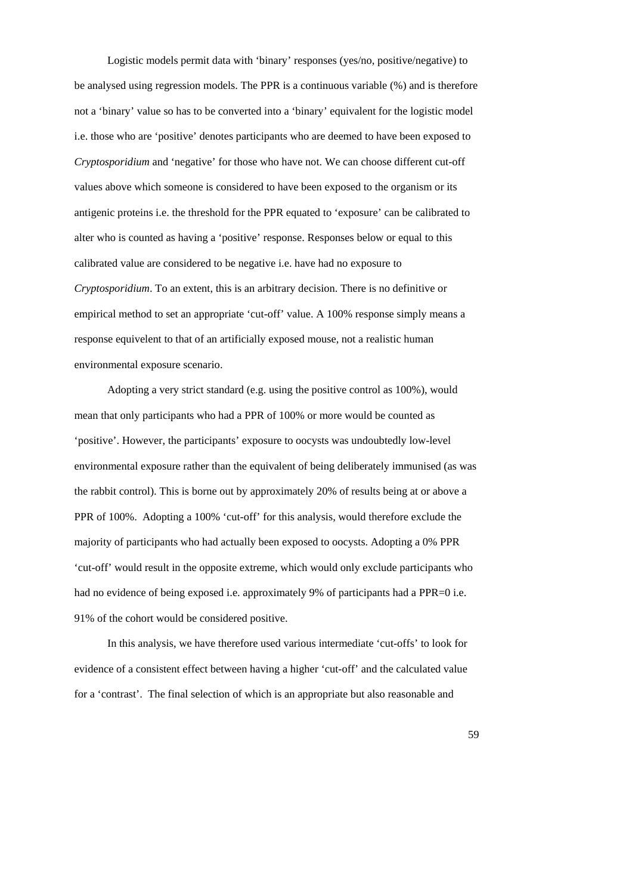Logistic models permit data with 'binary' responses (yes/no, positive/negative) to be analysed using regression models. The PPR is a continuous variable (%) and is therefore not a 'binary' value so has to be converted into a 'binary' equivalent for the logistic model i.e. those who are 'positive' denotes participants who are deemed to have been exposed to *Cryptosporidium* and 'negative' for those who have not. We can choose different cut-off values above which someone is considered to have been exposed to the organism or its antigenic proteins i.e. the threshold for the PPR equated to 'exposure' can be calibrated to alter who is counted as having a 'positive' response. Responses below or equal to this calibrated value are considered to be negative i.e. have had no exposure to *Cryptosporidium*. To an extent, this is an arbitrary decision. There is no definitive or empirical method to set an appropriate 'cut-off' value. A 100% response simply means a response equivelent to that of an artificially exposed mouse, not a realistic human environmental exposure scenario.

Adopting a very strict standard (e.g. using the positive control as 100%), would mean that only participants who had a PPR of 100% or more would be counted as 'positive'. However, the participants' exposure to oocysts was undoubtedly low-level environmental exposure rather than the equivalent of being deliberately immunised (as was the rabbit control). This is borne out by approximately 20% of results being at or above a PPR of 100%. Adopting a 100% 'cut-off' for this analysis, would therefore exclude the majority of participants who had actually been exposed to oocysts. Adopting a 0% PPR 'cut-off' would result in the opposite extreme, which would only exclude participants who had no evidence of being exposed i.e. approximately 9% of participants had a PPR=0 i.e. 91% of the cohort would be considered positive.

In this analysis, we have therefore used various intermediate 'cut-offs' to look for evidence of a consistent effect between having a higher 'cut-off' and the calculated value for a 'contrast'. The final selection of which is an appropriate but also reasonable and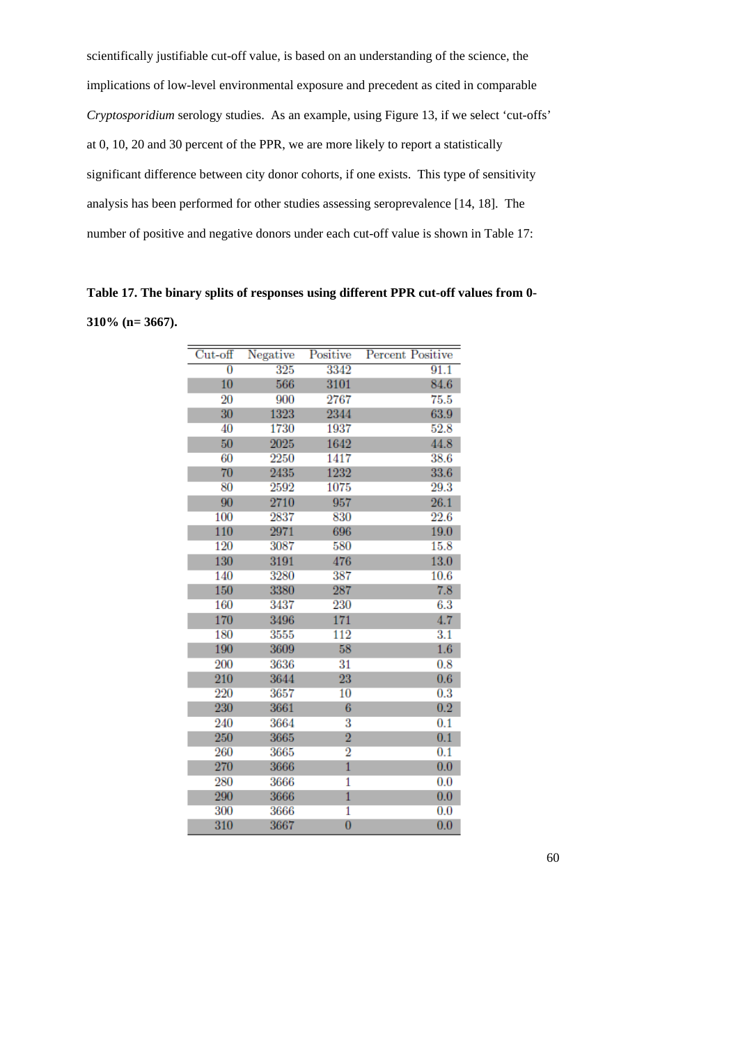scientifically justifiable cut-off value, is based on an understanding of the science, the implications of low-level environmental exposure and precedent as cited in comparable *Cryptosporidium* serology studies. As an example, using Figure 13, if we select 'cut-offs' at 0, 10, 20 and 30 percent of the PPR, we are more likely to report a statistically significant difference between city donor cohorts, if one exists. This type of sensitivity analysis has been performed for other studies assessing seroprevalence [14, 18]. The number of positive and negative donors under each cut-off value is shown in Table 17:

**Table 17. The binary splits of responses using different PPR cut-off values from 0-310% (n= 3667).**

| Cut-off | Negative | Positive | Percent Positive |
|---|---|---|---|
| 0 | 325 | 3342 | 91.1 |
| 10 | 566 | 3101 | 84.6 |
| 20 | 900 | 2767 | 75.5 |
| 30 | 1323 | 2344 | 63.9 |
| 40 | 1730 | 1937 | 52.8 |
| 50 | 2025 | 1642 | 44.8 |
| 60 | 2250 | 1417 | 38.6 |
| 70 | 2435 | 1232 | 33.6 |
| 80 | 2592 | 1075 | 29.3 |
| 90 | 2710 | 957 | 26.1 |
| 100 | 2837 | 830 | 22.6 |
| 110 | 2971 | 696 | 19.0 |
| 120 | 3087 | 580 | 15.8 |
| 130 | 3191 | 476 | 13.0 |
| 140 | 3280 | 387 | 10.6 |
| 150 | 3380 | 287 | 7.8 |
| 160 | 3437 | 230 | 6.3 |
| 170 | 3496 | 171 | 4.7 |
| 180 | 3555 | 112 | 3.1 |
| 190 | 3609 | 58 | 1.6 |
| 200 | 3636 | 31 | 0.8 |
| 210 | 3644 | 23 | 0.6 |
| 220 | 3657 | 10 | 0.3 |
| 230 | 3661 | 6 | 0.2 |
| 240 | 3664 | 3 | 0.1 |
| 250 | 3665 | 2 | 0.1 |
| 260 | 3665 | 2 | 0.1 |
| 270 | 3666 | 1 | 0.0 |
| 280 | 3666 | 1 | 0.0 |
| 290 | 3666 | 1 | 0.0 |
| 300 | 3666 | 1 | 0.0 |
| 310 | 3667 | 0 | 0.0 |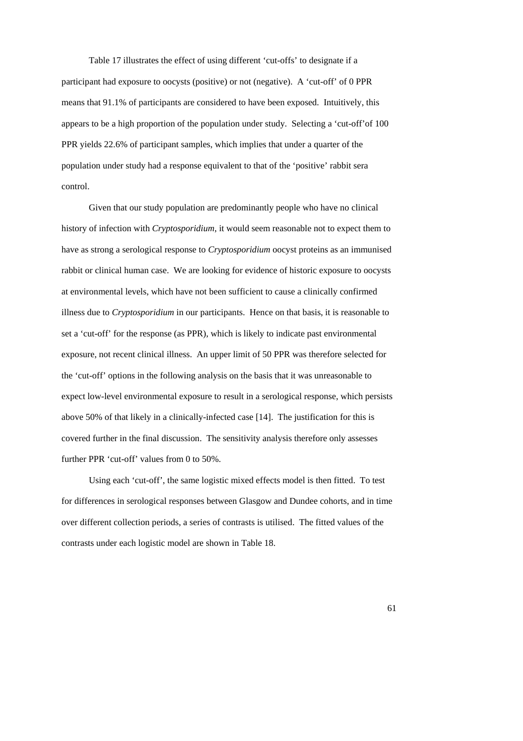Table 17 illustrates the effect of using different 'cut-offs' to designate if a participant had exposure to oocysts (positive) or not (negative). A 'cut-off' of 0 PPR means that 91.1% of participants are considered to have been exposed. Intuitively, this appears to be a high proportion of the population under study. Selecting a 'cut-off'of 100 PPR yields 22.6% of participant samples, which implies that under a quarter of the population under study had a response equivalent to that of the 'positive' rabbit sera control.

Given that our study population are predominantly people who have no clinical history of infection with *Cryptosporidium*, it would seem reasonable not to expect them to have as strong a serological response to *Cryptosporidium* oocyst proteins as an immunised rabbit or clinical human case. We are looking for evidence of historic exposure to oocysts at environmental levels, which have not been sufficient to cause a clinically confirmed illness due to *Cryptosporidium* in our participants. Hence on that basis, it is reasonable to set a 'cut-off' for the response (as PPR), which is likely to indicate past environmental exposure, not recent clinical illness. An upper limit of 50 PPR was therefore selected for the 'cut-off' options in the following analysis on the basis that it was unreasonable to expect low-level environmental exposure to result in a serological response, which persists above 50% of that likely in a clinically-infected case [14]. The justification for this is covered further in the final discussion. The sensitivity analysis therefore only assesses further PPR 'cut-off' values from 0 to 50%.

Using each 'cut-off', the same logistic mixed effects model is then fitted. To test for differences in serological responses between Glasgow and Dundee cohorts, and in time over different collection periods, a series of contrasts is utilised. The fitted values of the contrasts under each logistic model are shown in Table 18.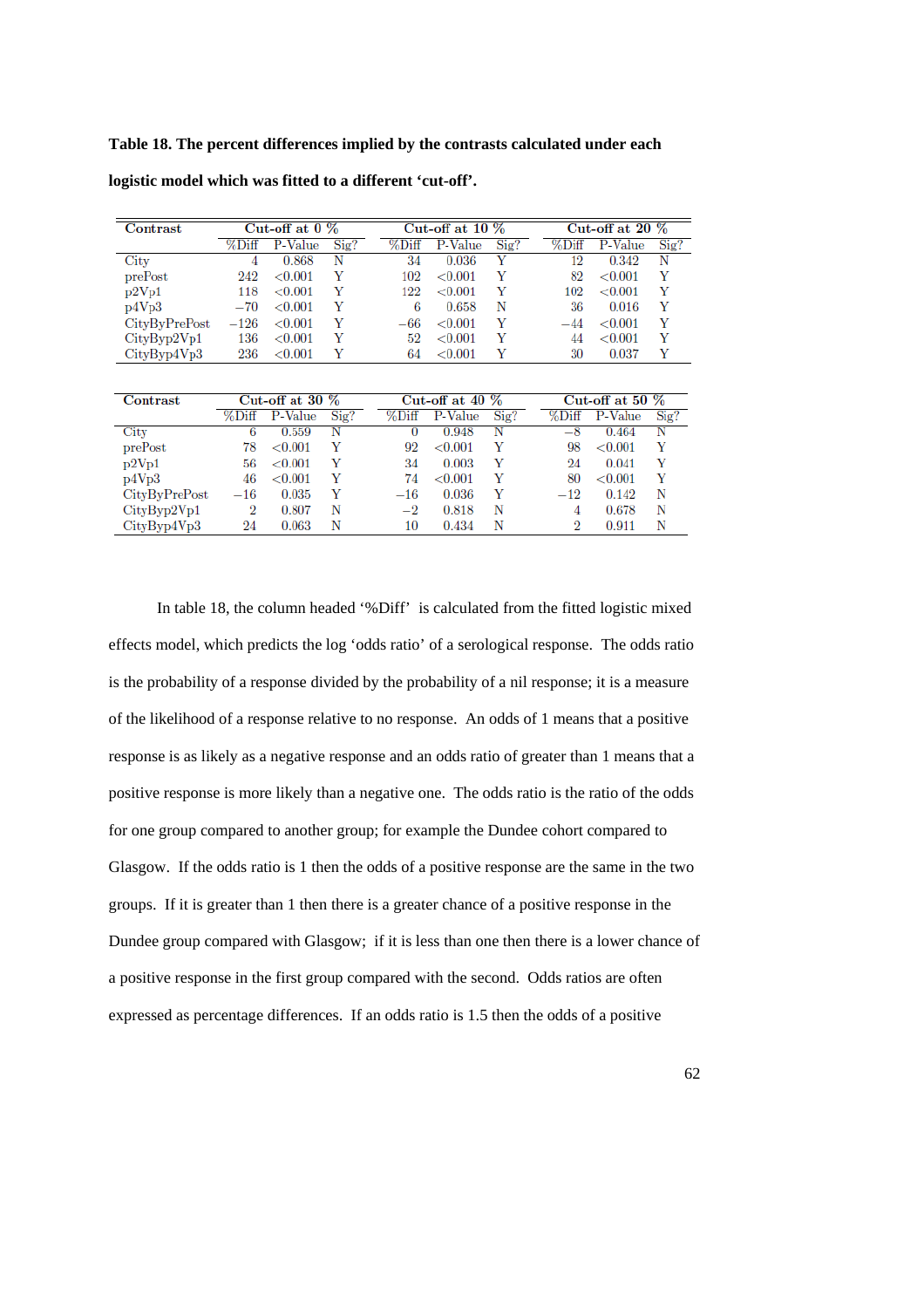**Table 18. The percent differences implied by the contrasts calculated under each logistic model which was fitted to a different ‘cut-off’.**

| Contrast | Cut-off at 0 % | | | Cut-off at 10 % | | | Cut-off at 20 % | | |
|---|---|---|---|---|---|---|---|---|---|
| | %Diff | P-Value | Sig? | %Diff | P-Value | Sig? | %Diff | P-Value | Sig? |
| City | 4 | 0.868 | N | 34 | 0.036 | Y | 12 | 0.342 | N |
| prePost | 242 | <0.001 | Y | 102 | <0.001 | Y | 82 | <0.001 | Y |
| p2Vp1 | 118 | <0.001 | Y | 122 | <0.001 | Y | 102 | <0.001 | Y |
| p4Vp3 | −70 | <0.001 | Y | 6 | 0.658 | N | 36 | 0.016 | Y |
| CityByPrePost | −126 | <0.001 | Y | −66 | <0.001 | Y | −44 | <0.001 | Y |
| CityByp2Vp1 | 136 | <0.001 | Y | 52 | <0.001 | Y | 44 | <0.001 | Y |
| CityByp4Vp3 | 236 | <0.001 | Y | 64 | <0.001 | Y | 30 | 0.037 | Y |

| Contrast | Cut-off at 30 % | | | Cut-off at 40 % | | | Cut-off at 50 % | | |
|---|---|---|---|---|---|---|---|---|---|
| | %Diff | P-Value | Sig? | %Diff | P-Value | Sig? | %Diff | P-Value | Sig? |
| City | 6 | 0.559 | N | 0 | 0.948 | N | −8 | 0.464 | N |
| prePost | 78 | <0.001 | Y | 92 | <0.001 | Y | 98 | <0.001 | Y |
| p2Vp1 | 56 | <0.001 | Y | 34 | 0.003 | Y | 24 | 0.041 | Y |
| p4Vp3 | 46 | <0.001 | Y | 74 | <0.001 | Y | 80 | <0.001 | Y |
| CityByPrePost | −16 | 0.035 | Y | −16 | 0.036 | Y | −12 | 0.142 | N |
| CityByp2Vp1 | 2 | 0.807 | N | −2 | 0.818 | N | 4 | 0.678 | N |
| CityByp4Vp3 | 24 | 0.063 | N | 10 | 0.434 | N | 2 | 0.911 | N |

In table 18, the column headed ‘%Diff’ is calculated from the fitted logistic mixed effects model, which predicts the log ‘odds ratio’ of a serological response. The odds ratio is the probability of a response divided by the probability of a nil response; it is a measure of the likelihood of a response relative to no response. An odds of 1 means that a positive response is as likely as a negative response and an odds ratio of greater than 1 means that a positive response is more likely than a negative one. The odds ratio is the ratio of the odds for one group compared to another group; for example the Dundee cohort compared to Glasgow. If the odds ratio is 1 then the odds of a positive response are the same in the two groups. If it is greater than 1 then there is a greater chance of a positive response in the Dundee group compared with Glasgow; if it is less than one then there is a lower chance of a positive response in the first group compared with the second. Odds ratios are often expressed as percentage differences. If an odds ratio is 1.5 then the odds of a positive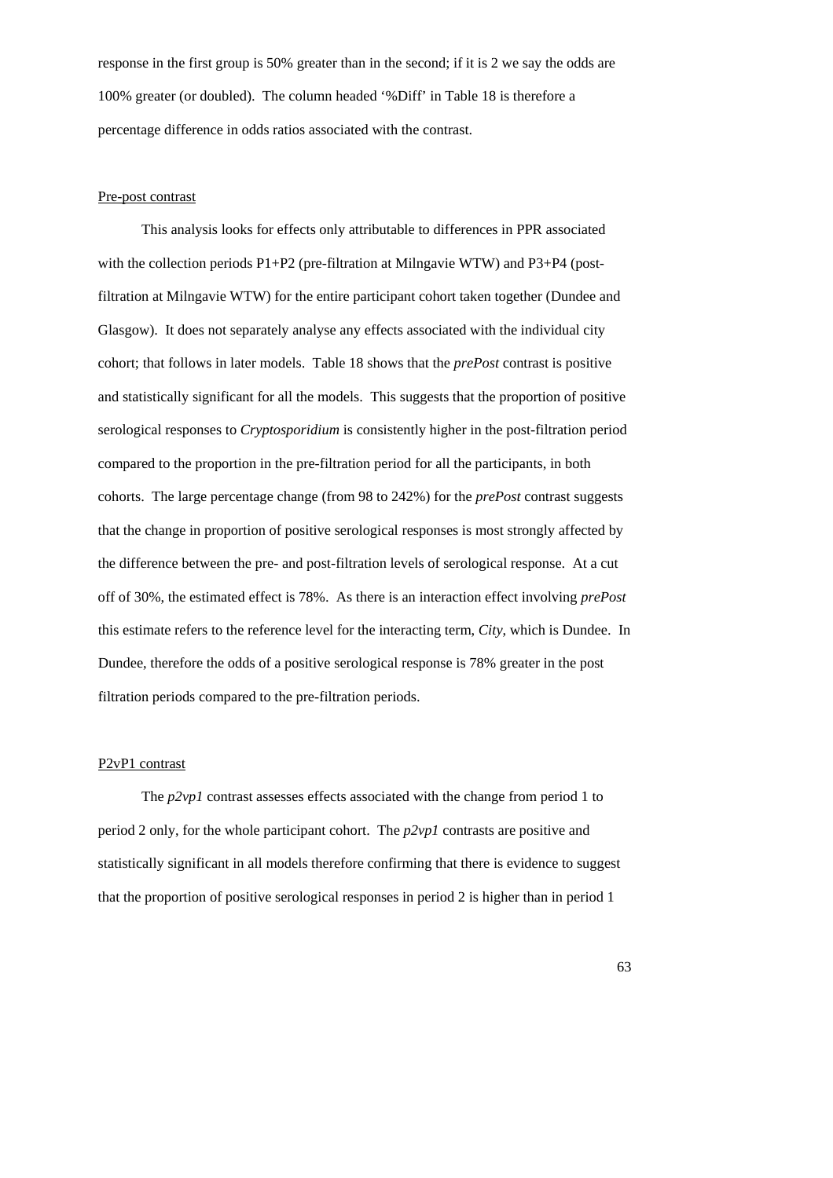response in the first group is 50% greater than in the second; if it is 2 we say the odds are 100% greater (or doubled). The column headed '%Diff' in Table 18 is therefore a percentage difference in odds ratios associated with the contrast.

Pre-post contrast

This analysis looks for effects only attributable to differences in PPR associated with the collection periods P1+P2 (pre-filtration at Milngavie WTW) and P3+P4 (post-filtration at Milngavie WTW) for the entire participant cohort taken together (Dundee and Glasgow). It does not separately analyse any effects associated with the individual city cohort; that follows in later models. Table 18 shows that the *prePost* contrast is positive and statistically significant for all the models. This suggests that the proportion of positive serological responses to *Cryptosporidium* is consistently higher in the post-filtration period compared to the proportion in the pre-filtration period for all the participants, in both cohorts. The large percentage change (from 98 to 242%) for the *prePost* contrast suggests that the change in proportion of positive serological responses is most strongly affected by the difference between the pre- and post-filtration levels of serological response. At a cut off of 30%, the estimated effect is 78%. As there is an interaction effect involving *prePost* this estimate refers to the reference level for the interacting term, *City*, which is Dundee. In Dundee, therefore the odds of a positive serological response is 78% greater in the post filtration periods compared to the pre-filtration periods.

P2vP1 contrast

The *p2vp1* contrast assesses effects associated with the change from period 1 to period 2 only, for the whole participant cohort. The *p2vp1* contrasts are positive and statistically significant in all models therefore confirming that there is evidence to suggest that the proportion of positive serological responses in period 2 is higher than in period 1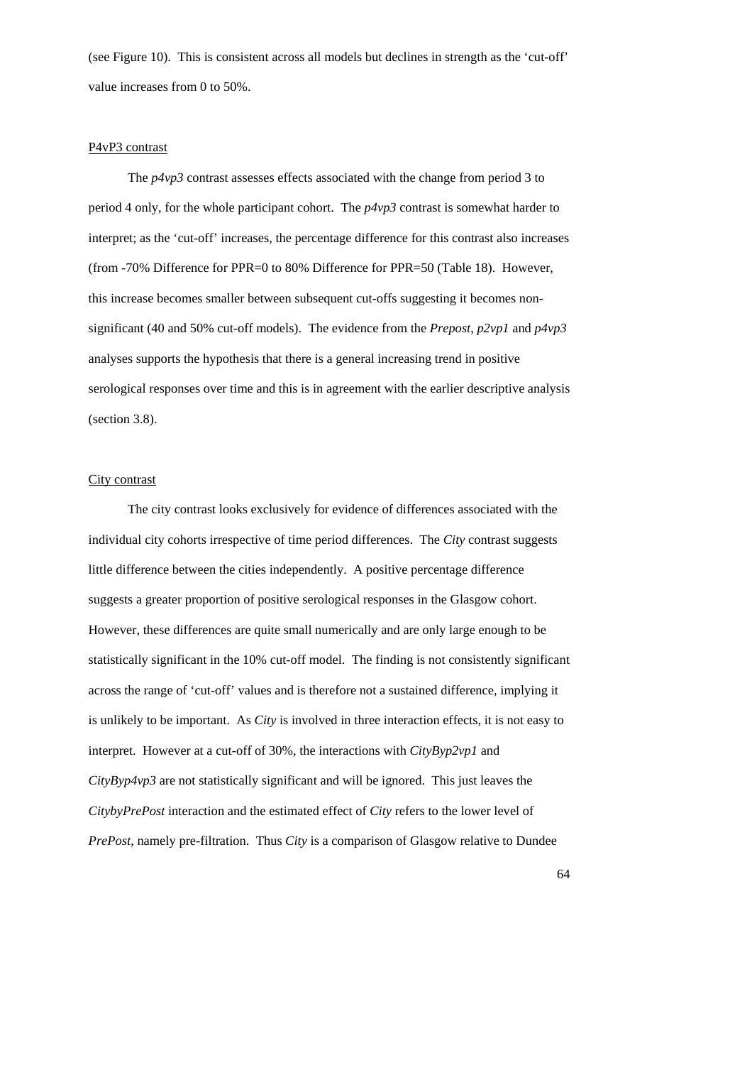(see Figure 10). This is consistent across all models but declines in strength as the 'cut-off' value increases from 0 to 50%.

<u>P4vP3 contrast</u>

The *p4vp3* contrast assesses effects associated with the change from period 3 to period 4 only, for the whole participant cohort. The *p4vp3* contrast is somewhat harder to interpret; as the 'cut-off' increases, the percentage difference for this contrast also increases (from -70% Difference for PPR=0 to 80% Difference for PPR=50 (Table 18). However, this increase becomes smaller between subsequent cut-offs suggesting it becomes non-significant (40 and 50% cut-off models). The evidence from the *Prepost*, *p2vp1* and *p4vp3* analyses supports the hypothesis that there is a general increasing trend in positive serological responses over time and this is in agreement with the earlier descriptive analysis (section 3.8).

<u>City contrast</u>

The city contrast looks exclusively for evidence of differences associated with the individual city cohorts irrespective of time period differences. The *City* contrast suggests little difference between the cities independently. A positive percentage difference suggests a greater proportion of positive serological responses in the Glasgow cohort. However, these differences are quite small numerically and are only large enough to be statistically significant in the 10% cut-off model. The finding is not consistently significant across the range of 'cut-off' values and is therefore not a sustained difference, implying it is unlikely to be important. As *City* is involved in three interaction effects, it is not easy to interpret. However at a cut-off of 30%, the interactions with *CityByp2vp1* and *CityByp4vp3* are not statistically significant and will be ignored. This just leaves the *CitybyPrePost* interaction and the estimated effect of *City* refers to the lower level of *PrePost*, namely pre-filtration. Thus *City* is a comparison of Glasgow relative to Dundee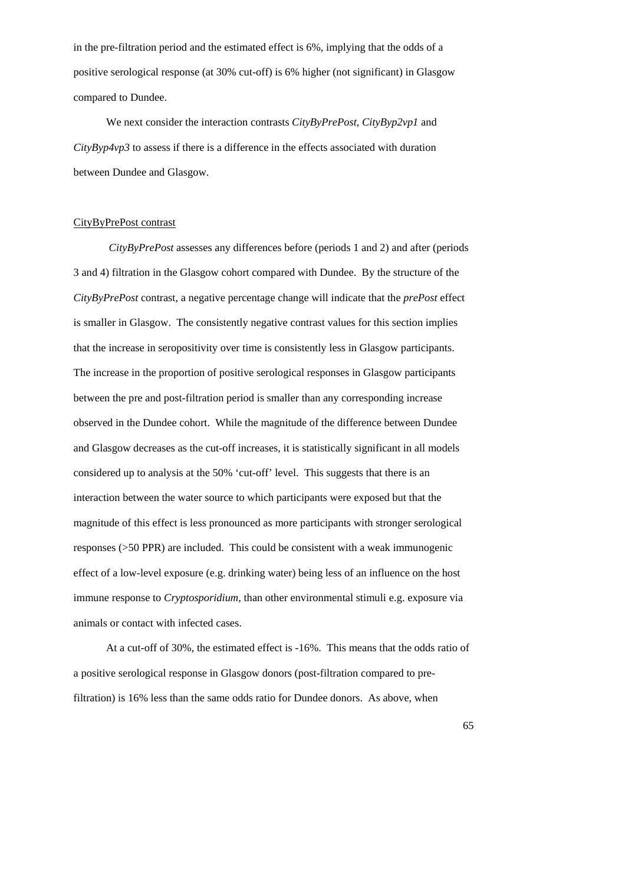in the pre-filtration period and the estimated effect is 6%, implying that the odds of a positive serological response (at 30% cut-off) is 6% higher (not significant) in Glasgow compared to Dundee.

We next consider the interaction contrasts *CityByPrePost*, *CityByp2vp1* and *CityByp4vp3* to assess if there is a difference in the effects associated with duration between Dundee and Glasgow.

CityByPrePost contrast

*CityByPrePost* assesses any differences before (periods 1 and 2) and after (periods 3 and 4) filtration in the Glasgow cohort compared with Dundee. By the structure of the *CityByPrePost* contrast, a negative percentage change will indicate that the *prePost* effect is smaller in Glasgow. The consistently negative contrast values for this section implies that the increase in seropositivity over time is consistently less in Glasgow participants. The increase in the proportion of positive serological responses in Glasgow participants between the pre and post-filtration period is smaller than any corresponding increase observed in the Dundee cohort. While the magnitude of the difference between Dundee and Glasgow decreases as the cut-off increases, it is statistically significant in all models considered up to analysis at the 50% 'cut-off' level. This suggests that there is an interaction between the water source to which participants were exposed but that the magnitude of this effect is less pronounced as more participants with stronger serological responses (>50 PPR) are included. This could be consistent with a weak immunogenic effect of a low-level exposure (e.g. drinking water) being less of an influence on the host immune response to *Cryptosporidium*, than other environmental stimuli e.g. exposure via animals or contact with infected cases.

At a cut-off of 30%, the estimated effect is -16%. This means that the odds ratio of a positive serological response in Glasgow donors (post-filtration compared to pre-filtration) is 16% less than the same odds ratio for Dundee donors. As above, when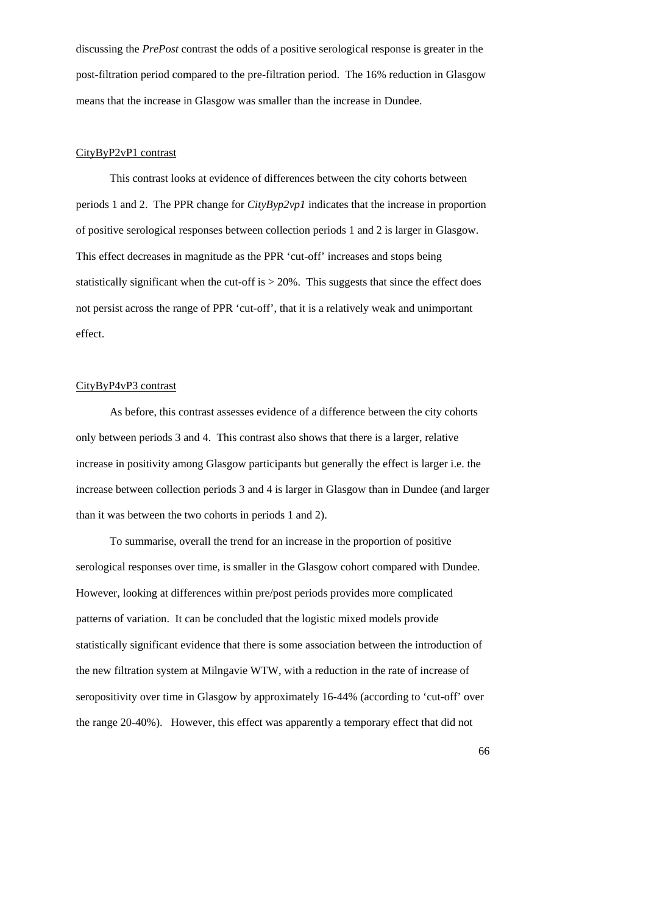discussing the *PrePost* contrast the odds of a positive serological response is greater in the post-filtration period compared to the pre-filtration period. The 16% reduction in Glasgow means that the increase in Glasgow was smaller than the increase in Dundee.

<u>CityByP2vP1 contrast</u>

This contrast looks at evidence of differences between the city cohorts between periods 1 and 2. The PPR change for *CityByp2vp1* indicates that the increase in proportion of positive serological responses between collection periods 1 and 2 is larger in Glasgow. This effect decreases in magnitude as the PPR 'cut-off' increases and stops being statistically significant when the cut-off is > 20%. This suggests that since the effect does not persist across the range of PPR 'cut-off', that it is a relatively weak and unimportant effect.

<u>CityByP4vP3 contrast</u>

As before, this contrast assesses evidence of a difference between the city cohorts only between periods 3 and 4. This contrast also shows that there is a larger, relative increase in positivity among Glasgow participants but generally the effect is larger i.e. the increase between collection periods 3 and 4 is larger in Glasgow than in Dundee (and larger than it was between the two cohorts in periods 1 and 2).

To summarise, overall the trend for an increase in the proportion of positive serological responses over time, is smaller in the Glasgow cohort compared with Dundee. However, looking at differences within pre/post periods provides more complicated patterns of variation. It can be concluded that the logistic mixed models provide statistically significant evidence that there is some association between the introduction of the new filtration system at Milngavie WTW, with a reduction in the rate of increase of seropositivity over time in Glasgow by approximately 16-44% (according to 'cut-off' over the range 20-40%). However, this effect was apparently a temporary effect that did not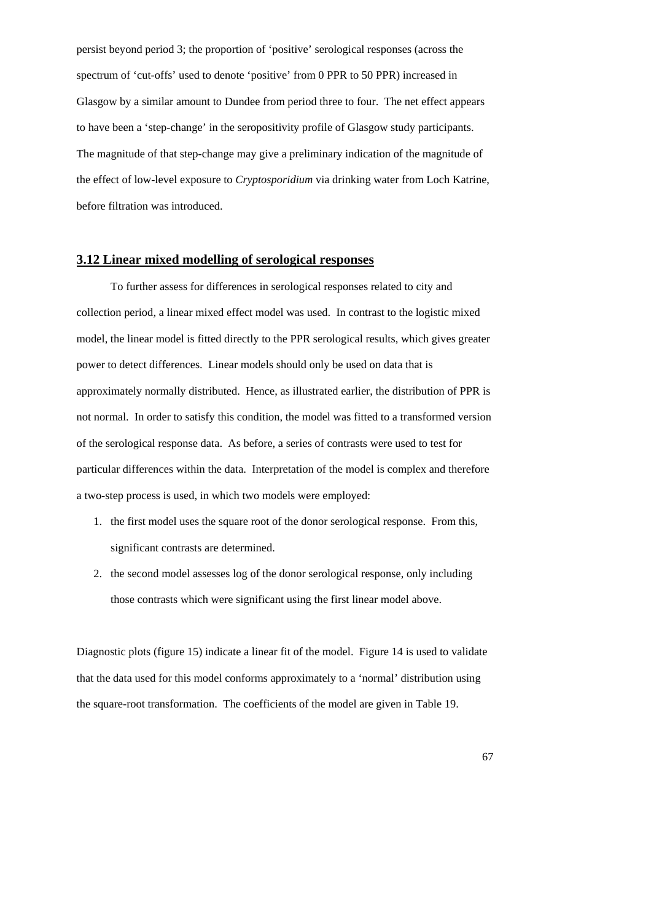persist beyond period 3; the proportion of 'positive' serological responses (across the spectrum of 'cut-offs' used to denote 'positive' from 0 PPR to 50 PPR) increased in Glasgow by a similar amount to Dundee from period three to four. The net effect appears to have been a 'step-change' in the seropositivity profile of Glasgow study participants. The magnitude of that step-change may give a preliminary indication of the magnitude of the effect of low-level exposure to *Cryptosporidium* via drinking water from Loch Katrine, before filtration was introduced.

## 3.12 Linear mixed modelling of serological responses

To further assess for differences in serological responses related to city and collection period, a linear mixed effect model was used. In contrast to the logistic mixed model, the linear model is fitted directly to the PPR serological results, which gives greater power to detect differences. Linear models should only be used on data that is approximately normally distributed. Hence, as illustrated earlier, the distribution of PPR is not normal. In order to satisfy this condition, the model was fitted to a transformed version of the serological response data. As before, a series of contrasts were used to test for particular differences within the data. Interpretation of the model is complex and therefore a two-step process is used, in which two models were employed:

1. the first model uses the square root of the donor serological response. From this, significant contrasts are determined.
2. the second model assesses log of the donor serological response, only including those contrasts which were significant using the first linear model above.

Diagnostic plots (figure 15) indicate a linear fit of the model. Figure 14 is used to validate that the data used for this model conforms approximately to a 'normal' distribution using the square-root transformation. The coefficients of the model are given in Table 19.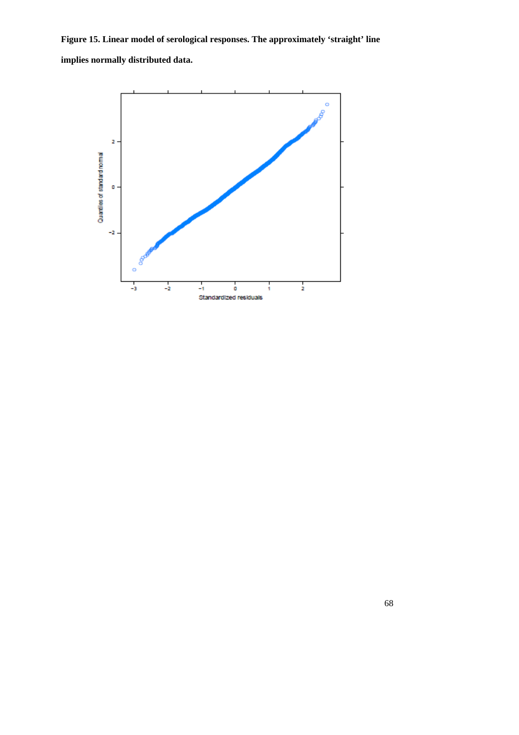**Figure 15. Linear model of serological responses. The approximately 'straight' line implies normally distributed data.**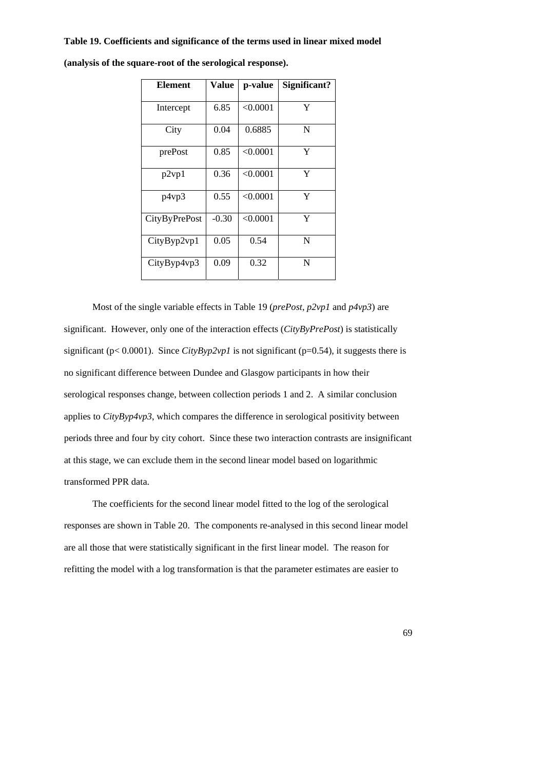**Table 19. Coefficients and significance of the terms used in linear mixed model (analysis of the square-root of the serological response).**

| Element | Value | p-value | Significant? |
|---|---|---|---|
| Intercept | 6.85 | <0.0001 | Y |
| City | 0.04 | 0.6885 | N |
| prePost | 0.85 | <0.0001 | Y |
| p2vp1 | 0.36 | <0.0001 | Y |
| p4vp3 | 0.55 | <0.0001 | Y |
| CityByPrePost | -0.30 | <0.0001 | Y |
| CityByp2vp1 | 0.05 | 0.54 | N |
| CityByp4vp3 | 0.09 | 0.32 | N |

Most of the single variable effects in Table 19 (*prePost*, *p2vp1* and *p4vp3*) are significant. However, only one of the interaction effects (*CityByPrePost*) is statistically significant ($p < 0.0001$). Since *CityByp2vp1* is not significant ($p=0.54$), it suggests there is no significant difference between Dundee and Glasgow participants in how their serological responses change, between collection periods 1 and 2. A similar conclusion applies to *CityByp4vp3*, which compares the difference in serological positivity between periods three and four by city cohort. Since these two interaction contrasts are insignificant at this stage, we can exclude them in the second linear model based on logarithmic transformed PPR data.

The coefficients for the second linear model fitted to the log of the serological responses are shown in Table 20. The components re-analysed in this second linear model are all those that were statistically significant in the first linear model. The reason for refitting the model with a log transformation is that the parameter estimates are easier to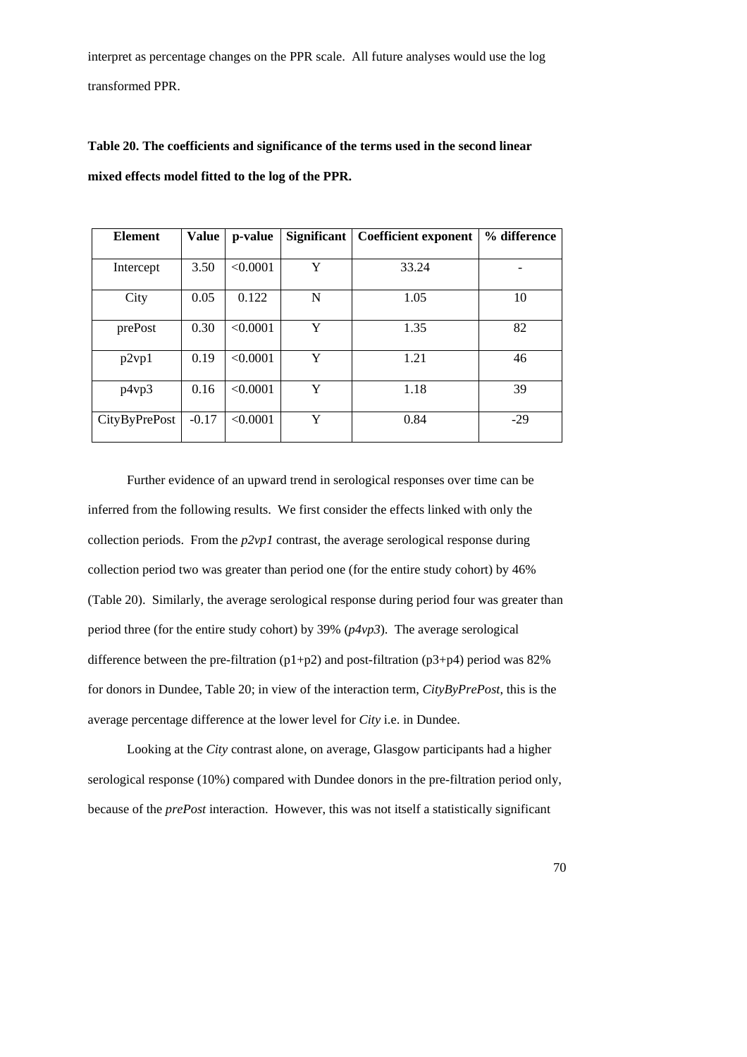interpret as percentage changes on the PPR scale. All future analyses would use the log transformed PPR.

**Table 20. The coefficients and significance of the terms used in the second linear mixed effects model fitted to the log of the PPR.**

| Element | Value | p-value | Significant | Coefficient exponent | % difference |
|---|---|---|---|---|---|
| Intercept | 3.50 | <0.0001 | Y | 33.24 | - |
| City | 0.05 | 0.122 | N | 1.05 | 10 |
| prePost | 0.30 | <0.0001 | Y | 1.35 | 82 |
| p2vp1 | 0.19 | <0.0001 | Y | 1.21 | 46 |
| p4vp3 | 0.16 | <0.0001 | Y | 1.18 | 39 |
| CityByPrePost | -0.17 | <0.0001 | Y | 0.84 | -29 |

Further evidence of an upward trend in serological responses over time can be inferred from the following results. We first consider the effects linked with only the collection periods. From the *p2vp1* contrast, the average serological response during collection period two was greater than period one (for the entire study cohort) by 46% (Table 20). Similarly, the average serological response during period four was greater than period three (for the entire study cohort) by 39% (*p4vp3*). The average serological difference between the pre-filtration (p1+p2) and post-filtration (p3+p4) period was 82% for donors in Dundee, Table 20; in view of the interaction term, *CityByPrePost*, this is the average percentage difference at the lower level for *City* i.e. in Dundee.

Looking at the *City* contrast alone, on average, Glasgow participants had a higher serological response (10%) compared with Dundee donors in the pre-filtration period only, because of the *prePost* interaction. However, this was not itself a statistically significant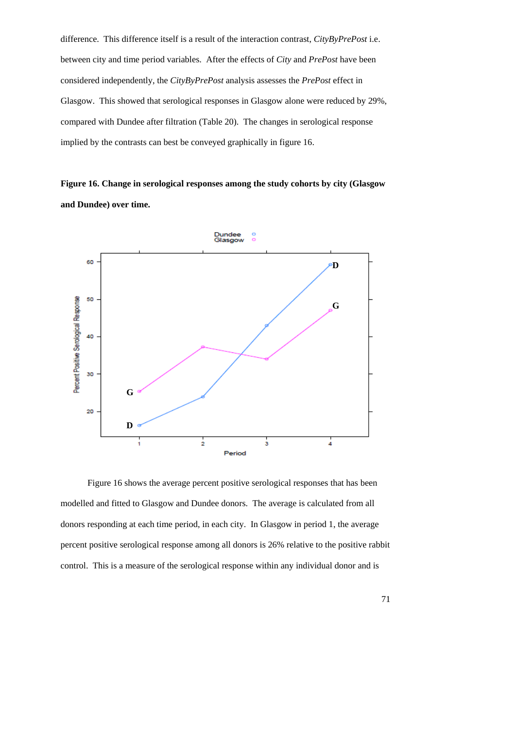difference. This difference itself is a result of the interaction contrast, *CityByPrePost* i.e. between city and time period variables. After the effects of *City* and *PrePost* have been considered independently, the *CityByPrePost* analysis assesses the *PrePost* effect in Glasgow. This showed that serological responses in Glasgow alone were reduced by 29%, compared with Dundee after filtration (Table 20). The changes in serological response implied by the contrasts can best be conveyed graphically in figure 16.

**Figure 16. Change in serological responses among the study cohorts by city (Glasgow and Dundee) over time.**

Figure 16 shows the average percent positive serological responses that has been modelled and fitted to Glasgow and Dundee donors. The average is calculated from all donors responding at each time period, in each city. In Glasgow in period 1, the average percent positive serological response among all donors is 26% relative to the positive rabbit control. This is a measure of the serological response within any individual donor and is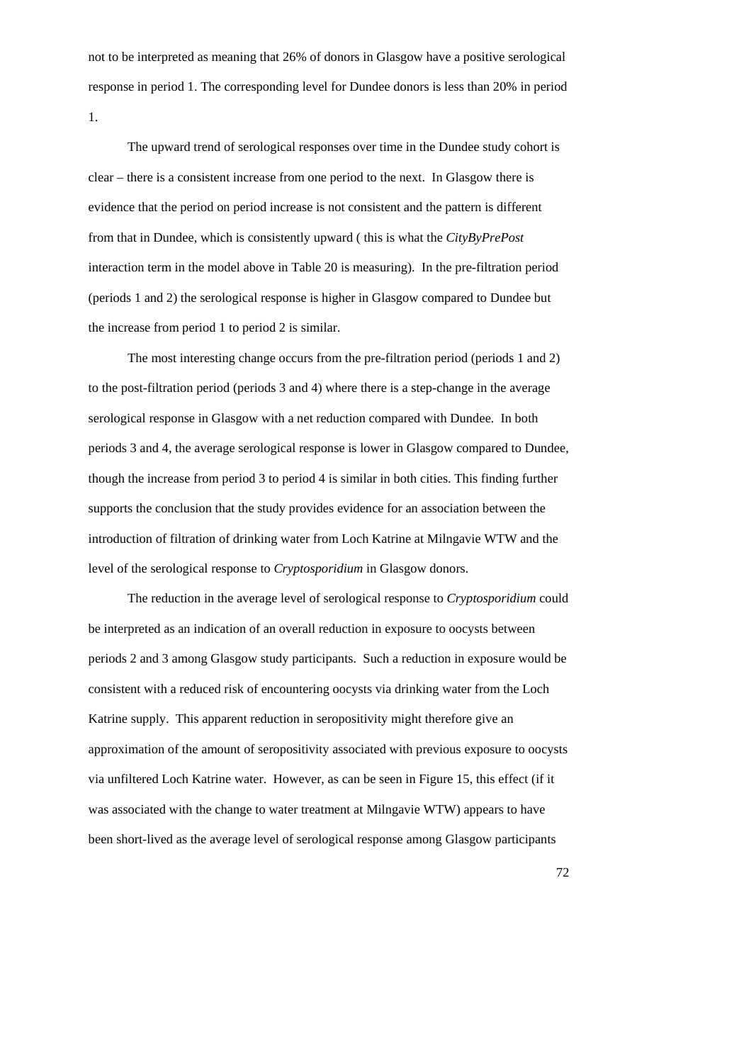not to be interpreted as meaning that 26% of donors in Glasgow have a positive serological response in period 1. The corresponding level for Dundee donors is less than 20% in period 1.

The upward trend of serological responses over time in the Dundee study cohort is clear – there is a consistent increase from one period to the next. In Glasgow there is evidence that the period on period increase is not consistent and the pattern is different from that in Dundee, which is consistently upward ( this is what the *CityByPrePost* interaction term in the model above in Table 20 is measuring). In the pre-filtration period (periods 1 and 2) the serological response is higher in Glasgow compared to Dundee but the increase from period 1 to period 2 is similar.

The most interesting change occurs from the pre-filtration period (periods 1 and 2) to the post-filtration period (periods 3 and 4) where there is a step-change in the average serological response in Glasgow with a net reduction compared with Dundee. In both periods 3 and 4, the average serological response is lower in Glasgow compared to Dundee, though the increase from period 3 to period 4 is similar in both cities. This finding further supports the conclusion that the study provides evidence for an association between the introduction of filtration of drinking water from Loch Katrine at Milngavie WTW and the level of the serological response to *Cryptosporidium* in Glasgow donors.

The reduction in the average level of serological response to *Cryptosporidium* could be interpreted as an indication of an overall reduction in exposure to oocysts between periods 2 and 3 among Glasgow study participants. Such a reduction in exposure would be consistent with a reduced risk of encountering oocysts via drinking water from the Loch Katrine supply. This apparent reduction in seropositivity might therefore give an approximation of the amount of seropositivity associated with previous exposure to oocysts via unfiltered Loch Katrine water. However, as can be seen in Figure 15, this effect (if it was associated with the change to water treatment at Milngavie WTW) appears to have been short-lived as the average level of serological response among Glasgow participants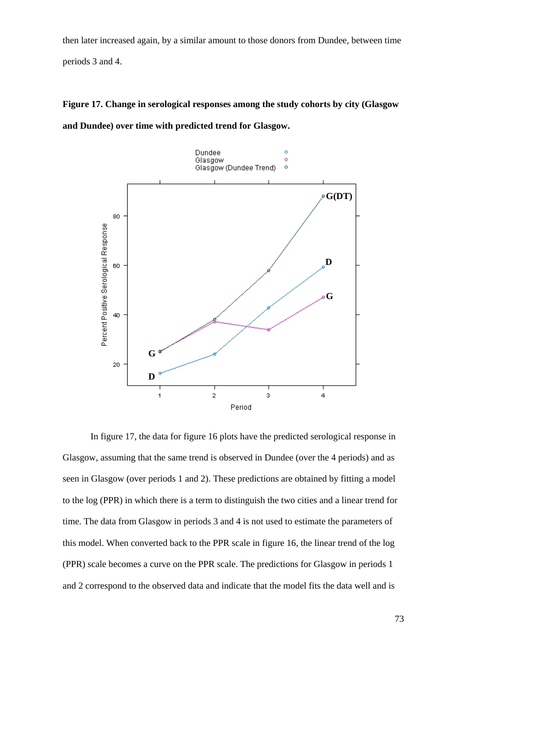then later increased again, by a similar amount to those donors from Dundee, between time periods 3 and 4.

**Figure 17. Change in serological responses among the study cohorts by city (Glasgow and Dundee) over time with predicted trend for Glasgow.**

In figure 17, the data for figure 16 plots have the predicted serological response in Glasgow, assuming that the same trend is observed in Dundee (over the 4 periods) and as seen in Glasgow (over periods 1 and 2). These predictions are obtained by fitting a model to the log (PPR) in which there is a term to distinguish the two cities and a linear trend for time. The data from Glasgow in periods 3 and 4 is not used to estimate the parameters of this model. When converted back to the PPR scale in figure 16, the linear trend of the log (PPR) scale becomes a curve on the PPR scale. The predictions for Glasgow in periods 1 and 2 correspond to the observed data and indicate that the model fits the data well and is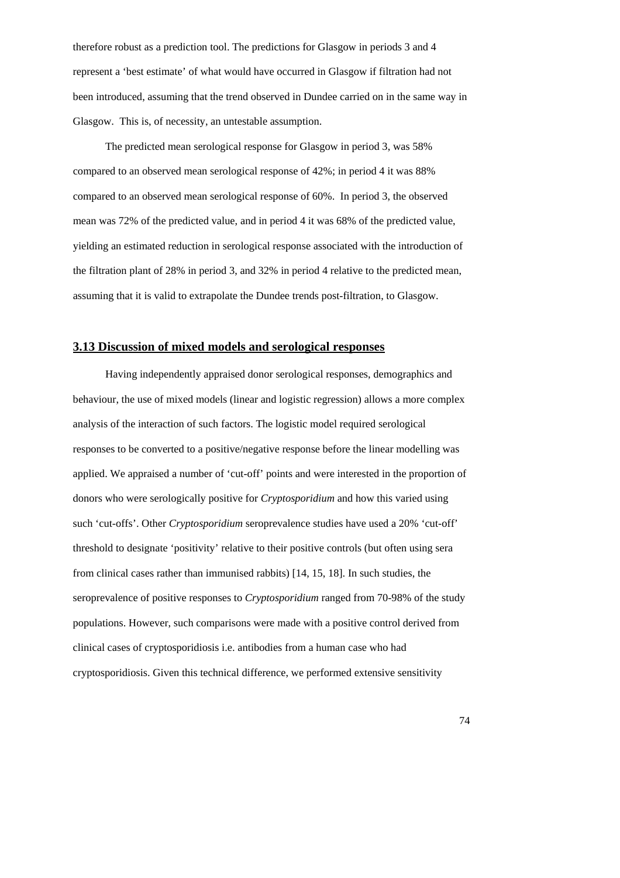therefore robust as a prediction tool. The predictions for Glasgow in periods 3 and 4 represent a 'best estimate' of what would have occurred in Glasgow if filtration had not been introduced, assuming that the trend observed in Dundee carried on in the same way in Glasgow. This is, of necessity, an untestable assumption.

The predicted mean serological response for Glasgow in period 3, was 58% compared to an observed mean serological response of 42%; in period 4 it was 88% compared to an observed mean serological response of 60%. In period 3, the observed mean was 72% of the predicted value, and in period 4 it was 68% of the predicted value, yielding an estimated reduction in serological response associated with the introduction of the filtration plant of 28% in period 3, and 32% in period 4 relative to the predicted mean, assuming that it is valid to extrapolate the Dundee trends post-filtration, to Glasgow.

## 3.13 Discussion of mixed models and serological responses

Having independently appraised donor serological responses, demographics and behaviour, the use of mixed models (linear and logistic regression) allows a more complex analysis of the interaction of such factors. The logistic model required serological responses to be converted to a positive/negative response before the linear modelling was applied. We appraised a number of 'cut-off' points and were interested in the proportion of donors who were serologically positive for *Cryptosporidium* and how this varied using such 'cut-offs'. Other *Cryptosporidium* seroprevalence studies have used a 20% 'cut-off' threshold to designate 'positivity' relative to their positive controls (but often using sera from clinical cases rather than immunised rabbits) [14, 15, 18]. In such studies, the seroprevalence of positive responses to *Cryptosporidium* ranged from 70-98% of the study populations. However, such comparisons were made with a positive control derived from clinical cases of cryptosporidiosis i.e. antibodies from a human case who had cryptosporidiosis. Given this technical difference, we performed extensive sensitivity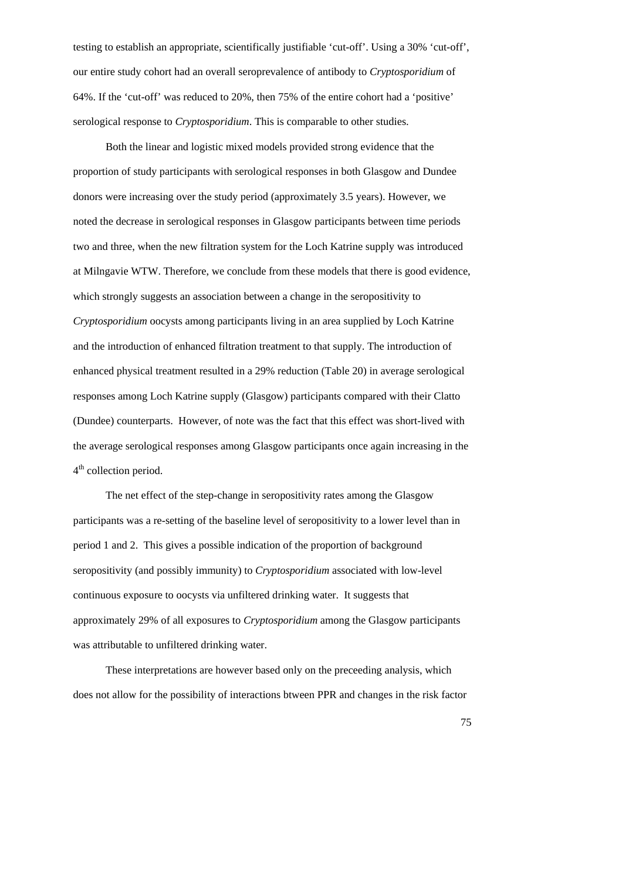testing to establish an appropriate, scientifically justifiable 'cut-off'. Using a 30% 'cut-off', our entire study cohort had an overall seroprevalence of antibody to *Cryptosporidium* of 64%. If the 'cut-off' was reduced to 20%, then 75% of the entire cohort had a 'positive' serological response to *Cryptosporidium*. This is comparable to other studies.

Both the linear and logistic mixed models provided strong evidence that the proportion of study participants with serological responses in both Glasgow and Dundee donors were increasing over the study period (approximately 3.5 years). However, we noted the decrease in serological responses in Glasgow participants between time periods two and three, when the new filtration system for the Loch Katrine supply was introduced at Milngavie WTW. Therefore, we conclude from these models that there is good evidence, which strongly suggests an association between a change in the seropositivity to *Cryptosporidium* oocysts among participants living in an area supplied by Loch Katrine and the introduction of enhanced filtration treatment to that supply. The introduction of enhanced physical treatment resulted in a 29% reduction (Table 20) in average serological responses among Loch Katrine supply (Glasgow) participants compared with their Clatto (Dundee) counterparts. However, of note was the fact that this effect was short-lived with the average serological responses among Glasgow participants once again increasing in the 4th collection period.

The net effect of the step-change in seropositivity rates among the Glasgow participants was a re-setting of the baseline level of seropositivity to a lower level than in period 1 and 2. This gives a possible indication of the proportion of background seropositivity (and possibly immunity) to *Cryptosporidium* associated with low-level continuous exposure to oocysts via unfiltered drinking water. It suggests that approximately 29% of all exposures to *Cryptosporidium* among the Glasgow participants was attributable to unfiltered drinking water.

These interpretations are however based only on the preceeding analysis, which does not allow for the possibility of interactions btween PPR and changes in the risk factor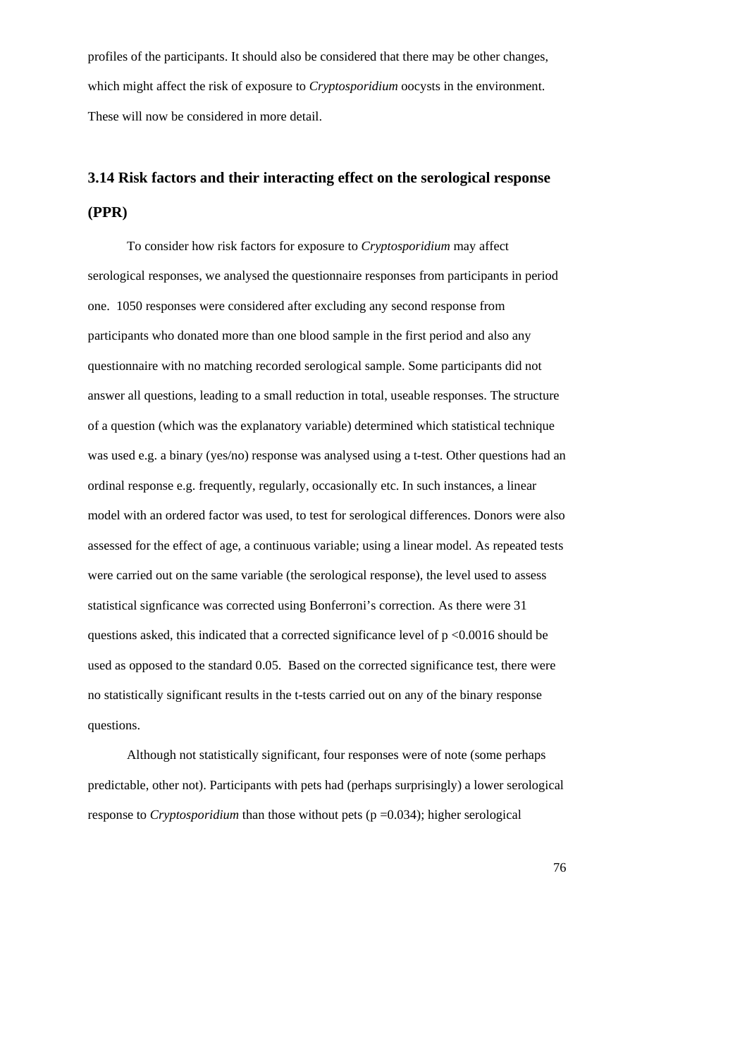profiles of the participants. It should also be considered that there may be other changes, which might affect the risk of exposure to *Cryptosporidium* oocysts in the environment. These will now be considered in more detail.

## 3.14 Risk factors and their interacting effect on the serological response (PPR)

To consider how risk factors for exposure to *Cryptosporidium* may affect serological responses, we analysed the questionnaire responses from participants in period one. 1050 responses were considered after excluding any second response from participants who donated more than one blood sample in the first period and also any questionnaire with no matching recorded serological sample. Some participants did not answer all questions, leading to a small reduction in total, useable responses. The structure of a question (which was the explanatory variable) determined which statistical technique was used e.g. a binary (yes/no) response was analysed using a t-test. Other questions had an ordinal response e.g. frequently, regularly, occasionally etc. In such instances, a linear model with an ordered factor was used, to test for serological differences. Donors were also assessed for the effect of age, a continuous variable; using a linear model. As repeated tests were carried out on the same variable (the serological response), the level used to assess statistical signficance was corrected using Bonferroni's correction. As there were 31 questions asked, this indicated that a corrected significance level of $p < 0.0016$ should be used as opposed to the standard 0.05. Based on the corrected significance test, there were no statistically significant results in the t-tests carried out on any of the binary response questions.

Although not statistically significant, four responses were of note (some perhaps predictable, other not). Participants with pets had (perhaps surprisingly) a lower serological response to *Cryptosporidium* than those without pets ($p = 0.034$); higher serological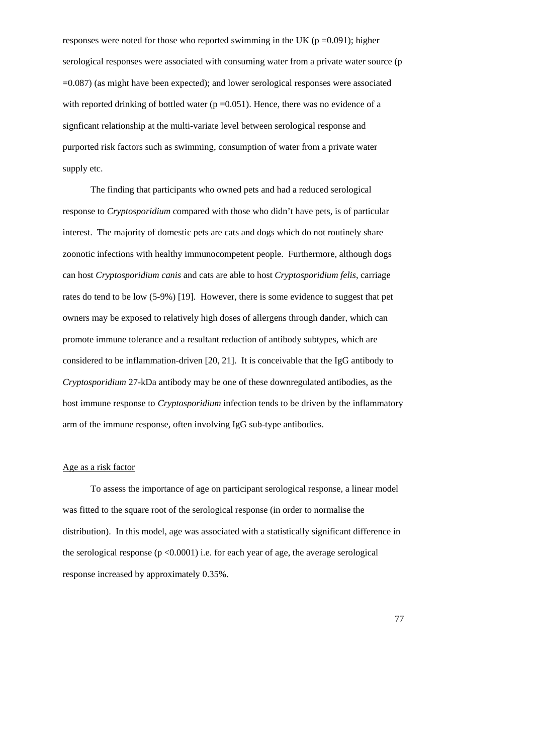responses were noted for those who reported swimming in the UK ($p = 0.091$); higher serological responses were associated with consuming water from a private water source ($p = 0.087$) (as might have been expected); and lower serological responses were associated with reported drinking of bottled water ($p = 0.051$). Hence, there was no evidence of a signficant relationship at the multi-variate level between serological response and purported risk factors such as swimming, consumption of water from a private water supply etc.

The finding that participants who owned pets and had a reduced serological response to *Cryptosporidium* compared with those who didn't have pets, is of particular interest. The majority of domestic pets are cats and dogs which do not routinely share zoonotic infections with healthy immunocompetent people. Furthermore, although dogs can host *Cryptosporidium canis* and cats are able to host *Cryptosporidium felis*, carriage rates do tend to be low (5-9%) [19]. However, there is some evidence to suggest that pet owners may be exposed to relatively high doses of allergens through dander, which can promote immune tolerance and a resultant reduction of antibody subtypes, which are considered to be inflammation-driven [20, 21]. It is conceivable that the IgG antibody to *Cryptosporidium* 27-kDa antibody may be one of these downregulated antibodies, as the host immune response to *Cryptosporidium* infection tends to be driven by the inflammatory arm of the immune response, often involving IgG sub-type antibodies.

Age as a risk factor

To assess the importance of age on participant serological response, a linear model was fitted to the square root of the serological response (in order to normalise the distribution). In this model, age was associated with a statistically significant difference in the serological response ($p < 0.0001$) i.e. for each year of age, the average serological response increased by approximately 0.35%.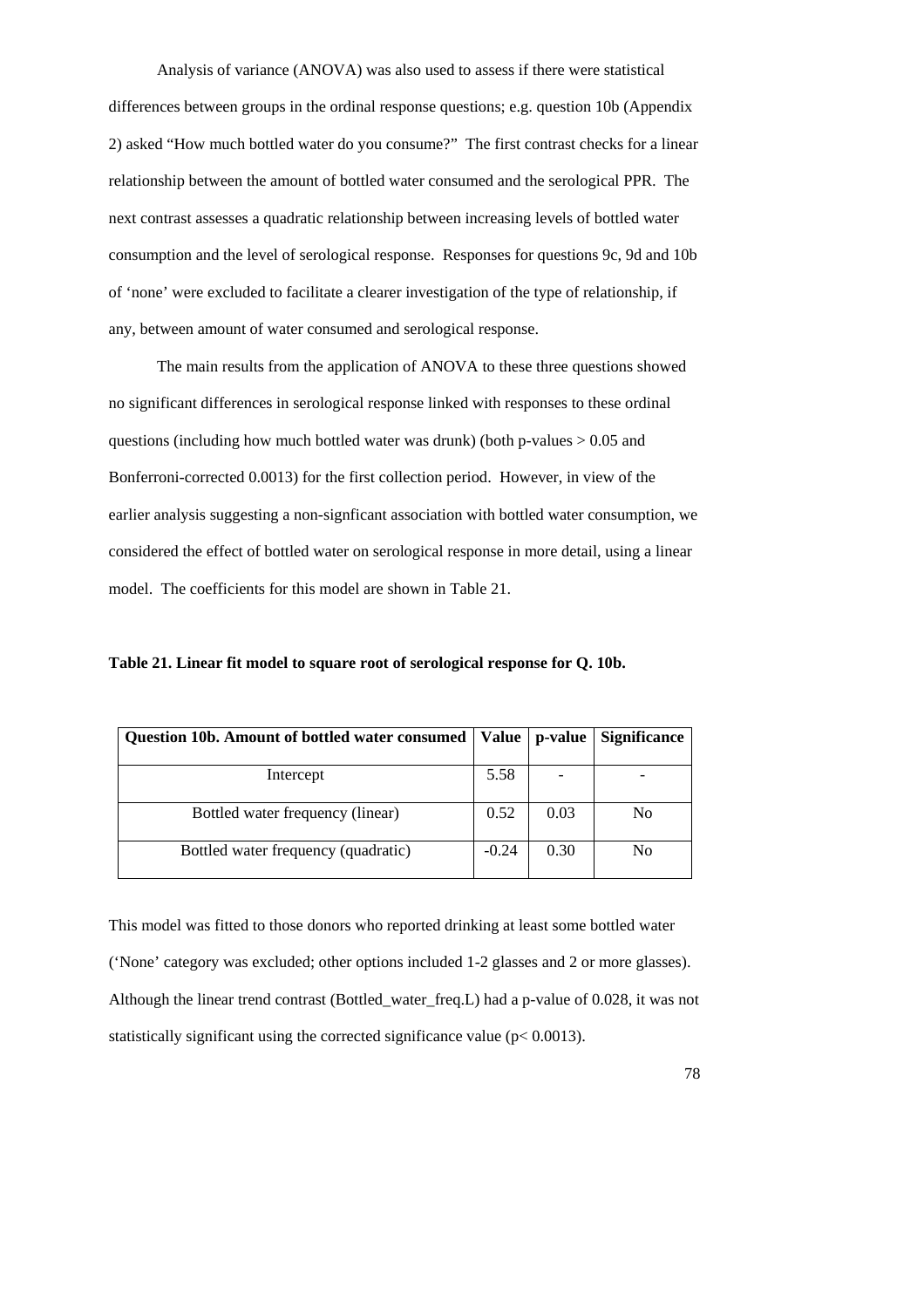Analysis of variance (ANOVA) was also used to assess if there were statistical differences between groups in the ordinal response questions; e.g. question 10b (Appendix 2) asked "How much bottled water do you consume?" The first contrast checks for a linear relationship between the amount of bottled water consumed and the serological PPR. The next contrast assesses a quadratic relationship between increasing levels of bottled water consumption and the level of serological response. Responses for questions 9c, 9d and 10b of 'none' were excluded to facilitate a clearer investigation of the type of relationship, if any, between amount of water consumed and serological response.

The main results from the application of ANOVA to these three questions showed no significant differences in serological response linked with responses to these ordinal questions (including how much bottled water was drunk) (both p-values > 0.05 and Bonferroni-corrected 0.0013) for the first collection period. However, in view of the earlier analysis suggesting a non-signficant association with bottled water consumption, we considered the effect of bottled water on serological response in more detail, using a linear model. The coefficients for this model are shown in Table 21.

**Table 21. Linear fit model to square root of serological response for Q. 10b.**

| Question 10b. Amount of bottled water consumed | Value | p-value | Significance |
|---|---|---|---|
| Intercept | 5.58 | - | - |
| Bottled water frequency (linear) | 0.52 | 0.03 | No |
| Bottled water frequency (quadratic) | -0.24 | 0.30 | No |

This model was fitted to those donors who reported drinking at least some bottled water ('None' category was excluded; other options included 1-2 glasses and 2 or more glasses). Although the linear trend contrast (Bottled_water_freq.L) had a p-value of 0.028, it was not statistically significant using the corrected significance value ($p < 0.0013$).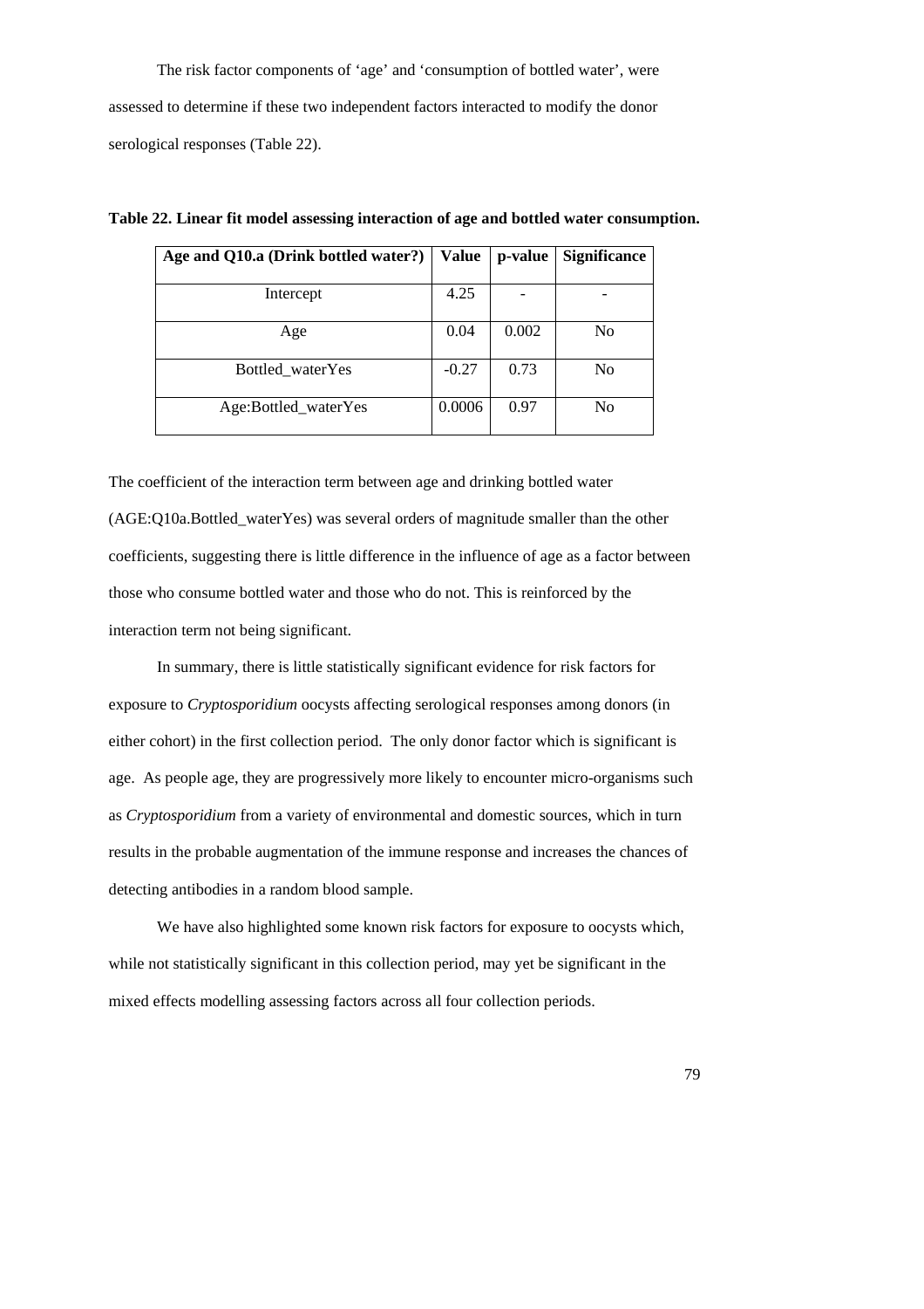The risk factor components of 'age' and 'consumption of bottled water', were assessed to determine if these two independent factors interacted to modify the donor serological responses (Table 22).

**Table 22. Linear fit model assessing interaction of age and bottled water consumption.**

| Age and Q10.a (Drink bottled water?) | Value | p-value | Significance |
|---|---|---|---|
| Intercept | 4.25 | - | - |
| Age | 0.04 | 0.002 | No |
| Bottled_waterYes | -0.27 | 0.73 | No |
| Age:Bottled_waterYes | 0.0006 | 0.97 | No |

The coefficient of the interaction term between age and drinking bottled water (AGE:Q10a.Bottled_waterYes) was several orders of magnitude smaller than the other coefficients, suggesting there is little difference in the influence of age as a factor between those who consume bottled water and those who do not. This is reinforced by the interaction term not being significant.

In summary, there is little statistically significant evidence for risk factors for exposure to *Cryptosporidium* oocysts affecting serological responses among donors (in either cohort) in the first collection period. The only donor factor which is significant is age. As people age, they are progressively more likely to encounter micro-organisms such as *Cryptosporidium* from a variety of environmental and domestic sources, which in turn results in the probable augmentation of the immune response and increases the chances of detecting antibodies in a random blood sample.

We have also highlighted some known risk factors for exposure to oocysts which, while not statistically significant in this collection period, may yet be significant in the mixed effects modelling assessing factors across all four collection periods.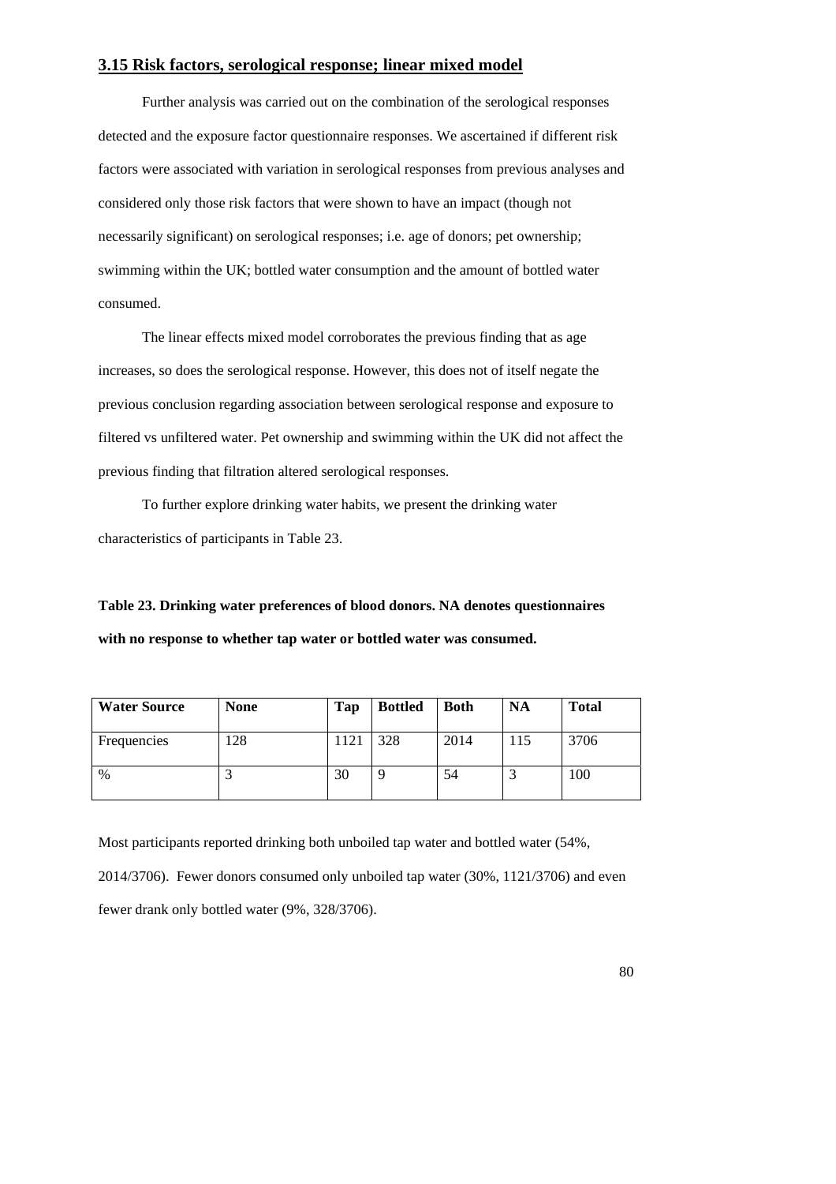### 3.15 Risk factors, serological response; linear mixed model

Further analysis was carried out on the combination of the serological responses detected and the exposure factor questionnaire responses. We ascertained if different risk factors were associated with variation in serological responses from previous analyses and considered only those risk factors that were shown to have an impact (though not necessarily significant) on serological responses; i.e. age of donors; pet ownership; swimming within the UK; bottled water consumption and the amount of bottled water consumed.

The linear effects mixed model corroborates the previous finding that as age increases, so does the serological response. However, this does not of itself negate the previous conclusion regarding association between serological response and exposure to filtered vs unfiltered water. Pet ownership and swimming within the UK did not affect the previous finding that filtration altered serological responses.

To further explore drinking water habits, we present the drinking water characteristics of participants in Table 23.

**Table 23. Drinking water preferences of blood donors. NA denotes questionnaires with no response to whether tap water or bottled water was consumed.**

| Water Source | None | Tap | Bottled | Both | NA | Total |
|---|---|---|---|---|---|---|
| Frequencies | 128 | 1121 | 328 | 2014 | 115 | 3706 |
| % | 3 | 30 | 9 | 54 | 3 | 100 |

Most participants reported drinking both unboiled tap water and bottled water (54%, 2014/3706). Fewer donors consumed only unboiled tap water (30%, 1121/3706) and even fewer drank only bottled water (9%, 328/3706).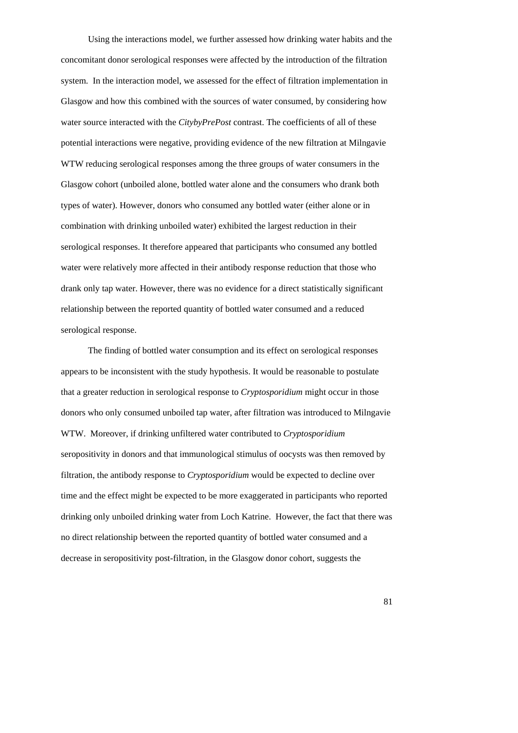Using the interactions model, we further assessed how drinking water habits and the concomitant donor serological responses were affected by the introduction of the filtration system. In the interaction model, we assessed for the effect of filtration implementation in Glasgow and how this combined with the sources of water consumed, by considering how water source interacted with the *CitybyPrePost* contrast. The coefficients of all of these potential interactions were negative, providing evidence of the new filtration at Milngavie WTW reducing serological responses among the three groups of water consumers in the Glasgow cohort (unboiled alone, bottled water alone and the consumers who drank both types of water). However, donors who consumed any bottled water (either alone or in combination with drinking unboiled water) exhibited the largest reduction in their serological responses. It therefore appeared that participants who consumed any bottled water were relatively more affected in their antibody response reduction that those who drank only tap water. However, there was no evidence for a direct statistically significant relationship between the reported quantity of bottled water consumed and a reduced serological response.

The finding of bottled water consumption and its effect on serological responses appears to be inconsistent with the study hypothesis. It would be reasonable to postulate that a greater reduction in serological response to *Cryptosporidium* might occur in those donors who only consumed unboiled tap water, after filtration was introduced to Milngavie WTW. Moreover, if drinking unfiltered water contributed to *Cryptosporidium* seropositivity in donors and that immunological stimulus of oocysts was then removed by filtration, the antibody response to *Cryptosporidium* would be expected to decline over time and the effect might be expected to be more exaggerated in participants who reported drinking only unboiled drinking water from Loch Katrine. However, the fact that there was no direct relationship between the reported quantity of bottled water consumed and a decrease in seropositivity post-filtration, in the Glasgow donor cohort, suggests the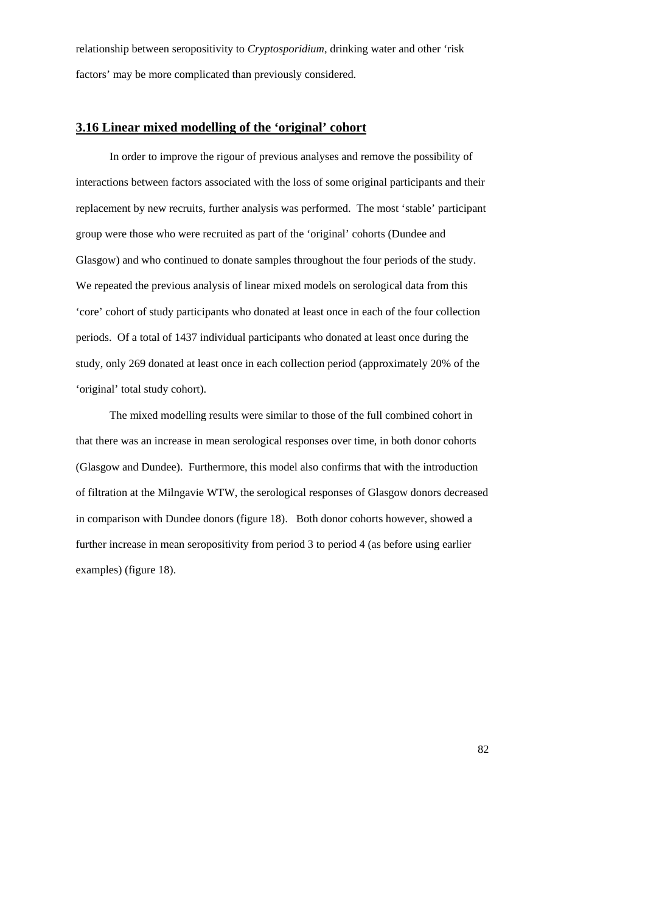relationship between seropositivity to *Cryptosporidium*, drinking water and other 'risk factors' may be more complicated than previously considered.

## 3.16 Linear mixed modelling of the 'original' cohort

In order to improve the rigour of previous analyses and remove the possibility of interactions between factors associated with the loss of some original participants and their replacement by new recruits, further analysis was performed. The most 'stable' participant group were those who were recruited as part of the 'original' cohorts (Dundee and Glasgow) and who continued to donate samples throughout the four periods of the study. We repeated the previous analysis of linear mixed models on serological data from this 'core' cohort of study participants who donated at least once in each of the four collection periods. Of a total of 1437 individual participants who donated at least once during the study, only 269 donated at least once in each collection period (approximately 20% of the 'original' total study cohort).

The mixed modelling results were similar to those of the full combined cohort in that there was an increase in mean serological responses over time, in both donor cohorts (Glasgow and Dundee). Furthermore, this model also confirms that with the introduction of filtration at the Milngavie WTW, the serological responses of Glasgow donors decreased in comparison with Dundee donors (figure 18). Both donor cohorts however, showed a further increase in mean seropositivity from period 3 to period 4 (as before using earlier examples) (figure 18).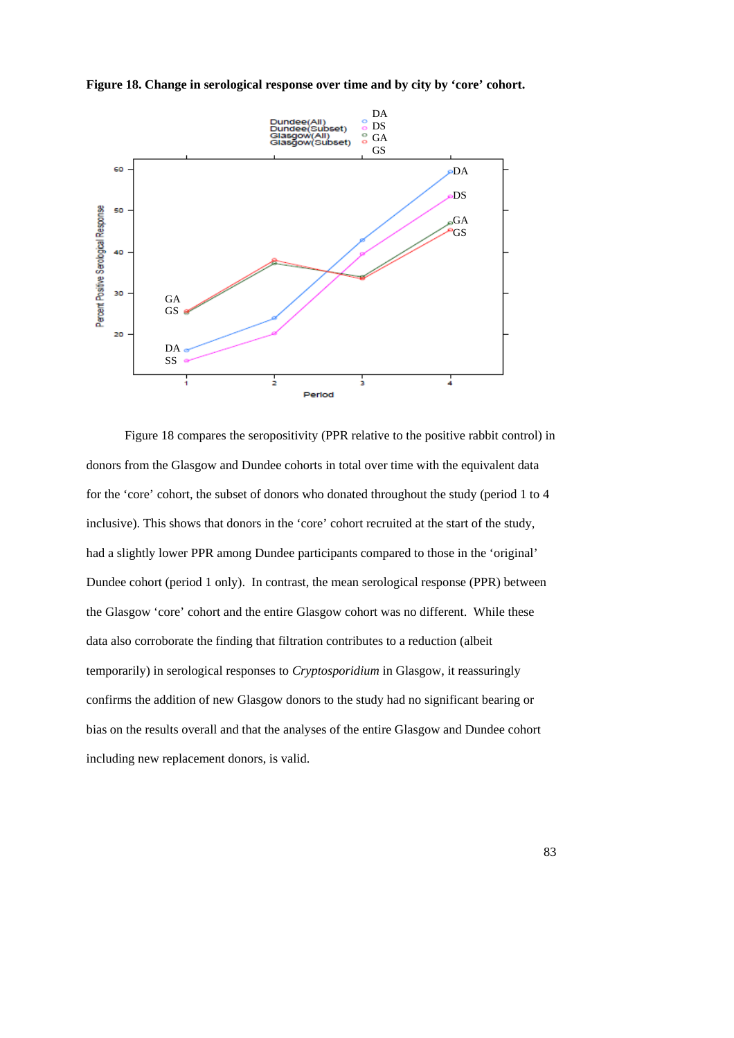**Figure 18. Change in serological response over time and by city by 'core' cohort.**

Figure 18 compares the seropositivity (PPR relative to the positive rabbit control) in donors from the Glasgow and Dundee cohorts in total over time with the equivalent data for the 'core' cohort, the subset of donors who donated throughout the study (period 1 to 4 inclusive). This shows that donors in the 'core' cohort recruited at the start of the study, had a slightly lower PPR among Dundee participants compared to those in the 'original' Dundee cohort (period 1 only). In contrast, the mean serological response (PPR) between the Glasgow 'core' cohort and the entire Glasgow cohort was no different. While these data also corroborate the finding that filtration contributes to a reduction (albeit temporarily) in serological responses to *Cryptosporidium* in Glasgow, it reassuringly confirms the addition of new Glasgow donors to the study had no significant bearing or bias on the results overall and that the analyses of the entire Glasgow and Dundee cohort including new replacement donors, is valid.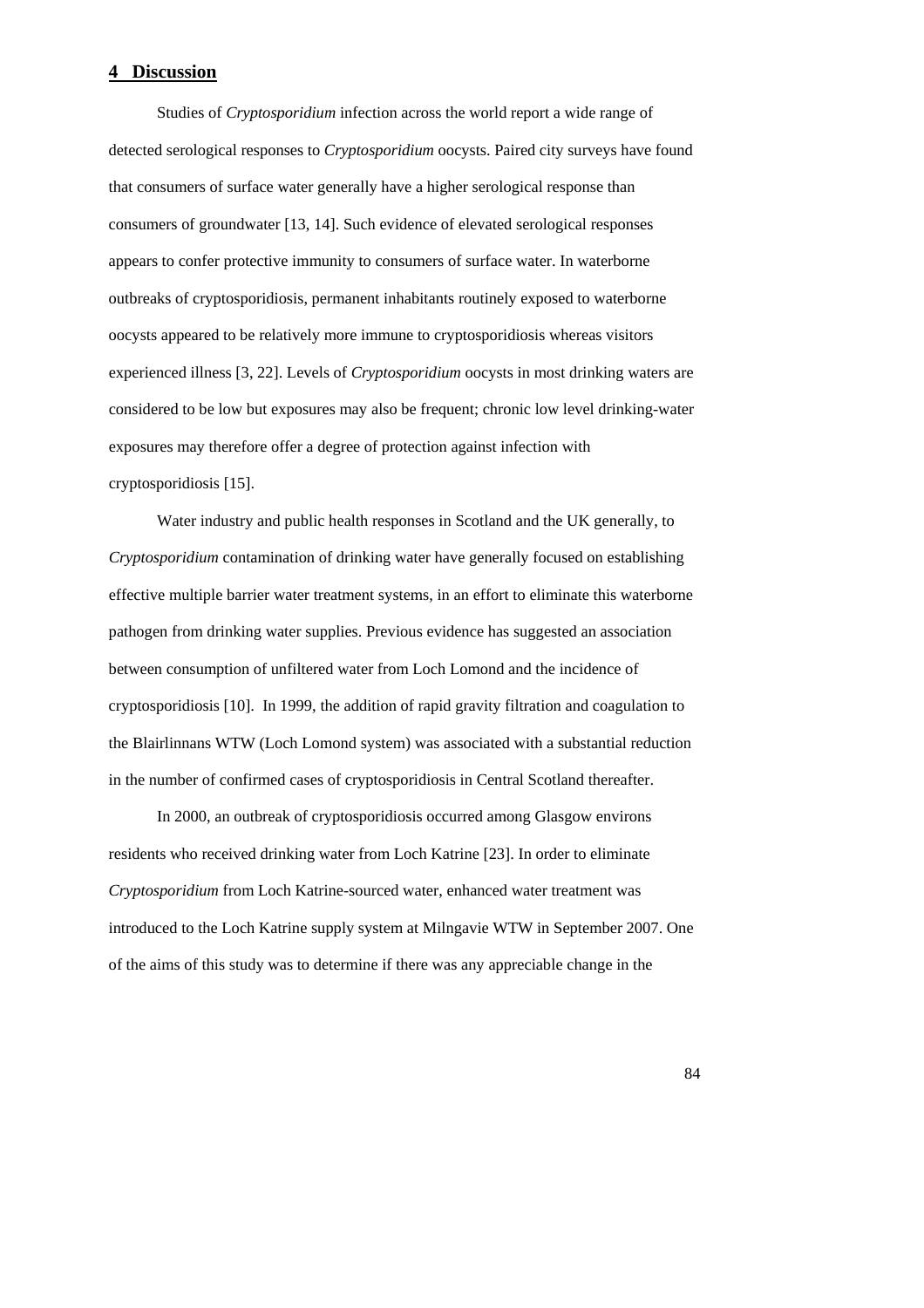## 4 Discussion

Studies of *Cryptosporidium* infection across the world report a wide range of detected serological responses to *Cryptosporidium* oocysts. Paired city surveys have found that consumers of surface water generally have a higher serological response than consumers of groundwater [13, 14]. Such evidence of elevated serological responses appears to confer protective immunity to consumers of surface water. In waterborne outbreaks of cryptosporidiosis, permanent inhabitants routinely exposed to waterborne oocysts appeared to be relatively more immune to cryptosporidiosis whereas visitors experienced illness [3, 22]. Levels of *Cryptosporidium* oocysts in most drinking waters are considered to be low but exposures may also be frequent; chronic low level drinking-water exposures may therefore offer a degree of protection against infection with cryptosporidiosis [15].

Water industry and public health responses in Scotland and the UK generally, to *Cryptosporidium* contamination of drinking water have generally focused on establishing effective multiple barrier water treatment systems, in an effort to eliminate this waterborne pathogen from drinking water supplies. Previous evidence has suggested an association between consumption of unfiltered water from Loch Lomond and the incidence of cryptosporidiosis [10]. In 1999, the addition of rapid gravity filtration and coagulation to the Blairlinnans WTW (Loch Lomond system) was associated with a substantial reduction in the number of confirmed cases of cryptosporidiosis in Central Scotland thereafter.

In 2000, an outbreak of cryptosporidiosis occurred among Glasgow environs residents who received drinking water from Loch Katrine [23]. In order to eliminate *Cryptosporidium* from Loch Katrine-sourced water, enhanced water treatment was introduced to the Loch Katrine supply system at Milngavie WTW in September 2007. One of the aims of this study was to determine if there was any appreciable change in the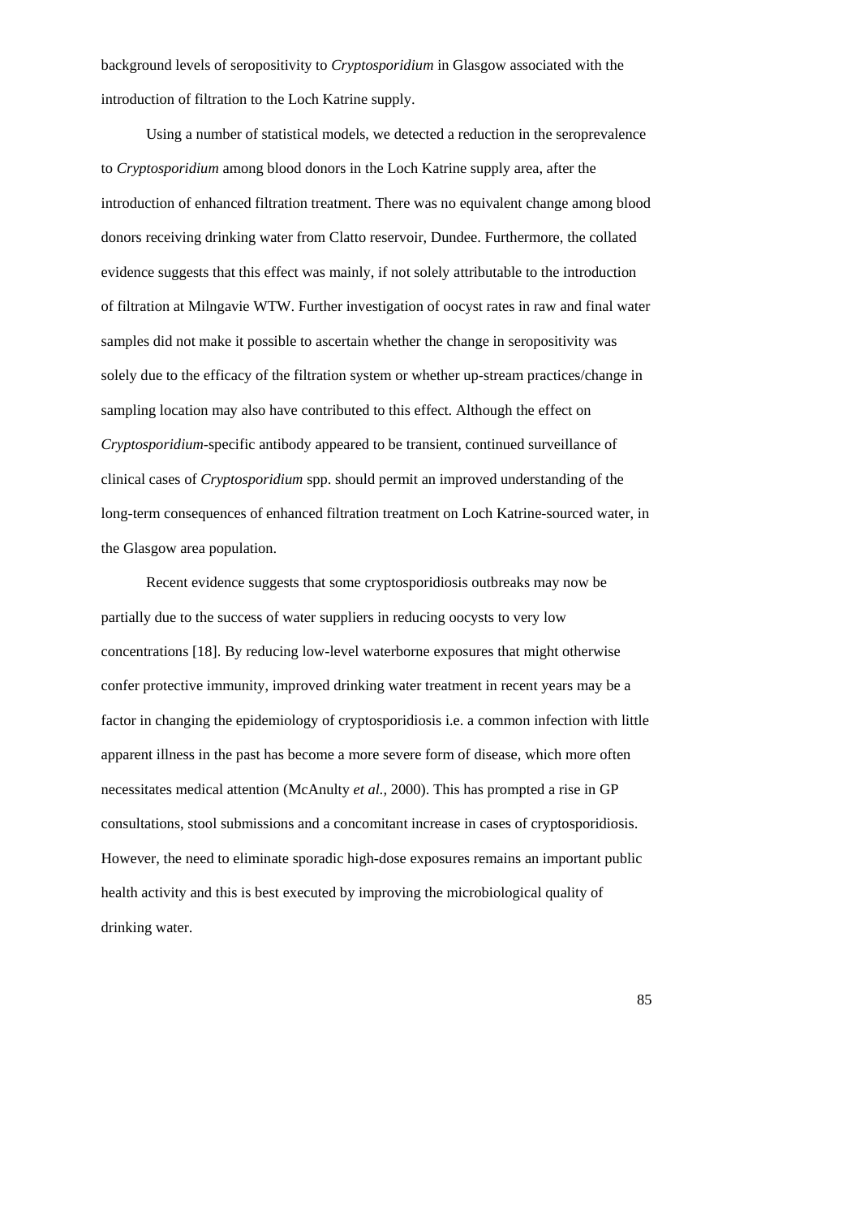background levels of seropositivity to *Cryptosporidium* in Glasgow associated with the introduction of filtration to the Loch Katrine supply.

Using a number of statistical models, we detected a reduction in the seroprevalence to *Cryptosporidium* among blood donors in the Loch Katrine supply area, after the introduction of enhanced filtration treatment. There was no equivalent change among blood donors receiving drinking water from Clatto reservoir, Dundee. Furthermore, the collated evidence suggests that this effect was mainly, if not solely attributable to the introduction of filtration at Milngavie WTW. Further investigation of oocyst rates in raw and final water samples did not make it possible to ascertain whether the change in seropositivity was solely due to the efficacy of the filtration system or whether up-stream practices/change in sampling location may also have contributed to this effect. Although the effect on *Cryptosporidium*-specific antibody appeared to be transient, continued surveillance of clinical cases of *Cryptosporidium* spp. should permit an improved understanding of the long-term consequences of enhanced filtration treatment on Loch Katrine-sourced water, in the Glasgow area population.

Recent evidence suggests that some cryptosporidiosis outbreaks may now be partially due to the success of water suppliers in reducing oocysts to very low concentrations [18]. By reducing low-level waterborne exposures that might otherwise confer protective immunity, improved drinking water treatment in recent years may be a factor in changing the epidemiology of cryptosporidiosis i.e. a common infection with little apparent illness in the past has become a more severe form of disease, which more often necessitates medical attention (McAnulty *et al.*, 2000). This has prompted a rise in GP consultations, stool submissions and a concomitant increase in cases of cryptosporidiosis. However, the need to eliminate sporadic high-dose exposures remains an important public health activity and this is best executed by improving the microbiological quality of drinking water.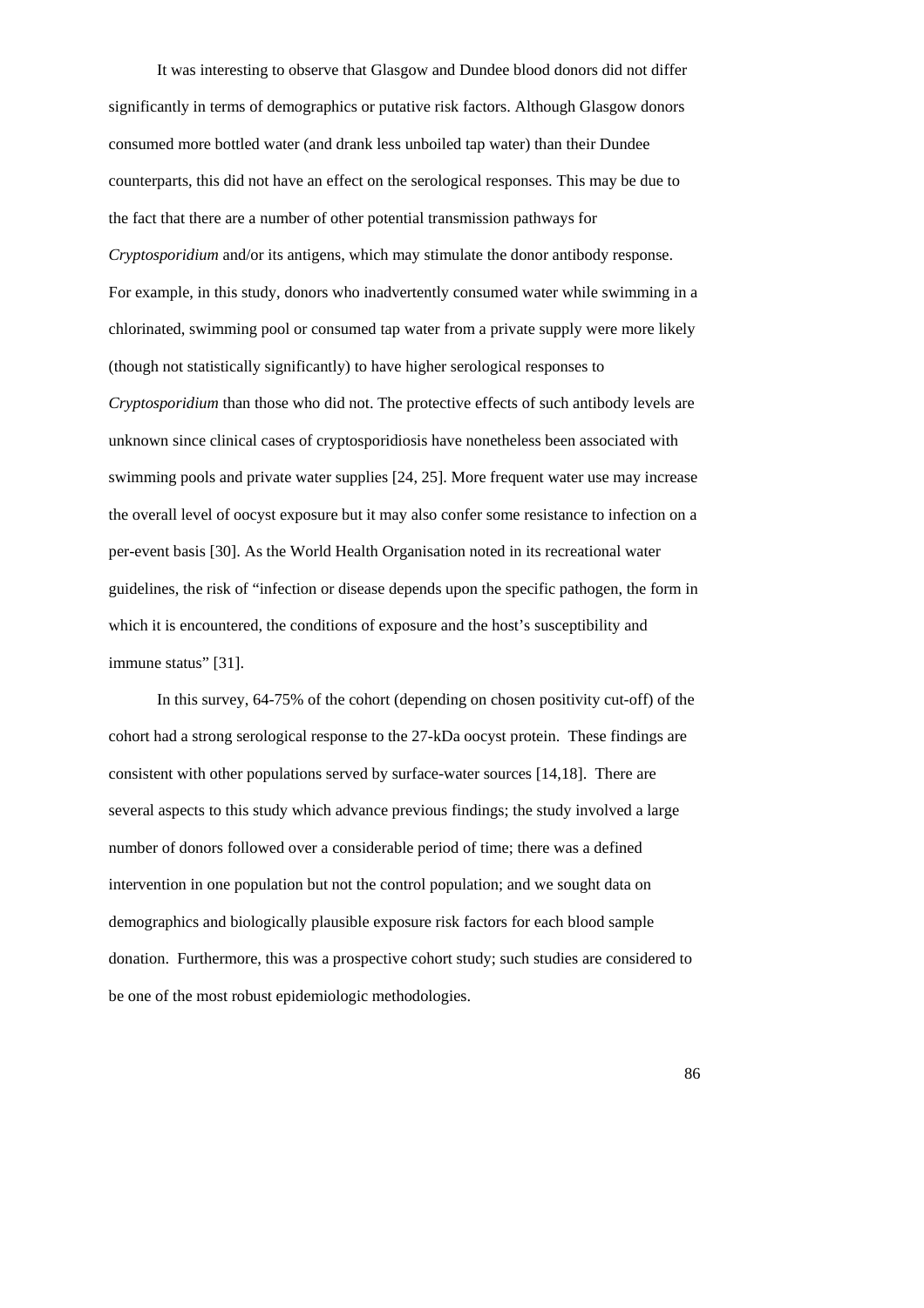It was interesting to observe that Glasgow and Dundee blood donors did not differ significantly in terms of demographics or putative risk factors. Although Glasgow donors consumed more bottled water (and drank less unboiled tap water) than their Dundee counterparts, this did not have an effect on the serological responses. This may be due to the fact that there are a number of other potential transmission pathways for *Cryptosporidium* and/or its antigens, which may stimulate the donor antibody response. For example, in this study, donors who inadvertently consumed water while swimming in a chlorinated, swimming pool or consumed tap water from a private supply were more likely (though not statistically significantly) to have higher serological responses to *Cryptosporidium* than those who did not. The protective effects of such antibody levels are unknown since clinical cases of cryptosporidiosis have nonetheless been associated with swimming pools and private water supplies [24, 25]. More frequent water use may increase the overall level of oocyst exposure but it may also confer some resistance to infection on a per-event basis [30]. As the World Health Organisation noted in its recreational water guidelines, the risk of "infection or disease depends upon the specific pathogen, the form in which it is encountered, the conditions of exposure and the host's susceptibility and immune status" [31].

In this survey, 64-75% of the cohort (depending on chosen positivity cut-off) of the cohort had a strong serological response to the 27-kDa oocyst protein. These findings are consistent with other populations served by surface-water sources [14,18]. There are several aspects to this study which advance previous findings; the study involved a large number of donors followed over a considerable period of time; there was a defined intervention in one population but not the control population; and we sought data on demographics and biologically plausible exposure risk factors for each blood sample donation. Furthermore, this was a prospective cohort study; such studies are considered to be one of the most robust epidemiologic methodologies.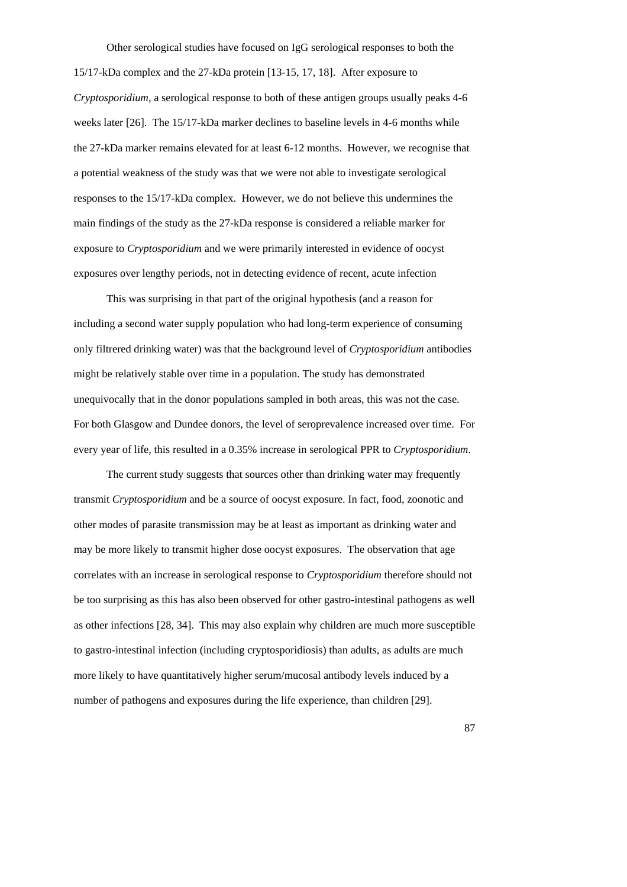Other serological studies have focused on IgG serological responses to both the 15/17-kDa complex and the 27-kDa protein [13-15, 17, 18]. After exposure to *Cryptosporidium*, a serological response to both of these antigen groups usually peaks 4-6 weeks later [26]. The 15/17-kDa marker declines to baseline levels in 4-6 months while the 27-kDa marker remains elevated for at least 6-12 months. However, we recognise that a potential weakness of the study was that we were not able to investigate serological responses to the 15/17-kDa complex. However, we do not believe this undermines the main findings of the study as the 27-kDa response is considered a reliable marker for exposure to *Cryptosporidium* and we were primarily interested in evidence of oocyst exposures over lengthy periods, not in detecting evidence of recent, acute infection

This was surprising in that part of the original hypothesis (and a reason for including a second water supply population who had long-term experience of consuming only filtrered drinking water) was that the background level of *Cryptosporidium* antibodies might be relatively stable over time in a population. The study has demonstrated unequivocally that in the donor populations sampled in both areas, this was not the case. For both Glasgow and Dundee donors, the level of seroprevalence increased over time. For every year of life, this resulted in a 0.35% increase in serological PPR to *Cryptosporidium*.

The current study suggests that sources other than drinking water may frequently transmit *Cryptosporidium* and be a source of oocyst exposure. In fact, food, zoonotic and other modes of parasite transmission may be at least as important as drinking water and may be more likely to transmit higher dose oocyst exposures. The observation that age correlates with an increase in serological response to *Cryptosporidium* therefore should not be too surprising as this has also been observed for other gastro-intestinal pathogens as well as other infections [28, 34]. This may also explain why children are much more susceptible to gastro-intestinal infection (including cryptosporidiosis) than adults, as adults are much more likely to have quantitatively higher serum/mucosal antibody levels induced by a number of pathogens and exposures during the life experience, than children [29].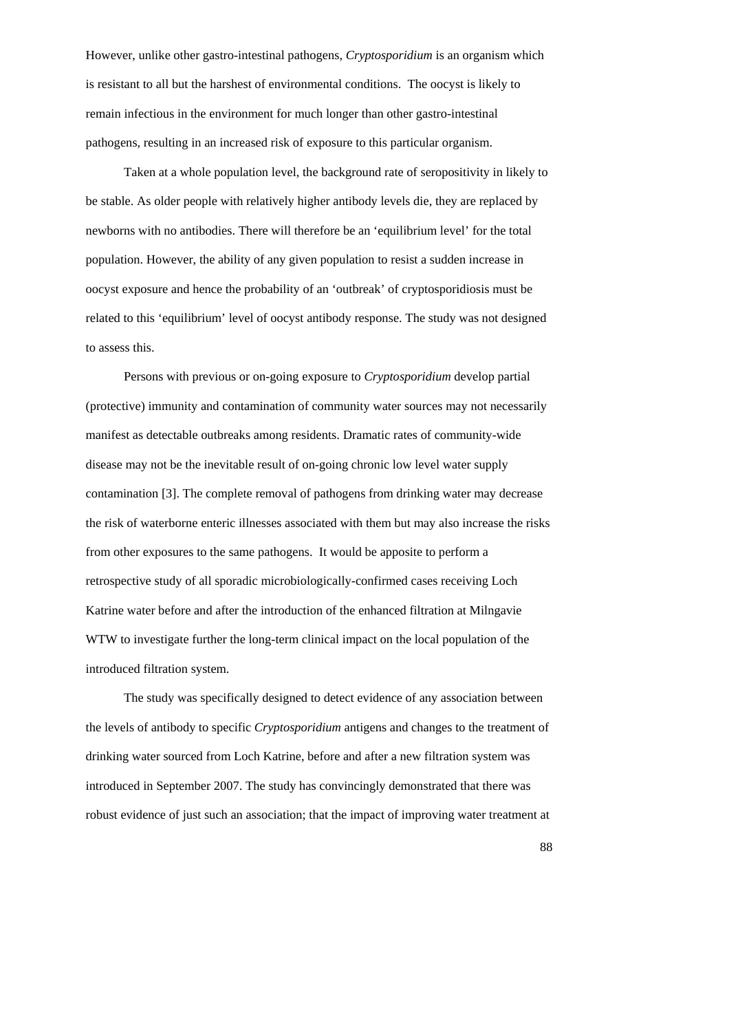However, unlike other gastro-intestinal pathogens, *Cryptosporidium* is an organism which is resistant to all but the harshest of environmental conditions. The oocyst is likely to remain infectious in the environment for much longer than other gastro-intestinal pathogens, resulting in an increased risk of exposure to this particular organism.

Taken at a whole population level, the background rate of seropositivity in likely to be stable. As older people with relatively higher antibody levels die, they are replaced by newborns with no antibodies. There will therefore be an 'equilibrium level' for the total population. However, the ability of any given population to resist a sudden increase in oocyst exposure and hence the probability of an 'outbreak' of cryptosporidiosis must be related to this 'equilibrium' level of oocyst antibody response. The study was not designed to assess this.

Persons with previous or on-going exposure to *Cryptosporidium* develop partial (protective) immunity and contamination of community water sources may not necessarily manifest as detectable outbreaks among residents. Dramatic rates of community-wide disease may not be the inevitable result of on-going chronic low level water supply contamination [3]. The complete removal of pathogens from drinking water may decrease the risk of waterborne enteric illnesses associated with them but may also increase the risks from other exposures to the same pathogens. It would be apposite to perform a retrospective study of all sporadic microbiologically-confirmed cases receiving Loch Katrine water before and after the introduction of the enhanced filtration at Milngavie WTW to investigate further the long-term clinical impact on the local population of the introduced filtration system.

The study was specifically designed to detect evidence of any association between the levels of antibody to specific *Cryptosporidium* antigens and changes to the treatment of drinking water sourced from Loch Katrine, before and after a new filtration system was introduced in September 2007. The study has convincingly demonstrated that there was robust evidence of just such an association; that the impact of improving water treatment at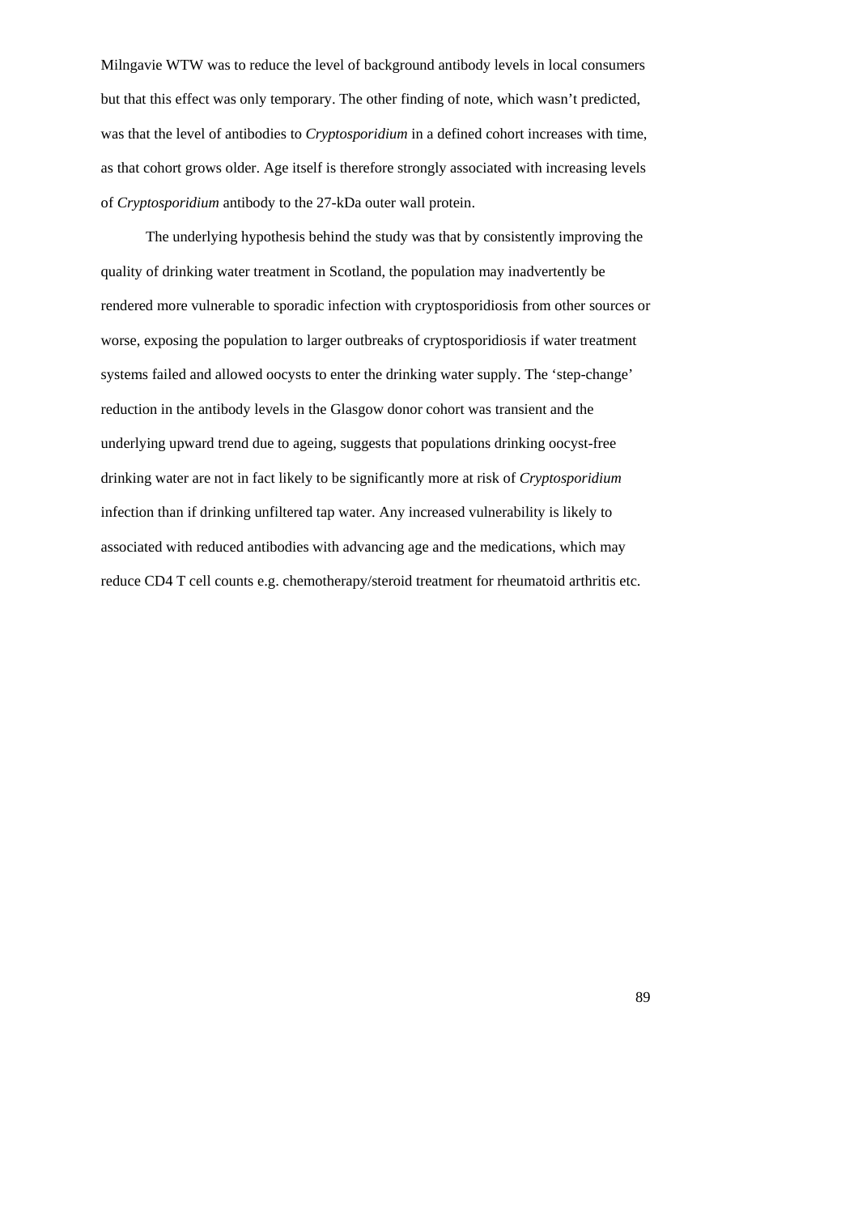Milngavie WTW was to reduce the level of background antibody levels in local consumers but that this effect was only temporary. The other finding of note, which wasn't predicted, was that the level of antibodies to *Cryptosporidium* in a defined cohort increases with time, as that cohort grows older. Age itself is therefore strongly associated with increasing levels of *Cryptosporidium* antibody to the 27-kDa outer wall protein.

The underlying hypothesis behind the study was that by consistently improving the quality of drinking water treatment in Scotland, the population may inadvertently be rendered more vulnerable to sporadic infection with cryptosporidiosis from other sources or worse, exposing the population to larger outbreaks of cryptosporidiosis if water treatment systems failed and allowed oocysts to enter the drinking water supply. The 'step-change' reduction in the antibody levels in the Glasgow donor cohort was transient and the underlying upward trend due to ageing, suggests that populations drinking oocyst-free drinking water are not in fact likely to be significantly more at risk of *Cryptosporidium* infection than if drinking unfiltered tap water. Any increased vulnerability is likely to associated with reduced antibodies with advancing age and the medications, which may reduce CD4 T cell counts e.g. chemotherapy/steroid treatment for rheumatoid arthritis etc.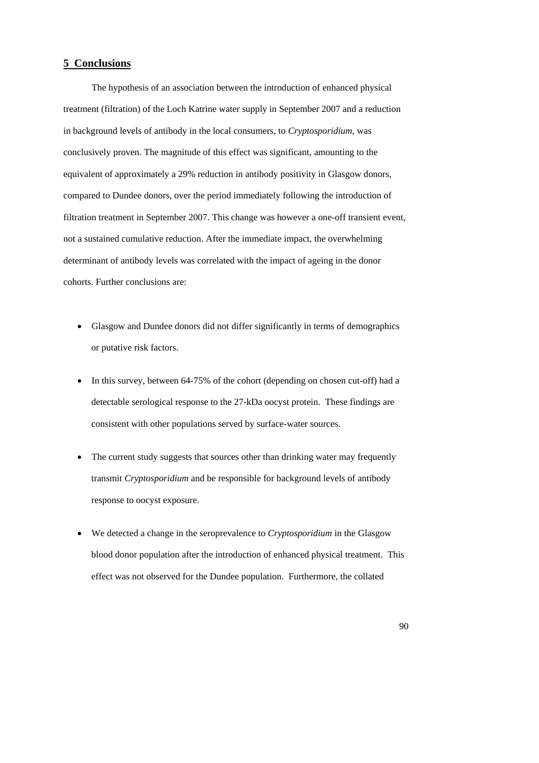## 5 Conclusions

The hypothesis of an association between the introduction of enhanced physical treatment (filtration) of the Loch Katrine water supply in September 2007 and a reduction in background levels of antibody in the local consumers, to *Cryptosporidium*, was conclusively proven. The magnitude of this effect was significant, amounting to the equivalent of approximately a 29% reduction in antibody positivity in Glasgow donors, compared to Dundee donors, over the period immediately following the introduction of filtration treatment in September 2007. This change was however a one-off transient event, not a sustained cumulative reduction. After the immediate impact, the overwhelming determinant of antibody levels was correlated with the impact of ageing in the donor cohorts. Further conclusions are:

- Glasgow and Dundee donors did not differ significantly in terms of demographics or putative risk factors.
- In this survey, between 64-75% of the cohort (depending on chosen cut-off) had a detectable serological response to the 27-kDa oocyst protein. These findings are consistent with other populations served by surface-water sources.
- The current study suggests that sources other than drinking water may frequently transmit *Cryptosporidium* and be responsible for background levels of antibody response to oocyst exposure.
- We detected a change in the seroprevalence to *Cryptosporidium* in the Glasgow blood donor population after the introduction of enhanced physical treatment. This effect was not observed for the Dundee population. Furthermore, the collated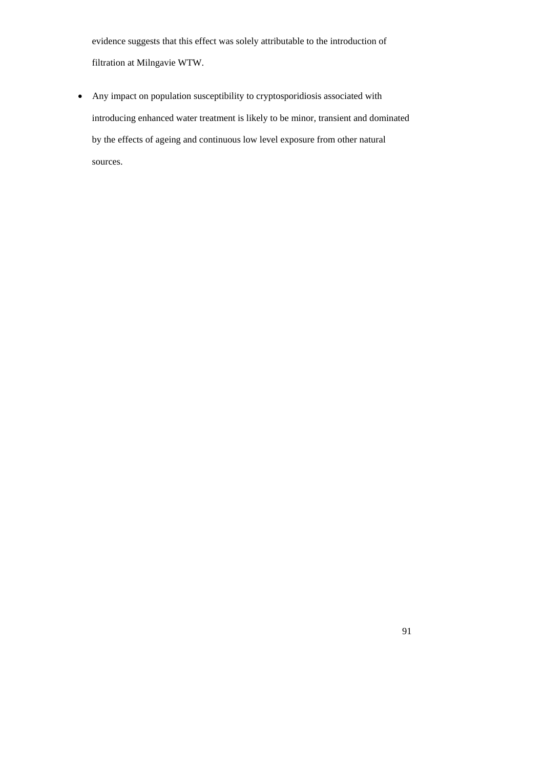evidence suggests that this effect was solely attributable to the introduction of filtration at Milngavie WTW.

- Any impact on population susceptibility to cryptosporidiosis associated with introducing enhanced water treatment is likely to be minor, transient and dominated by the effects of ageing and continuous low level exposure from other natural sources.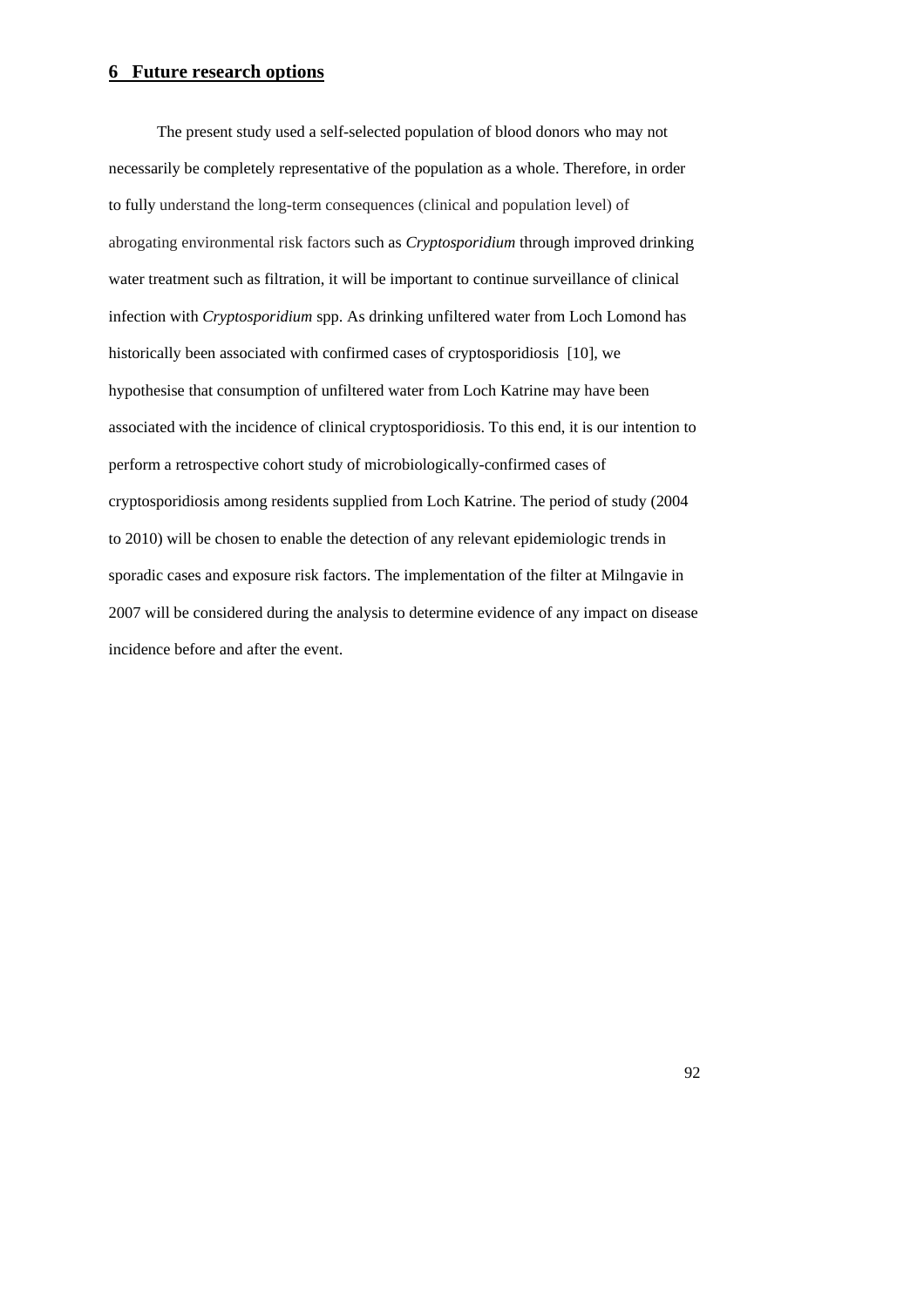# 6 Future research options

The present study used a self-selected population of blood donors who may not necessarily be completely representative of the population as a whole. Therefore, in order to fully understand the long-term consequences (clinical and population level) of abrogating environmental risk factors such as *Cryptosporidium* through improved drinking water treatment such as filtration, it will be important to continue surveillance of clinical infection with *Cryptosporidium* spp. As drinking unfiltered water from Loch Lomond has historically been associated with confirmed cases of cryptosporidiosis [10], we hypothesise that consumption of unfiltered water from Loch Katrine may have been associated with the incidence of clinical cryptosporidiosis. To this end, it is our intention to perform a retrospective cohort study of microbiologically-confirmed cases of cryptosporidiosis among residents supplied from Loch Katrine. The period of study (2004 to 2010) will be chosen to enable the detection of any relevant epidemiologic trends in sporadic cases and exposure risk factors. The implementation of the filter at Milngavie in 2007 will be considered during the analysis to determine evidence of any impact on disease incidence before and after the event.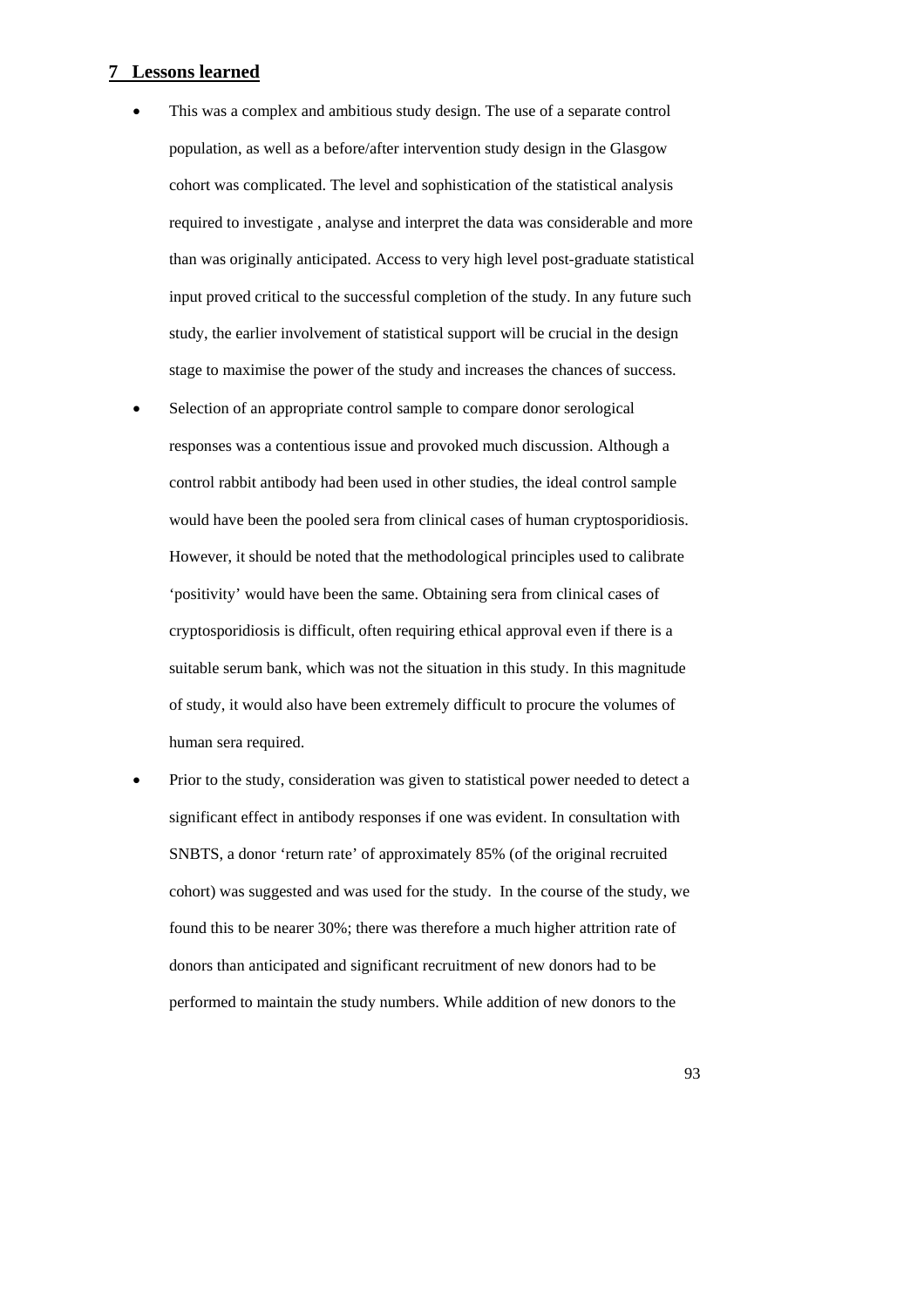# 7 Lessons learned

- This was a complex and ambitious study design. The use of a separate control population, as well as a before/after intervention study design in the Glasgow cohort was complicated. The level and sophistication of the statistical analysis required to investigate , analyse and interpret the data was considerable and more than was originally anticipated. Access to very high level post-graduate statistical input proved critical to the successful completion of the study. In any future such study, the earlier involvement of statistical support will be crucial in the design stage to maximise the power of the study and increases the chances of success.
- Selection of an appropriate control sample to compare donor serological responses was a contentious issue and provoked much discussion. Although a control rabbit antibody had been used in other studies, the ideal control sample would have been the pooled sera from clinical cases of human cryptosporidiosis. However, it should be noted that the methodological principles used to calibrate 'positivity' would have been the same. Obtaining sera from clinical cases of cryptosporidiosis is difficult, often requiring ethical approval even if there is a suitable serum bank, which was not the situation in this study. In this magnitude of study, it would also have been extremely difficult to procure the volumes of human sera required.
- Prior to the study, consideration was given to statistical power needed to detect a significant effect in antibody responses if one was evident. In consultation with SNBTS, a donor 'return rate' of approximately 85% (of the original recruited cohort) was suggested and was used for the study. In the course of the study, we found this to be nearer 30%; there was therefore a much higher attrition rate of donors than anticipated and significant recruitment of new donors had to be performed to maintain the study numbers. While addition of new donors to the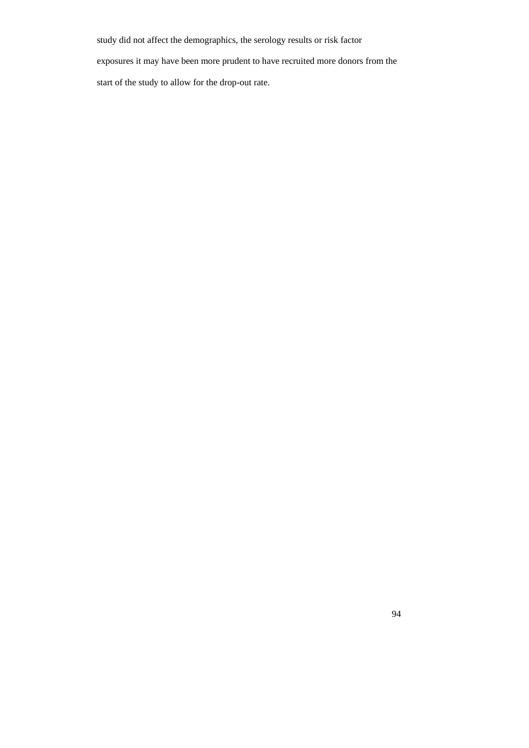study did not affect the demographics, the serology results or risk factor exposures it may have been more prudent to have recruited more donors from the start of the study to allow for the drop-out rate.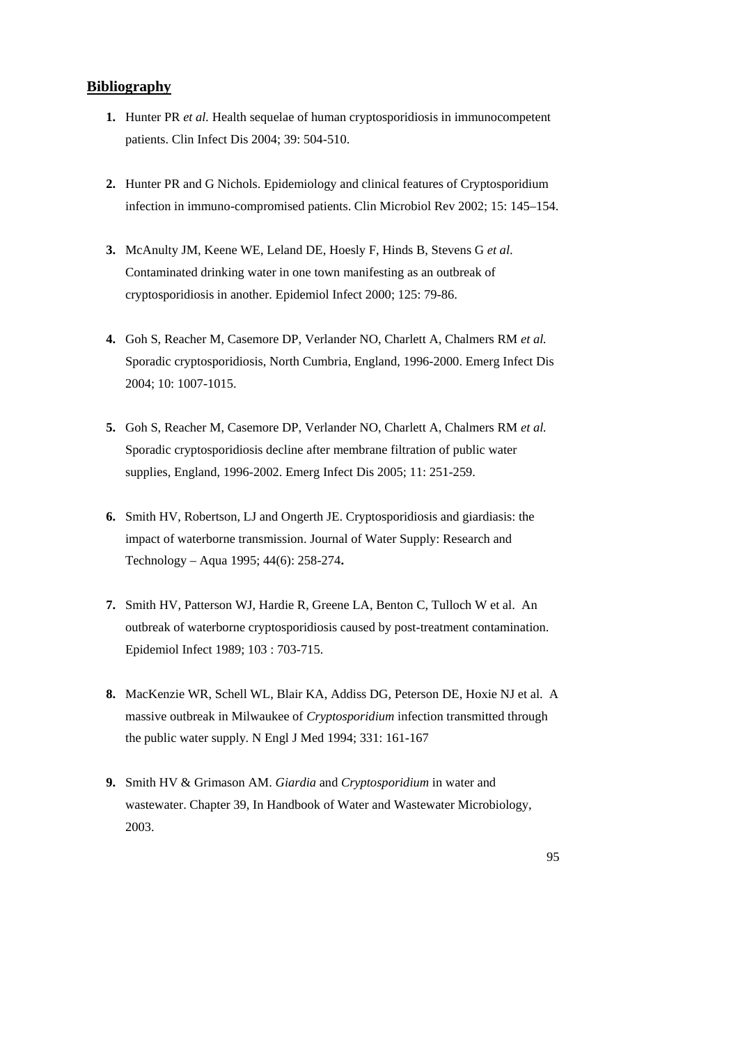## Bibliography

1. Hunter PR *et al.* Health sequelae of human cryptosporidiosis in immunocompetent patients. Clin Infect Dis 2004; 39: 504-510.

2. Hunter PR and G Nichols. Epidemiology and clinical features of Cryptosporidium infection in immuno-compromised patients. Clin Microbiol Rev 2002; 15: 145–154.

3. McAnulty JM, Keene WE, Leland DE, Hoesly F, Hinds B, Stevens G *et al.* Contaminated drinking water in one town manifesting as an outbreak of cryptosporidiosis in another. Epidemiol Infect 2000; 125: 79-86.

4. Goh S, Reacher M, Casemore DP, Verlander NO, Charlett A, Chalmers RM *et al.* Sporadic cryptosporidiosis, North Cumbria, England, 1996-2000. Emerg Infect Dis 2004; 10: 1007-1015.

5. Goh S, Reacher M, Casemore DP, Verlander NO, Charlett A, Chalmers RM *et al.* Sporadic cryptosporidiosis decline after membrane filtration of public water supplies, England, 1996-2002. Emerg Infect Dis 2005; 11: 251-259.

6. Smith HV, Robertson, LJ and Ongerth JE. Cryptosporidiosis and giardiasis: the impact of waterborne transmission. Journal of Water Supply: Research and Technology – Aqua 1995; 44(6): 258-274**.**

7. Smith HV, Patterson WJ, Hardie R, Greene LA, Benton C, Tulloch W et al. An outbreak of waterborne cryptosporidiosis caused by post-treatment contamination. Epidemiol Infect 1989; 103 : 703-715.

8. MacKenzie WR, Schell WL, Blair KA, Addiss DG, Peterson DE, Hoxie NJ et al. A massive outbreak in Milwaukee of *Cryptosporidium* infection transmitted through the public water supply. N Engl J Med 1994; 331: 161-167

9. Smith HV & Grimason AM. *Giardia* and *Cryptosporidium* in water and wastewater. Chapter 39, In Handbook of Water and Wastewater Microbiology, 2003.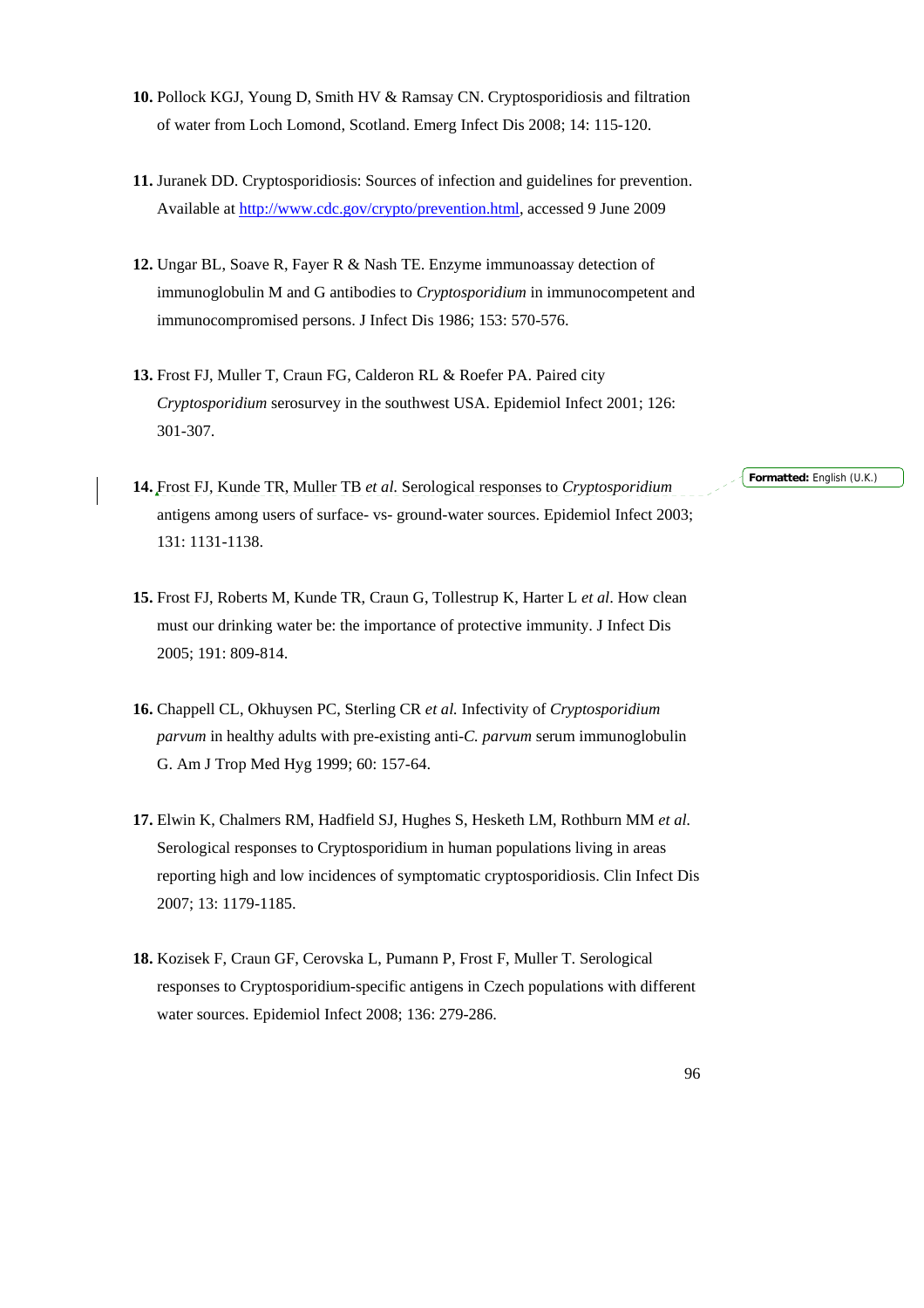**10.** Pollock KGJ, Young D, Smith HV & Ramsay CN. Cryptosporidiosis and filtration of water from Loch Lomond, Scotland. Emerg Infect Dis 2008; 14: 115-120.

**11.** Juranek DD. Cryptosporidiosis: Sources of infection and guidelines for prevention. Available at http://www.cdc.gov/crypto/prevention.html, accessed 9 June 2009

**12.** Ungar BL, Soave R, Fayer R & Nash TE. Enzyme immunoassay detection of immunoglobulin M and G antibodies to *Cryptosporidium* in immunocompetent and immunocompromised persons. J Infect Dis 1986; 153: 570-576.

**13.** Frost FJ, Muller T, Craun FG, Calderon RL & Roefer PA. Paired city *Cryptosporidium* serosurvey in the southwest USA. Epidemiol Infect 2001; 126: 301-307.

**14.** Frost FJ, Kunde TR, Muller TB *et al.* Serological responses to *Cryptosporidium* antigens among users of surface- vs- ground-water sources. Epidemiol Infect 2003; 131: 1131-1138.

**15.** Frost FJ, Roberts M, Kunde TR, Craun G, Tollestrup K, Harter L *et al*. How clean must our drinking water be: the importance of protective immunity. J Infect Dis 2005; 191: 809-814.

**16.** Chappell CL, Okhuysen PC, Sterling CR *et al.* Infectivity of *Cryptosporidium parvum* in healthy adults with pre-existing anti-*C. parvum* serum immunoglobulin G. Am J Trop Med Hyg 1999; 60: 157-64.

**17.** Elwin K, Chalmers RM, Hadfield SJ, Hughes S, Hesketh LM, Rothburn MM *et al.* Serological responses to Cryptosporidium in human populations living in areas reporting high and low incidences of symptomatic cryptosporidiosis. Clin Infect Dis 2007; 13: 1179-1185.

**18.** Kozisek F, Craun GF, Cerovska L, Pumann P, Frost F, Muller T. Serological responses to Cryptosporidium-specific antigens in Czech populations with different water sources. Epidemiol Infect 2008; 136: 279-286.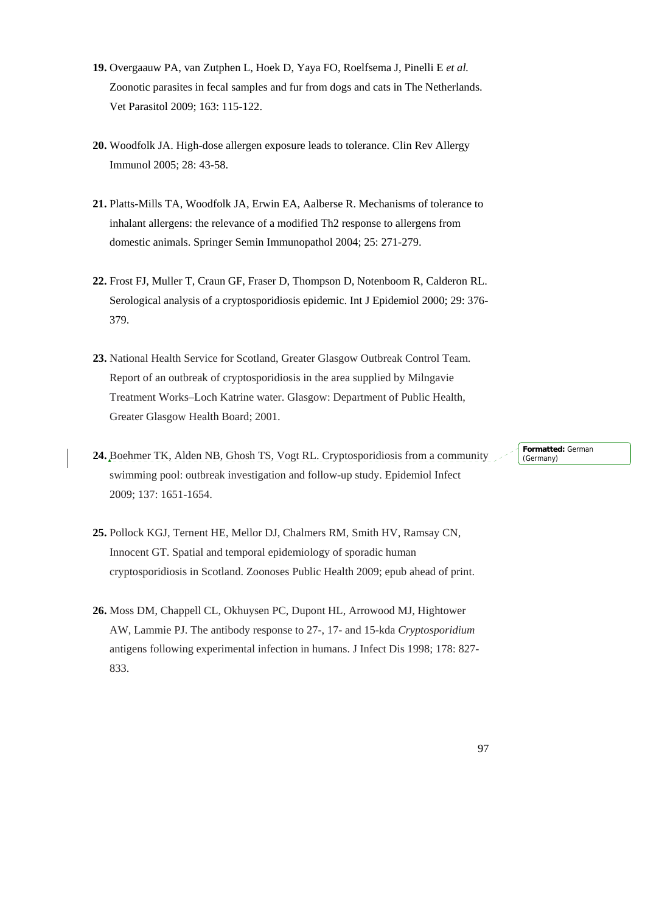**19.** Overgaauw PA, van Zutphen L, Hoek D, Yaya FO, Roelfsema J, Pinelli E *et al.* Zoonotic parasites in fecal samples and fur from dogs and cats in The Netherlands. Vet Parasitol 2009; 163: 115-122.

**20.** Woodfolk JA. High-dose allergen exposure leads to tolerance. Clin Rev Allergy Immunol 2005; 28: 43-58.

**21.** Platts-Mills TA, Woodfolk JA, Erwin EA, Aalberse R. Mechanisms of tolerance to inhalant allergens: the relevance of a modified Th2 response to allergens from domestic animals. Springer Semin Immunopathol 2004; 25: 271-279.

**22.** Frost FJ, Muller T, Craun GF, Fraser D, Thompson D, Notenboom R, Calderon RL. Serological analysis of a cryptosporidiosis epidemic. Int J Epidemiol 2000; 29: 376-379.

**23.** National Health Service for Scotland, Greater Glasgow Outbreak Control Team. Report of an outbreak of cryptosporidiosis in the area supplied by Milngavie Treatment Works–Loch Katrine water. Glasgow: Department of Public Health, Greater Glasgow Health Board; 2001.

**24.** Boehmer TK, Alden NB, Ghosh TS, Vogt RL. Cryptosporidiosis from a community swimming pool: outbreak investigation and follow-up study. Epidemiol Infect 2009; 137: 1651-1654.

**25.** Pollock KGJ, Ternent HE, Mellor DJ, Chalmers RM, Smith HV, Ramsay CN, Innocent GT. Spatial and temporal epidemiology of sporadic human cryptosporidiosis in Scotland. Zoonoses Public Health 2009; epub ahead of print.

**26.** Moss DM, Chappell CL, Okhuysen PC, Dupont HL, Arrowood MJ, Hightower AW, Lammie PJ. The antibody response to 27-, 17- and 15-kda *Cryptosporidium* antigens following experimental infection in humans. J Infect Dis 1998; 178: 827-833.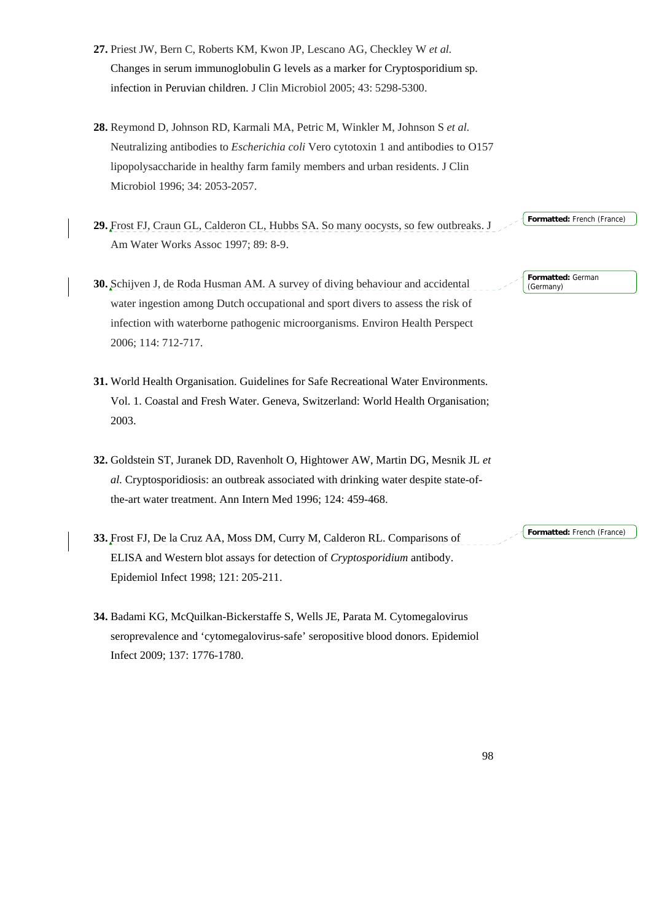**27.** Priest JW, Bern C, Roberts KM, Kwon JP, Lescano AG, Checkley W *et al.* Changes in serum immunoglobulin G levels as a marker for Cryptosporidium sp. infection in Peruvian children. J Clin Microbiol 2005; 43: 5298-5300.

**28.** Reymond D, Johnson RD, Karmali MA, Petric M, Winkler M, Johnson S *et al.* Neutralizing antibodies to *Escherichia coli* Vero cytotoxin 1 and antibodies to O157 lipopolysaccharide in healthy farm family members and urban residents. J Clin Microbiol 1996; 34: 2053-2057.

**29.** Frost FJ, Craun GL, Calderon CL, Hubbs SA. So many oocysts, so few outbreaks. J Am Water Works Assoc 1997; 89: 8-9.

**30.** Schijven J, de Roda Husman AM. A survey of diving behaviour and accidental water ingestion among Dutch occupational and sport divers to assess the risk of infection with waterborne pathogenic microorganisms. Environ Health Perspect 2006; 114: 712-717.

**31.** World Health Organisation. Guidelines for Safe Recreational Water Environments. Vol. 1. Coastal and Fresh Water. Geneva, Switzerland: World Health Organisation; 2003.

**32.** Goldstein ST, Juranek DD, Ravenholt O, Hightower AW, Martin DG, Mesnik JL *et al.* Cryptosporidiosis: an outbreak associated with drinking water despite state-of-the-art water treatment. Ann Intern Med 1996; 124: 459-468.

**33.** Frost FJ, De la Cruz AA, Moss DM, Curry M, Calderon RL. Comparisons of ELISA and Western blot assays for detection of *Cryptosporidium* antibody. Epidemiol Infect 1998; 121: 205-211.

**34.** Badami KG, McQuilkan-Bickerstaffe S, Wells JE, Parata M. Cytomegalovirus seroprevalence and 'cytomegalovirus-safe' seropositive blood donors. Epidemiol Infect 2009; 137: 1776-1780.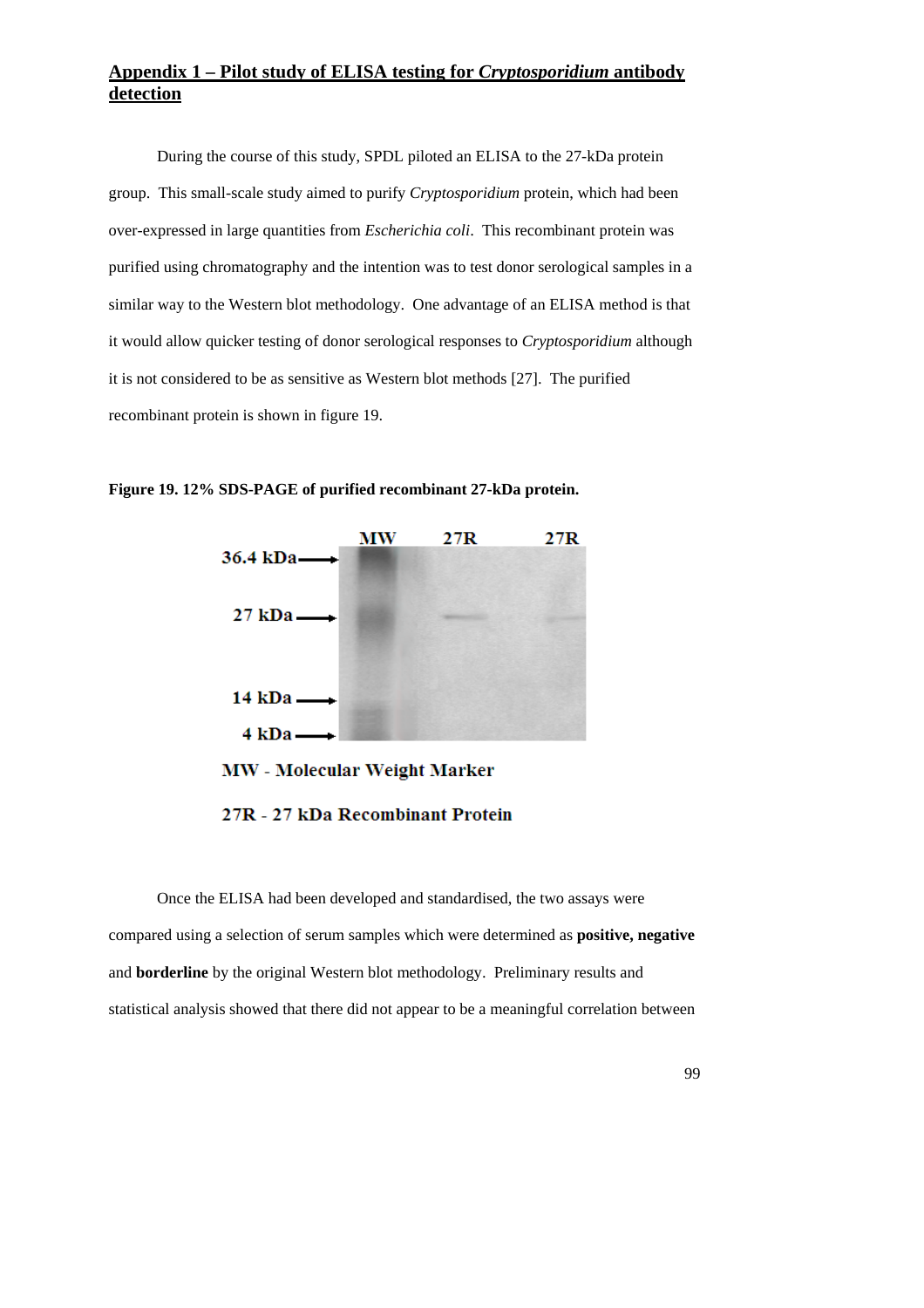## Appendix 1 – Pilot study of ELISA testing for *Cryptosporidium* antibody detection

During the course of this study, SPDL piloted an ELISA to the 27-kDa protein group. This small-scale study aimed to purify *Cryptosporidium* protein, which had been over-expressed in large quantities from *Escherichia coli*. This recombinant protein was purified using chromatography and the intention was to test donor serological samples in a similar way to the Western blot methodology. One advantage of an ELISA method is that it would allow quicker testing of donor serological responses to *Cryptosporidium* although it is not considered to be as sensitive as Western blot methods [27]. The purified recombinant protein is shown in figure 19.

**Figure 19. 12% SDS-PAGE of purified recombinant 27-kDa protein.**

MW 27R 27R

36.4 kDa

27 kDa

14 kDa

4 kDa

MW - Molecular Weight Marker

27R - 27 kDa Recombinant Protein

Once the ELISA had been developed and standardised, the two assays were compared using a selection of serum samples which were determined as **positive, negative** and **borderline** by the original Western blot methodology. Preliminary results and statistical analysis showed that there did not appear to be a meaningful correlation between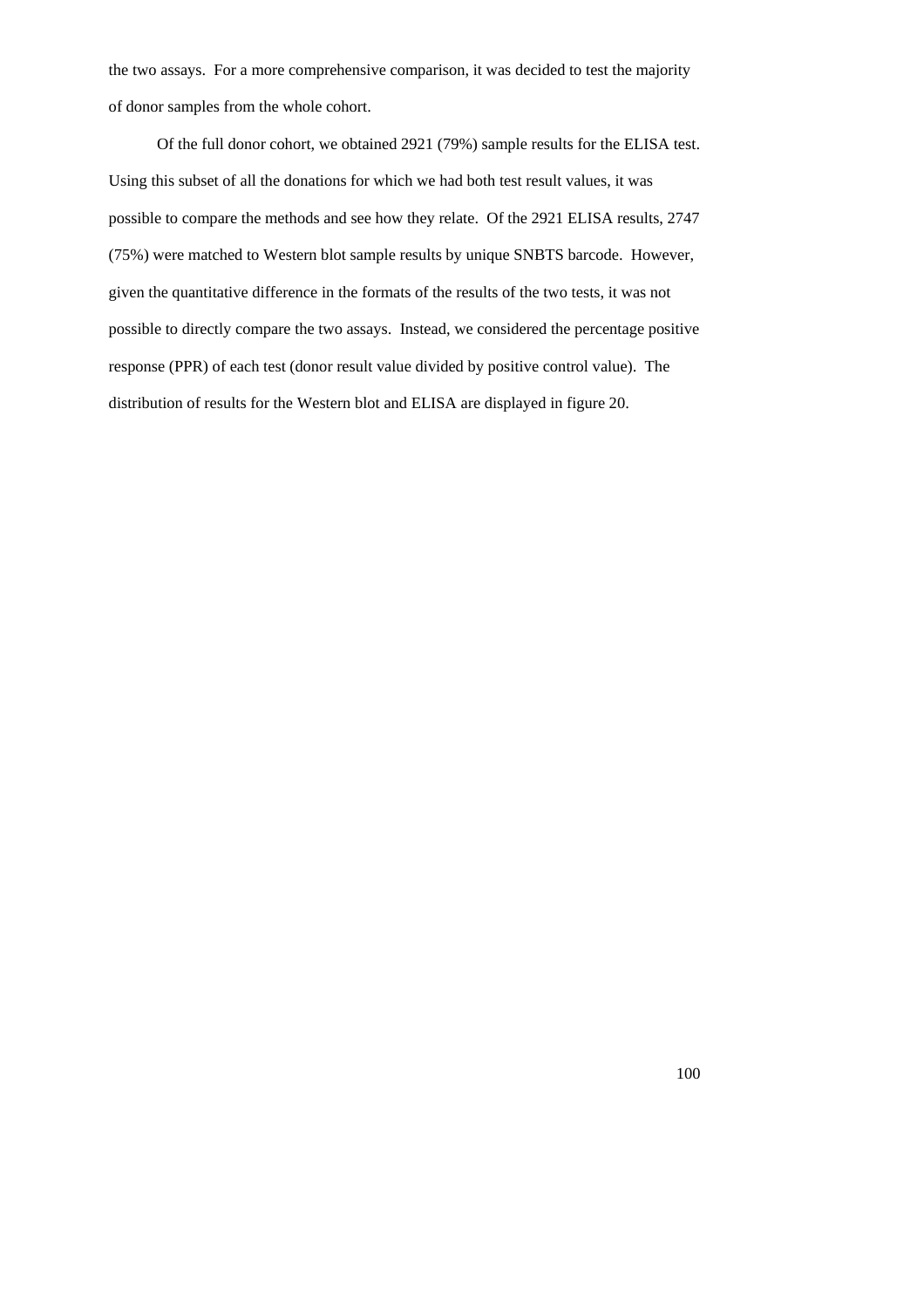the two assays. For a more comprehensive comparison, it was decided to test the majority of donor samples from the whole cohort.

Of the full donor cohort, we obtained 2921 (79%) sample results for the ELISA test. Using this subset of all the donations for which we had both test result values, it was possible to compare the methods and see how they relate. Of the 2921 ELISA results, 2747 (75%) were matched to Western blot sample results by unique SNBTS barcode. However, given the quantitative difference in the formats of the results of the two tests, it was not possible to directly compare the two assays. Instead, we considered the percentage positive response (PPR) of each test (donor result value divided by positive control value). The distribution of results for the Western blot and ELISA are displayed in figure 20.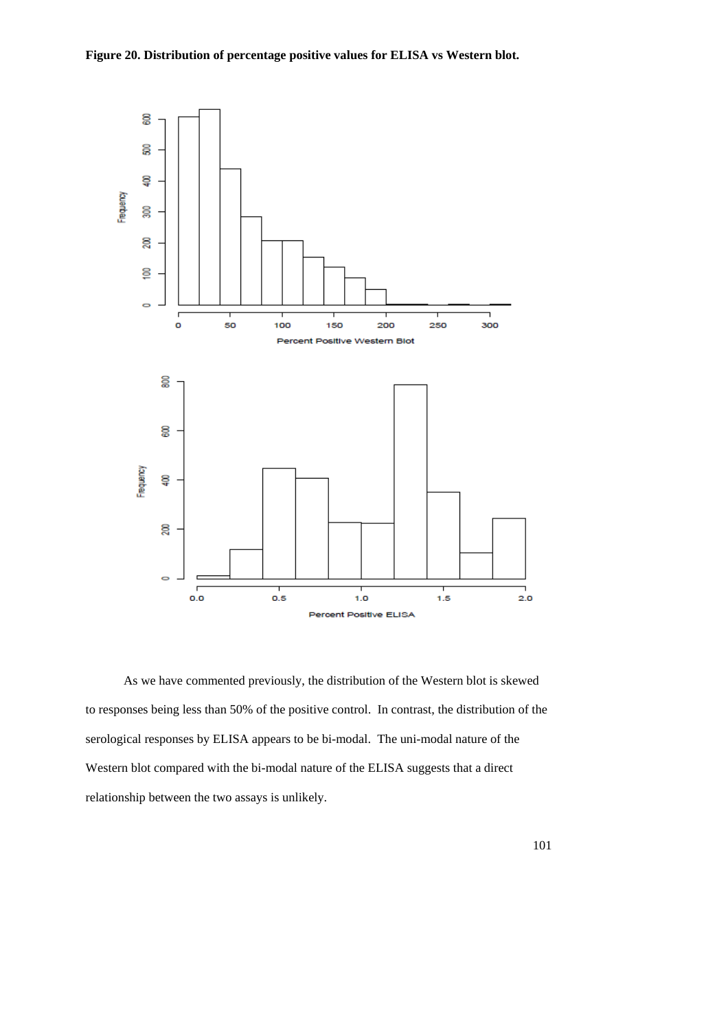**Figure 20. Distribution of percentage positive values for ELISA vs Western blot.**

As we have commented previously, the distribution of the Western blot is skewed to responses being less than 50% of the positive control. In contrast, the distribution of the serological responses by ELISA appears to be bi-modal. The uni-modal nature of the Western blot compared with the bi-modal nature of the ELISA suggests that a direct relationship between the two assays is unlikely.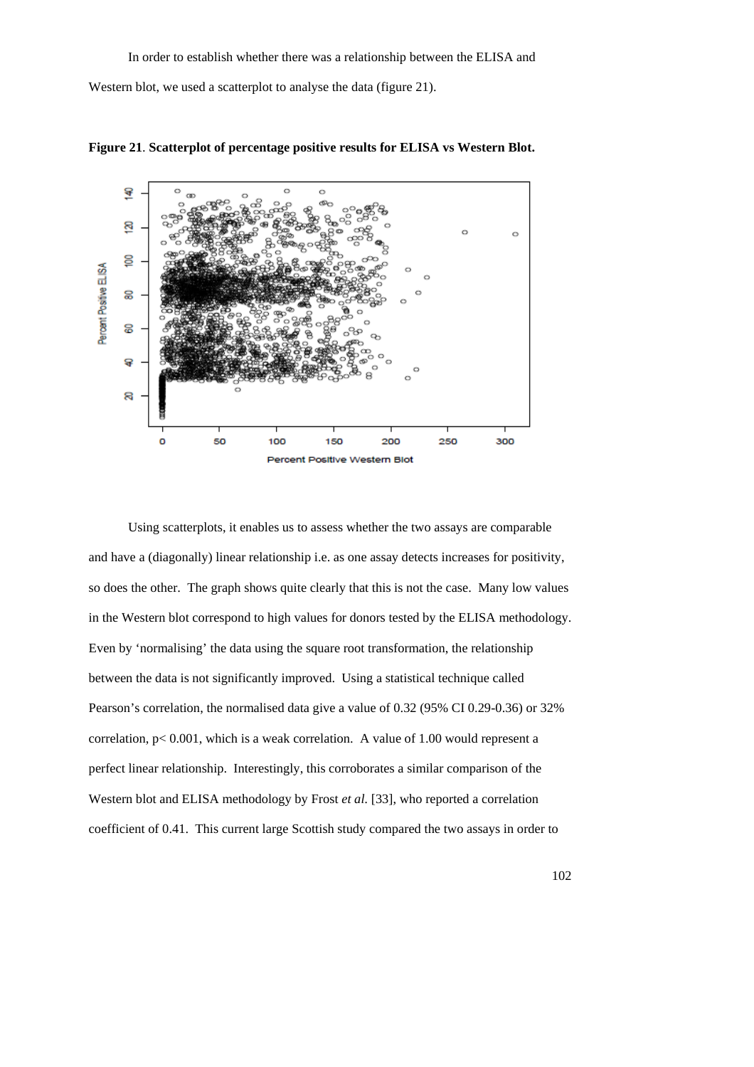In order to establish whether there was a relationship between the ELISA and Western blot, we used a scatterplot to analyse the data (figure 21).

**Figure 21**. **Scatterplot of percentage positive results for ELISA vs Western Blot.**

Using scatterplots, it enables us to assess whether the two assays are comparable and have a (diagonally) linear relationship i.e. as one assay detects increases for positivity, so does the other. The graph shows quite clearly that this is not the case. Many low values in the Western blot correspond to high values for donors tested by the ELISA methodology. Even by 'normalising' the data using the square root transformation, the relationship between the data is not significantly improved. Using a statistical technique called Pearson's correlation, the normalised data give a value of 0.32 (95% CI 0.29-0.36) or 32% correlation, $p < 0.001$, which is a weak correlation. A value of 1.00 would represent a perfect linear relationship. Interestingly, this corroborates a similar comparison of the Western blot and ELISA methodology by Frost *et al.* [33], who reported a correlation coefficient of 0.41. This current large Scottish study compared the two assays in order to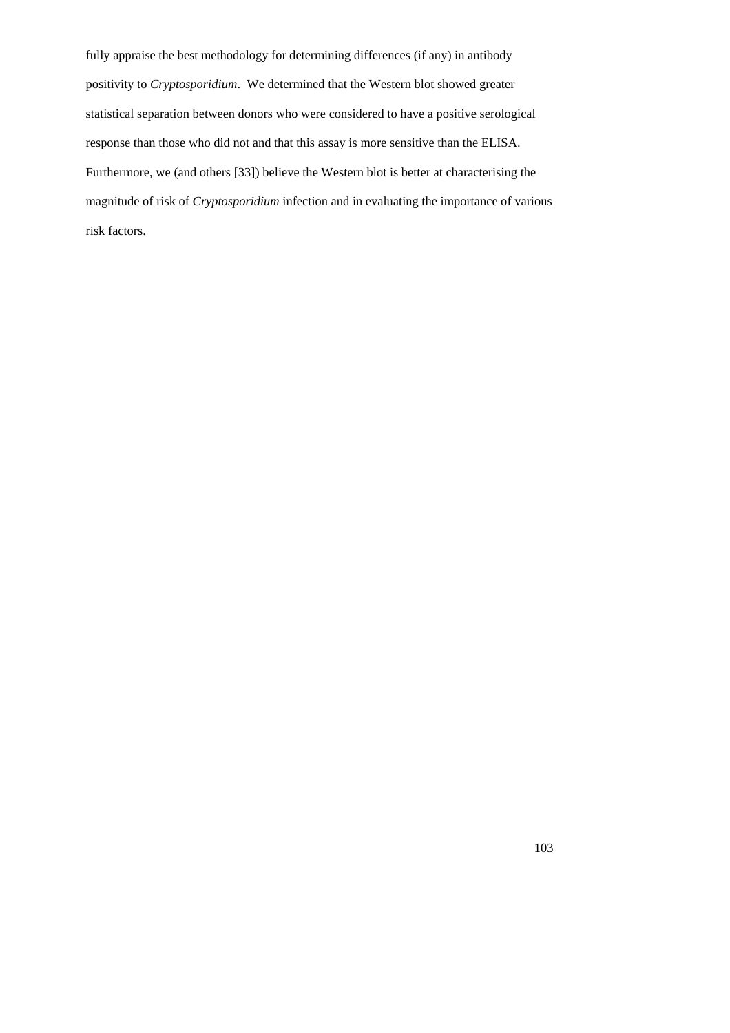fully appraise the best methodology for determining differences (if any) in antibody positivity to *Cryptosporidium*. We determined that the Western blot showed greater statistical separation between donors who were considered to have a positive serological response than those who did not and that this assay is more sensitive than the ELISA. Furthermore, we (and others [33]) believe the Western blot is better at characterising the magnitude of risk of *Cryptosporidium* infection and in evaluating the importance of various risk factors.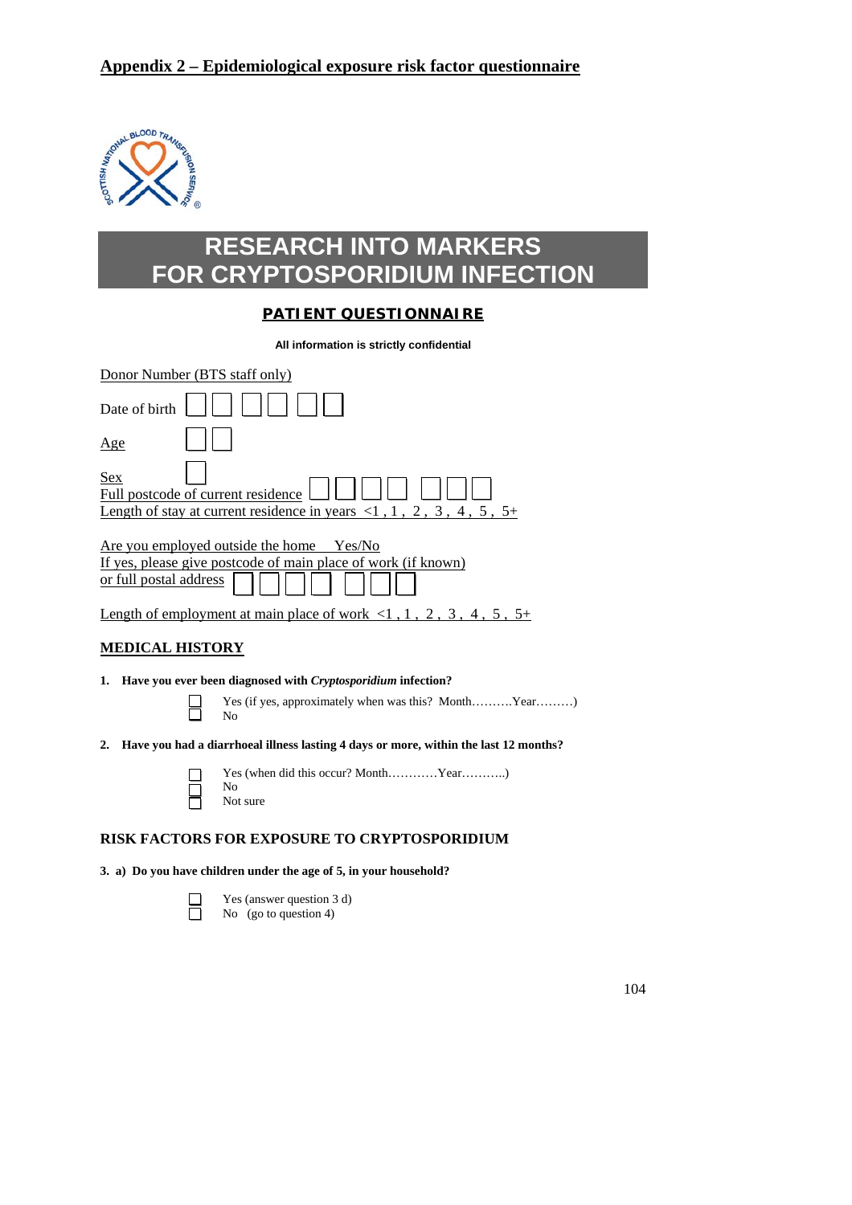# Appendix 2 – Epidemiological exposure risk factor questionnaire

## RESEARCH INTO MARKERS FOR CRYPTOSPORIDIUM INFECTION

### PATIENT QUESTIONNAIRE

**All information is strictly confidential**

Donor Number (BTS staff only)

Date of birth ☐☐ ☐☐ ☐☐

Age ☐☐

Sex ☐

Full postcode of current residence ☐☐☐☐ ☐☐☐

Length of stay at current residence in years <1 , 1 , 2 , 3 , 4 , 5 , 5+

Are you employed outside the home Yes/No

If yes, please give postcode of main place of work (if known) or full postal address ☐☐☐☐ ☐☐☐

Length of employment at main place of work <1 , 1 , 2 , 3 , 4 , 5 , 5+

### MEDICAL HISTORY

**1. Have you ever been diagnosed with *Cryptosporidium* infection?**

- ☐ Yes (if yes, approximately when was this? Month……….Year………)
- ☐ No

**2. Have you had a diarrhoeal illness lasting 4 days or more, within the last 12 months?**

- ☐ Yes (when did this occur? Month…………Year………..)
- ☐ No
- ☐ Not sure

### RISK FACTORS FOR EXPOSURE TO CRYPTOSPORIDIUM

**3. a) Do you have children under the age of 5, in your household?**

- ☐ Yes (answer question 3 d)
- ☐ No (go to question 4)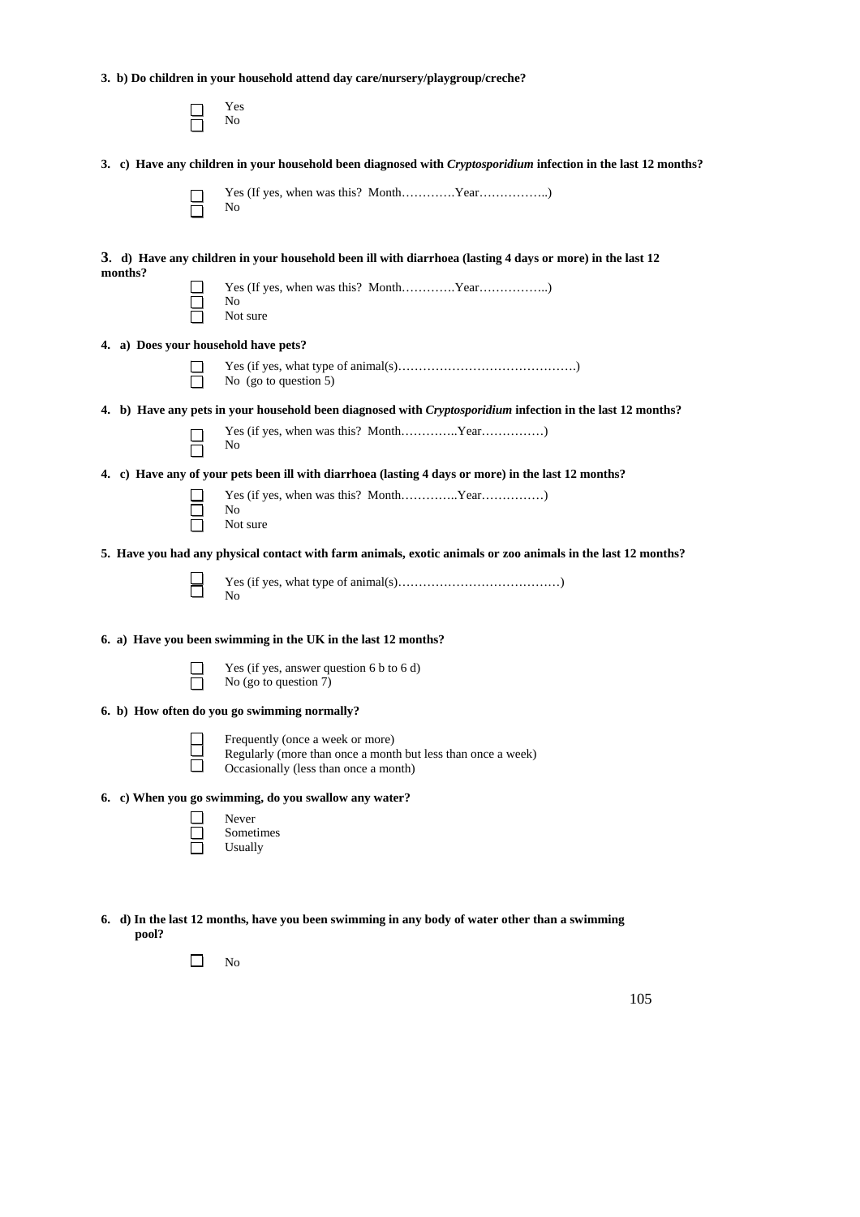**3. b) Do children in your household attend day care/nursery/playgroup/creche?**

☐ Yes
☐ No

**3. c) Have any children in your household been diagnosed with *Cryptosporidium* infection in the last 12 months?**

☐ Yes (If yes, when was this? Month…………Year……………..)
☐ No

**3. d) Have any children in your household been ill with diarrhoea (lasting 4 days or more) in the last 12 months?**

☐ Yes (If yes, when was this? Month…………Year……………..)
☐ No
☐ Not sure

**4. a) Does your household have pets?**

☐ Yes (if yes, what type of animal(s)…………………………………….)
☐ No (go to question 5)

**4. b) Have any pets in your household been diagnosed with *Cryptosporidium* infection in the last 12 months?**

☐ Yes (if yes, when was this? Month…………..Year……………)
☐ No

**4. c) Have any of your pets been ill with diarrhoea (lasting 4 days or more) in the last 12 months?**

☐ Yes (if yes, when was this? Month…………..Year……………)
☐ No
☐ Not sure

**5. Have you had any physical contact with farm animals, exotic animals or zoo animals in the last 12 months?**

☐ Yes (if yes, what type of animal(s)…………………………………)
☐ No

**6. a) Have you been swimming in the UK in the last 12 months?**

☐ Yes (if yes, answer question 6 b to 6 d)
☐ No (go to question 7)

**6. b) How often do you go swimming normally?**

☐ Frequently (once a week or more)
☐ Regularly (more than once a month but less than once a week)
☐ Occasionally (less than once a month)

**6. c) When you go swimming, do you swallow any water?**

☐ Never
☐ Sometimes
☐ Usually

**6. d) In the last 12 months, have you been swimming in any body of water other than a swimming pool?**

☐ No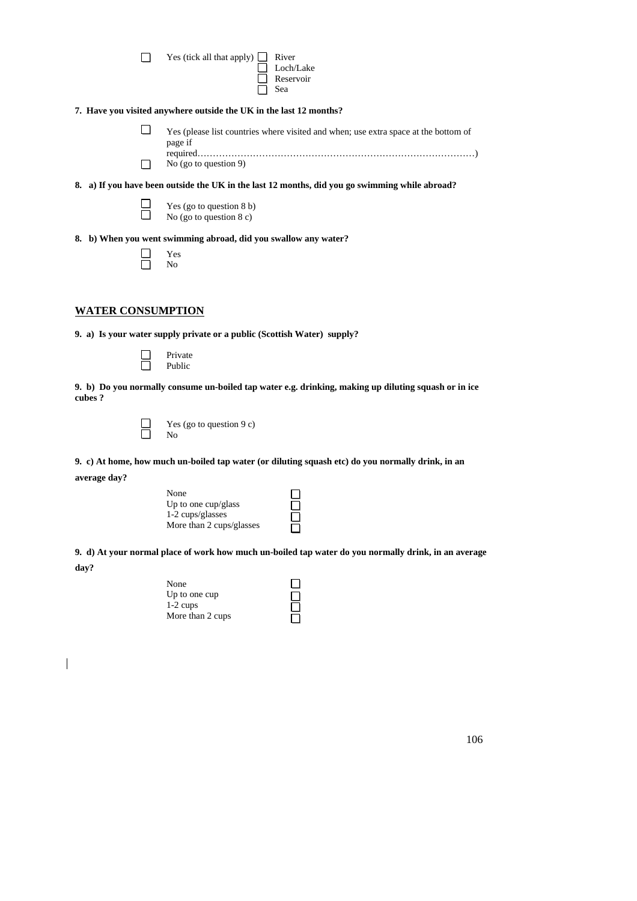☐ Yes (tick all that apply) ☐ River
☐ Loch/Lake
☐ Reservoir
☐ Sea

**7. Have you visited anywhere outside the UK in the last 12 months?**

☐ Yes (please list countries where visited and when; use extra space at the bottom of page if required………………………………………………………………………………)
☐ No (go to question 9)

**8. a) If you have been outside the UK in the last 12 months, did you go swimming while abroad?**

☐ Yes (go to question 8 b)
☐ No (go to question 8 c)

**8. b) When you went swimming abroad, did you swallow any water?**

☐ Yes
☐ No

## WATER CONSUMPTION

**9. a) Is your water supply private or a public (Scottish Water) supply?**

☐ Private
☐ Public

**9. b) Do you normally consume un-boiled tap water e.g. drinking, making up diluting squash or in ice cubes ?**

☐ Yes (go to question 9 c)
☐ No

**9. c) At home, how much un-boiled tap water (or diluting squash etc) do you normally drink, in an average day?**

None ☐
Up to one cup/glass ☐
1-2 cups/glasses ☐
More than 2 cups/glasses ☐

**9. d) At your normal place of work how much un-boiled tap water do you normally drink, in an average day?**

None ☐
Up to one cup ☐
1-2 cups ☐
More than 2 cups ☐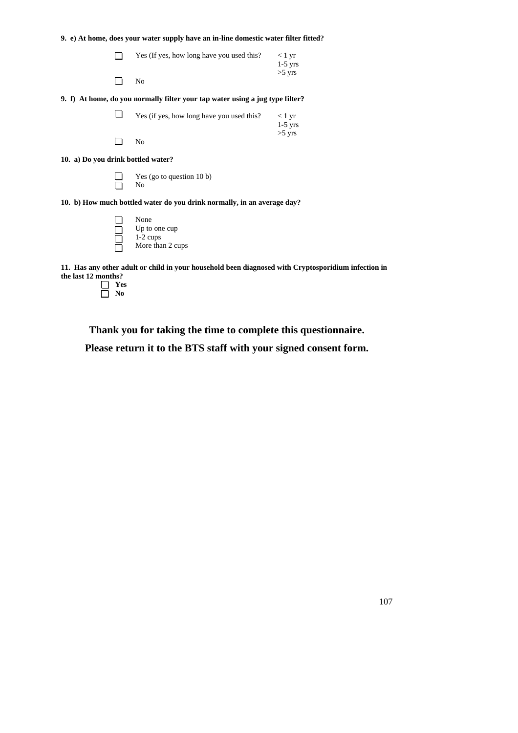**9. e) At home, does your water supply have an in-line domestic water filter fitted?**

- ☐ Yes (If yes, how long have you used this? < 1 yr / 1-5 yrs / >5 yrs
- ☐ No

**9. f) At home, do you normally filter your tap water using a jug type filter?**

- ☐ Yes (if yes, how long have you used this? < 1 yr / 1-5 yrs / >5 yrs
- ☐ No

**10. a) Do you drink bottled water?**

- ☐ Yes (go to question 10 b)
- ☐ No

**10. b) How much bottled water do you drink normally, in an average day?**

- ☐ None
- ☐ Up to one cup
- ☐ 1-2 cups
- ☐ More than 2 cups

**11. Has any other adult or child in your household been diagnosed with Cryptosporidium infection in the last 12 months?**

- ☐ **Yes**
- ☐ **No**

**Thank you for taking the time to complete this questionnaire.**

**Please return it to the BTS staff with your signed consent form.**